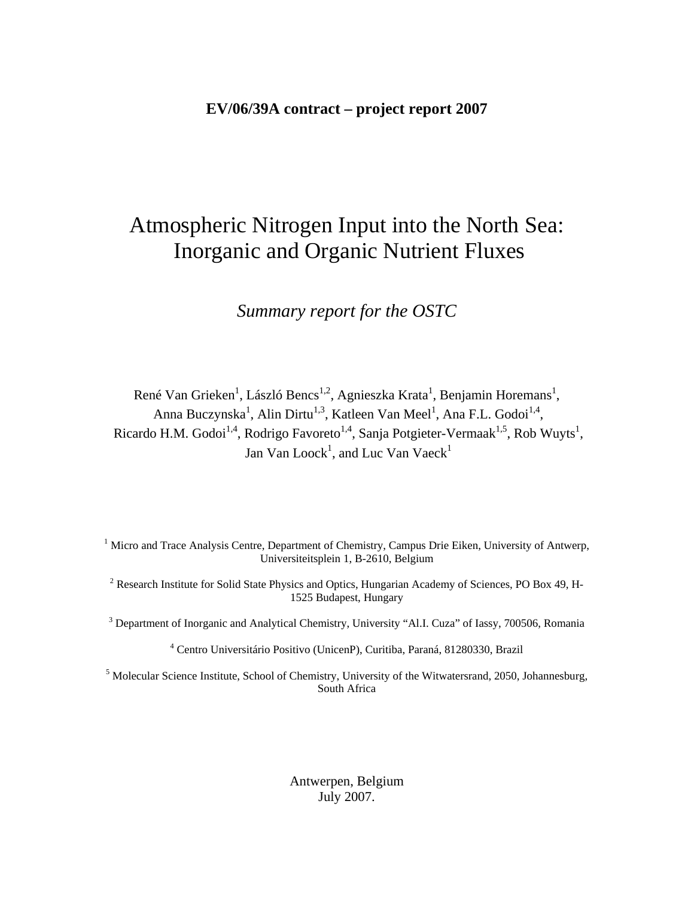**EV/06/39A contract – project report 2007**

# Atmospheric Nitrogen Input into the North Sea: Inorganic and Organic Nutrient Fluxes

*Summary report for the OSTC*

René Van Grieken[1], László Bencs[1,2], Agnieszka Krata[1], Benjamin Horemans[1], Anna Buczynska[1], Alin Dirtu[1,3], Katleen Van Meel[1], Ana F.L. Godoi[1,4], Ricardo H.M. Godoi[1,4], Rodrigo Favoreto[1,4], Sanja Potgieter-Vermaak[1,5], Rob Wuyts[1], Jan Van Loock[1], and Luc Van Vaeck[1]

[1] Micro and Trace Analysis Centre, Department of Chemistry, Campus Drie Eiken, University of Antwerp, Universiteitsplein 1, B-2610, Belgium

[2] Research Institute for Solid State Physics and Optics, Hungarian Academy of Sciences, PO Box 49, H-1525 Budapest, Hungary

[3] Department of Inorganic and Analytical Chemistry, University "Al.I. Cuza" of Iassy, 700506, Romania

[4] Centro Universitário Positivo (UnicenP), Curitiba, Paraná, 81280330, Brazil

[5] Molecular Science Institute, School of Chemistry, University of the Witwatersrand, 2050, Johannesburg, South Africa

Antwerpen, Belgium
July 2007.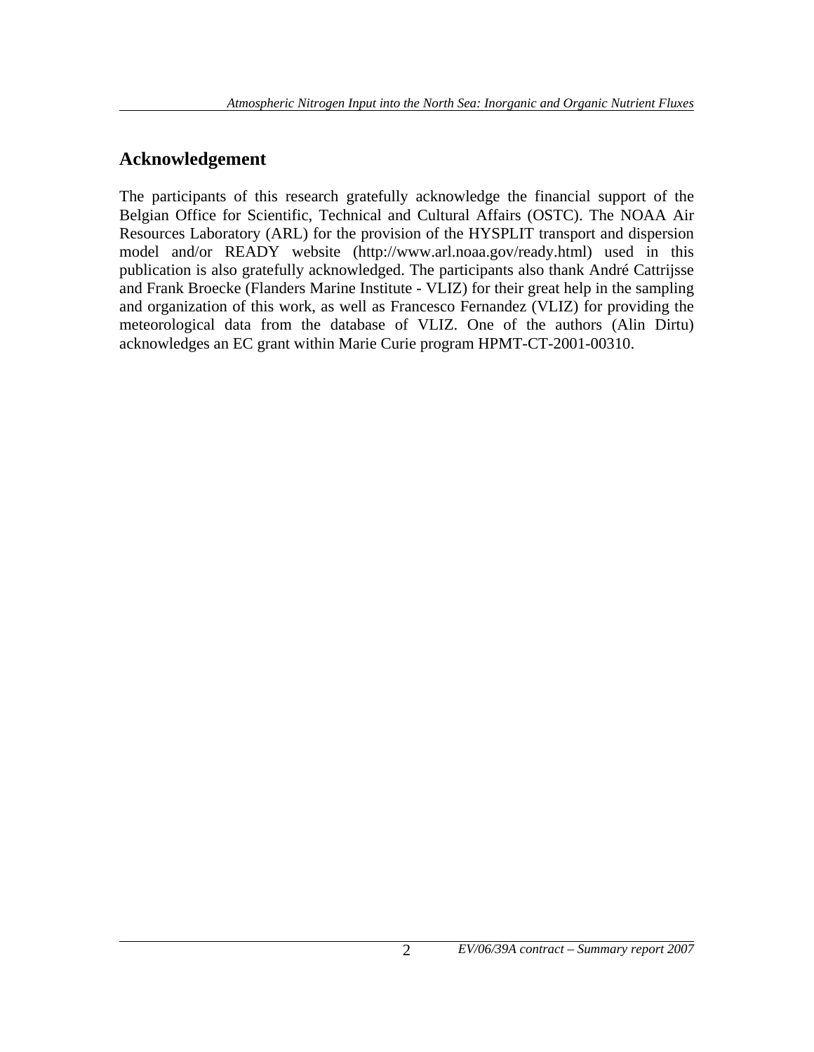## Acknowledgement

The participants of this research gratefully acknowledge the financial support of the Belgian Office for Scientific, Technical and Cultural Affairs (OSTC). The NOAA Air Resources Laboratory (ARL) for the provision of the HYSPLIT transport and dispersion model and/or READY website (http://www.arl.noaa.gov/ready.html) used in this publication is also gratefully acknowledged. The participants also thank André Cattrijsse and Frank Broecke (Flanders Marine Institute - VLIZ) for their great help in the sampling and organization of this work, as well as Francesco Fernandez (VLIZ) for providing the meteorological data from the database of VLIZ. One of the authors (Alin Dirtu) acknowledges an EC grant within Marie Curie program HPMT-CT-2001-00310.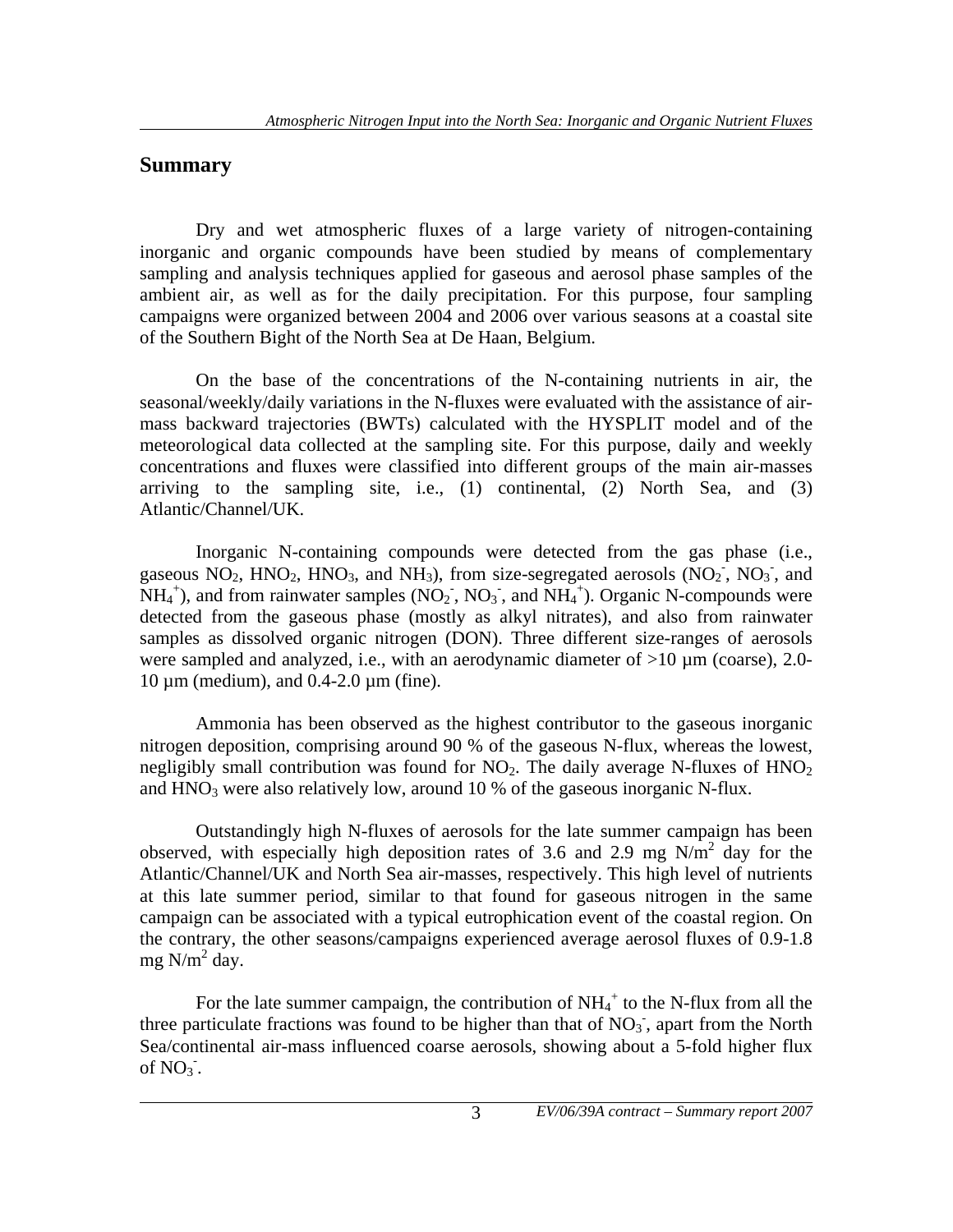## Summary

Dry and wet atmospheric fluxes of a large variety of nitrogen-containing inorganic and organic compounds have been studied by means of complementary sampling and analysis techniques applied for gaseous and aerosol phase samples of the ambient air, as well as for the daily precipitation. For this purpose, four sampling campaigns were organized between 2004 and 2006 over various seasons at a coastal site of the Southern Bight of the North Sea at De Haan, Belgium.

On the base of the concentrations of the N-containing nutrients in air, the seasonal/weekly/daily variations in the N-fluxes were evaluated with the assistance of air-mass backward trajectories (BWTs) calculated with the HYSPLIT model and of the meteorological data collected at the sampling site. For this purpose, daily and weekly concentrations and fluxes were classified into different groups of the main air-masses arriving to the sampling site, i.e., (1) continental, (2) North Sea, and (3) Atlantic/Channel/UK.

Inorganic N-containing compounds were detected from the gas phase (i.e., gaseous $NO_2$, $HNO_2$, $HNO_3$, and $NH_3$), from size-segregated aerosols ($NO_2^-$, $NO_3^-$, and $NH_4^+$), and from rainwater samples ($NO_2^-$, $NO_3^-$, and $NH_4^+$). Organic N-compounds were detected from the gaseous phase (mostly as alkyl nitrates), and also from rainwater samples as dissolved organic nitrogen (DON). Three different size-ranges of aerosols were sampled and analyzed, i.e., with an aerodynamic diameter of >10 µm (coarse), 2.0-10 µm (medium), and 0.4-2.0 µm (fine).

Ammonia has been observed as the highest contributor to the gaseous inorganic nitrogen deposition, comprising around 90 % of the gaseous N-flux, whereas the lowest, negligibly small contribution was found for $NO_2$. The daily average N-fluxes of $HNO_2$ and $HNO_3$ were also relatively low, around 10 % of the gaseous inorganic N-flux.

Outstandingly high N-fluxes of aerosols for the late summer campaign has been observed, with especially high deposition rates of 3.6 and 2.9 mg N/m$^2$ day for the Atlantic/Channel/UK and North Sea air-masses, respectively. This high level of nutrients at this late summer period, similar to that found for gaseous nitrogen in the same campaign can be associated with a typical eutrophication event of the coastal region. On the contrary, the other seasons/campaigns experienced average aerosol fluxes of 0.9-1.8 mg N/m$^2$ day.

For the late summer campaign, the contribution of $NH_4^+$ to the N-flux from all the three particulate fractions was found to be higher than that of $NO_3^-$, apart from the North Sea/continental air-mass influenced coarse aerosols, showing about a 5-fold higher flux of $NO_3^-$.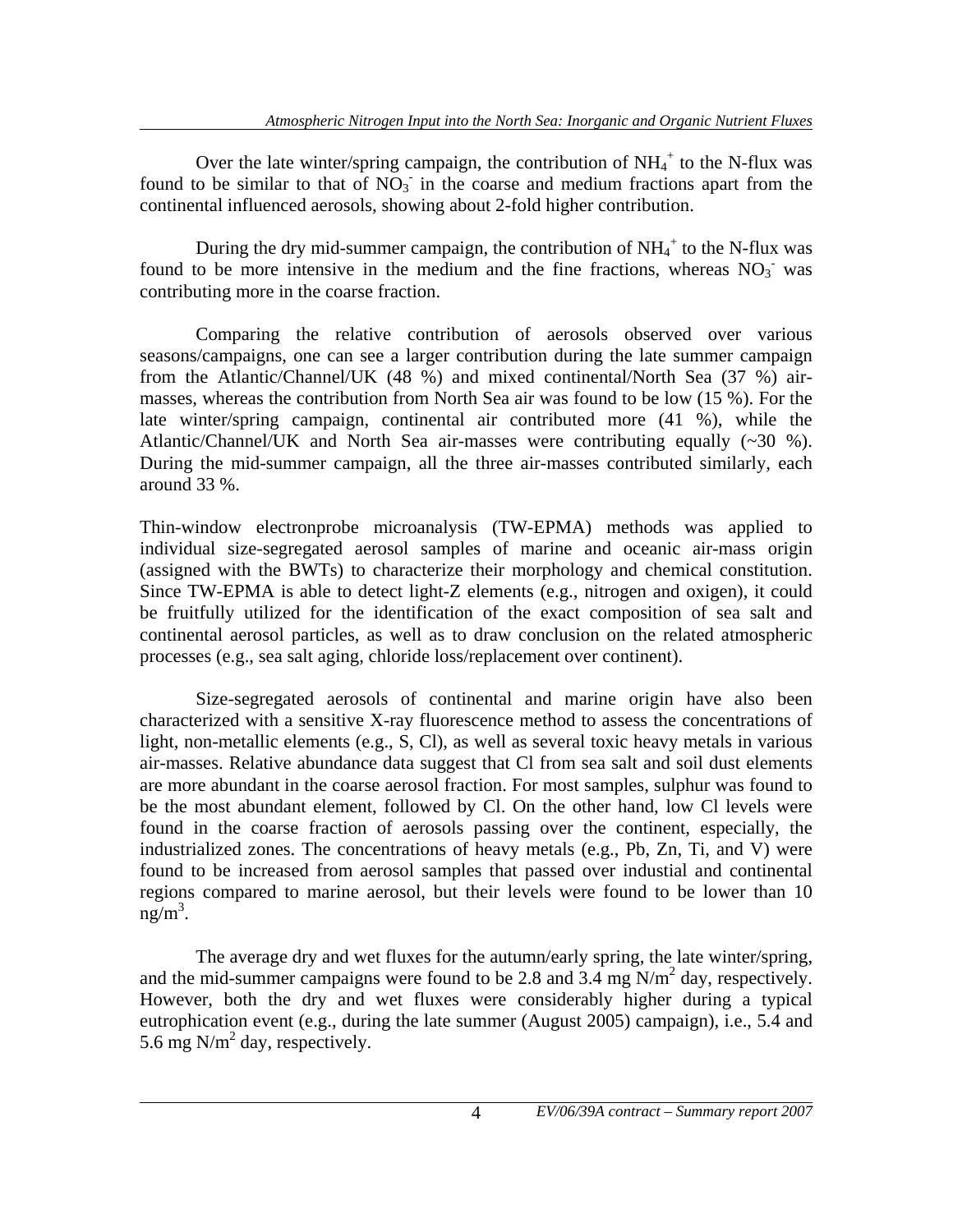Over the late winter/spring campaign, the contribution of $NH_4^+$ to the N-flux was found to be similar to that of $NO_3^-$ in the coarse and medium fractions apart from the continental influenced aerosols, showing about 2-fold higher contribution.

During the dry mid-summer campaign, the contribution of $NH_4^+$ to the N-flux was found to be more intensive in the medium and the fine fractions, whereas $NO_3^-$ was contributing more in the coarse fraction.

Comparing the relative contribution of aerosols observed over various seasons/campaigns, one can see a larger contribution during the late summer campaign from the Atlantic/Channel/UK (48 %) and mixed continental/North Sea (37 %) air-masses, whereas the contribution from North Sea air was found to be low (15 %). For the late winter/spring campaign, continental air contributed more (41 %), while the Atlantic/Channel/UK and North Sea air-masses were contributing equally (~30 %). During the mid-summer campaign, all the three air-masses contributed similarly, each around 33 %.

Thin-window electronprobe microanalysis (TW-EPMA) methods was applied to individual size-segregated aerosol samples of marine and oceanic air-mass origin (assigned with the BWTs) to characterize their morphology and chemical constitution. Since TW-EPMA is able to detect light-Z elements (e.g., nitrogen and oxigen), it could be fruitfully utilized for the identification of the exact composition of sea salt and continental aerosol particles, as well as to draw conclusion on the related atmospheric processes (e.g., sea salt aging, chloride loss/replacement over continent).

Size-segregated aerosols of continental and marine origin have also been characterized with a sensitive X-ray fluorescence method to assess the concentrations of light, non-metallic elements (e.g., S, Cl), as well as several toxic heavy metals in various air-masses. Relative abundance data suggest that Cl from sea salt and soil dust elements are more abundant in the coarse aerosol fraction. For most samples, sulphur was found to be the most abundant element, followed by Cl. On the other hand, low Cl levels were found in the coarse fraction of aerosols passing over the continent, especially, the industrialized zones. The concentrations of heavy metals (e.g., Pb, Zn, Ti, and V) were found to be increased from aerosol samples that passed over industial and continental regions compared to marine aerosol, but their levels were found to be lower than 10 $ng/m^3$.

The average dry and wet fluxes for the autumn/early spring, the late winter/spring, and the mid-summer campaigns were found to be 2.8 and 3.4 mg $N/m^2$ day, respectively. However, both the dry and wet fluxes were considerably higher during a typical eutrophication event (e.g., during the late summer (August 2005) campaign), i.e., 5.4 and 5.6 mg $N/m^2$ day, respectively.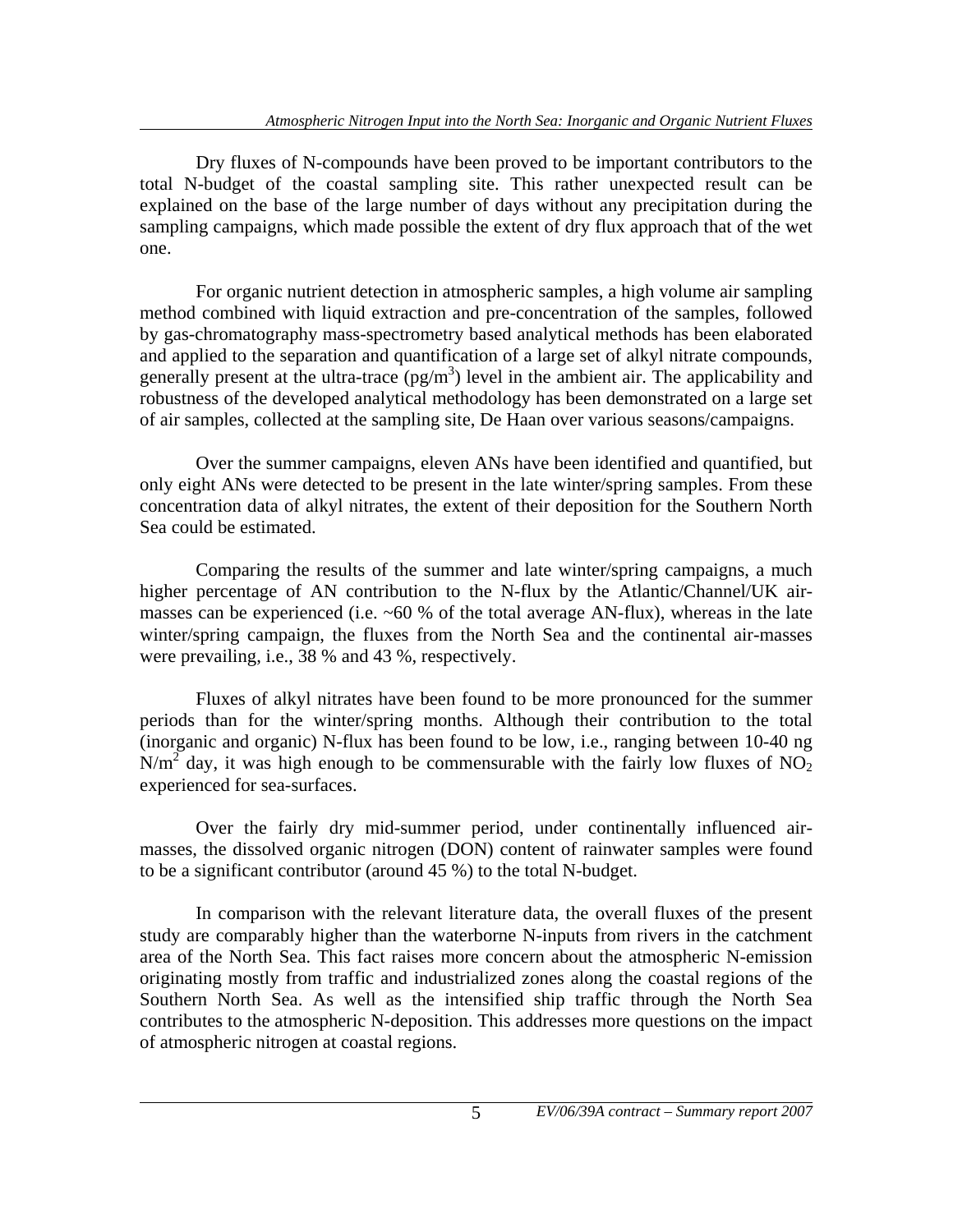Dry fluxes of N-compounds have been proved to be important contributors to the total N-budget of the coastal sampling site. This rather unexpected result can be explained on the base of the large number of days without any precipitation during the sampling campaigns, which made possible the extent of dry flux approach that of the wet one.

For organic nutrient detection in atmospheric samples, a high volume air sampling method combined with liquid extraction and pre-concentration of the samples, followed by gas-chromatography mass-spectrometry based analytical methods has been elaborated and applied to the separation and quantification of a large set of alkyl nitrate compounds, generally present at the ultra-trace ($pg/m^3$) level in the ambient air. The applicability and robustness of the developed analytical methodology has been demonstrated on a large set of air samples, collected at the sampling site, De Haan over various seasons/campaigns.

Over the summer campaigns, eleven ANs have been identified and quantified, but only eight ANs were detected to be present in the late winter/spring samples. From these concentration data of alkyl nitrates, the extent of their deposition for the Southern North Sea could be estimated.

Comparing the results of the summer and late winter/spring campaigns, a much higher percentage of AN contribution to the N-flux by the Atlantic/Channel/UK air-masses can be experienced (i.e. ~60 % of the total average AN-flux), whereas in the late winter/spring campaign, the fluxes from the North Sea and the continental air-masses were prevailing, i.e., 38 % and 43 %, respectively.

Fluxes of alkyl nitrates have been found to be more pronounced for the summer periods than for the winter/spring months. Although their contribution to the total (inorganic and organic) N-flux has been found to be low, i.e., ranging between 10-40 ng $N/m^2$ day, it was high enough to be commensurable with the fairly low fluxes of $NO_2$ experienced for sea-surfaces.

Over the fairly dry mid-summer period, under continentally influenced air-masses, the dissolved organic nitrogen (DON) content of rainwater samples were found to be a significant contributor (around 45 %) to the total N-budget.

In comparison with the relevant literature data, the overall fluxes of the present study are comparably higher than the waterborne N-inputs from rivers in the catchment area of the North Sea. This fact raises more concern about the atmospheric N-emission originating mostly from traffic and industrialized zones along the coastal regions of the Southern North Sea. As well as the intensified ship traffic through the North Sea contributes to the atmospheric N-deposition. This addresses more questions on the impact of atmospheric nitrogen at coastal regions.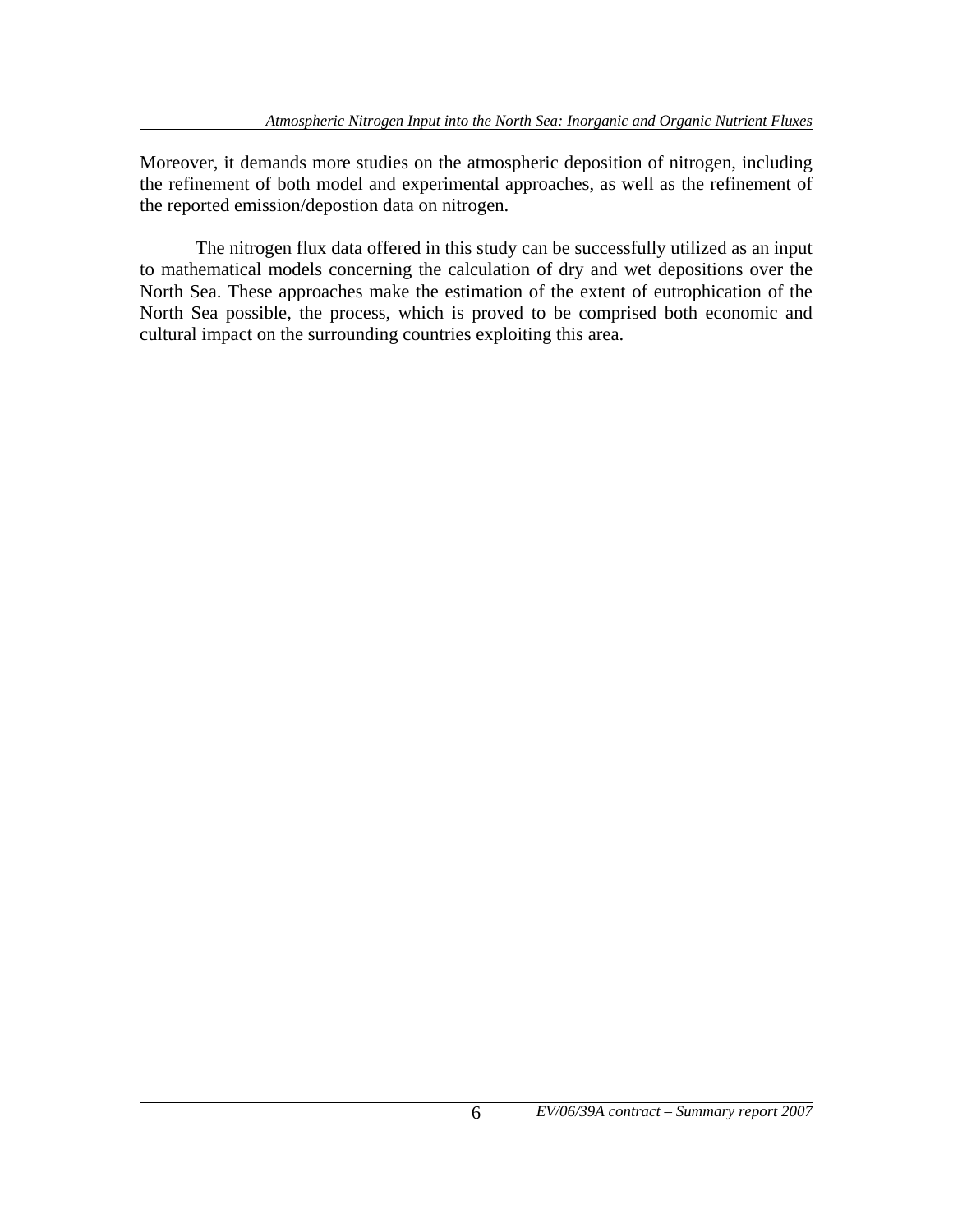Moreover, it demands more studies on the atmospheric deposition of nitrogen, including the refinement of both model and experimental approaches, as well as the refinement of the reported emission/depostion data on nitrogen.

The nitrogen flux data offered in this study can be successfully utilized as an input to mathematical models concerning the calculation of dry and wet depositions over the North Sea. These approaches make the estimation of the extent of eutrophication of the North Sea possible, the process, which is proved to be comprised both economic and cultural impact on the surrounding countries exploiting this area.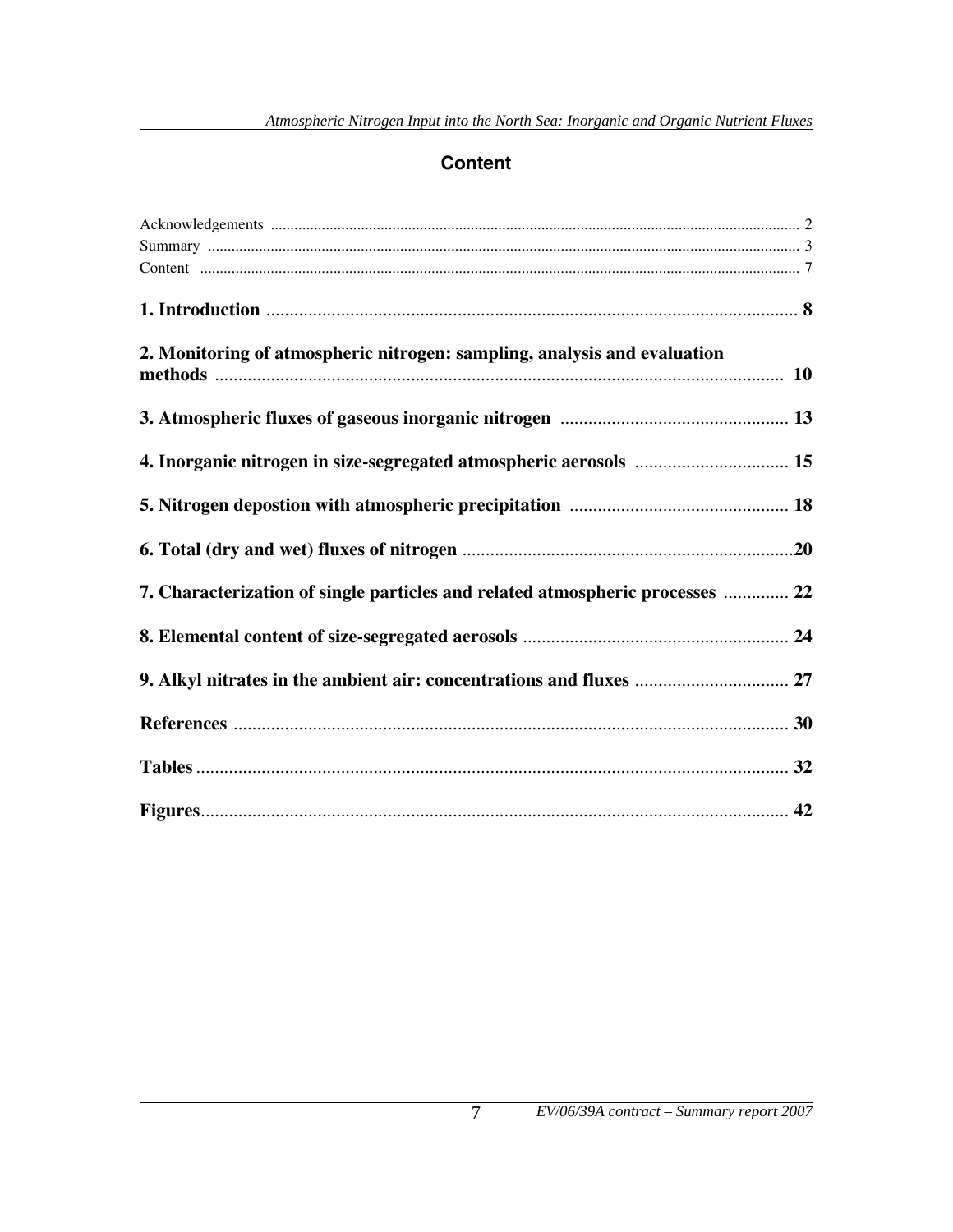# Content

Acknowledgements ........................................................................................................................................ 2
Summary ......................................................................................................................................................... 3
Content .......................................................................................................................................................... 7

**1. Introduction** .................................................................................................................. **8**

**2. Monitoring of atmospheric nitrogen: sampling, analysis and evaluation methods** ............................................................................................................................ **10**

**3. Atmospheric fluxes of gaseous inorganic nitrogen** ................................................. **13**

**4. Inorganic nitrogen in size-segregated atmospheric aerosols** ................................. **15**

**5. Nitrogen depostion with atmospheric precipitation** ............................................... **18**

**6. Total (dry and wet) fluxes of nitrogen** .......................................................................**20**

**7. Characterization of single particles and related atmospheric processes** ............. **22**

**8. Elemental content of size-segregated aerosols** ......................................................... **24**

**9. Alkyl nitrates in the ambient air: concentrations and fluxes** ................................. **27**

**References** ....................................................................................................................... **30**

**Tables** ................................................................................................................................ **32**

**Figures**............................................................................................................................... **42**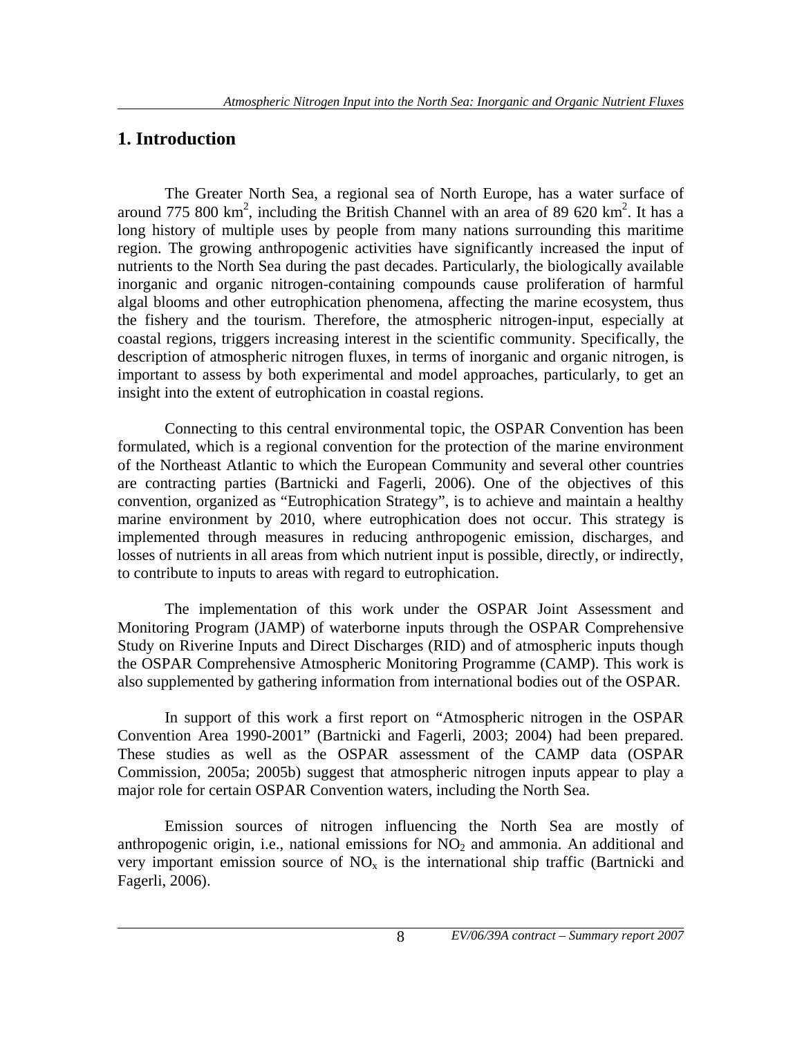# 1. Introduction

The Greater North Sea, a regional sea of North Europe, has a water surface of around 775 800 $km^2$, including the British Channel with an area of 89 620 $km^2$. It has a long history of multiple uses by people from many nations surrounding this maritime region. The growing anthropogenic activities have significantly increased the input of nutrients to the North Sea during the past decades. Particularly, the biologically available inorganic and organic nitrogen-containing compounds cause proliferation of harmful algal blooms and other eutrophication phenomena, affecting the marine ecosystem, thus the fishery and the tourism. Therefore, the atmospheric nitrogen-input, especially at coastal regions, triggers increasing interest in the scientific community. Specifically, the description of atmospheric nitrogen fluxes, in terms of inorganic and organic nitrogen, is important to assess by both experimental and model approaches, particularly, to get an insight into the extent of eutrophication in coastal regions.

Connecting to this central environmental topic, the OSPAR Convention has been formulated, which is a regional convention for the protection of the marine environment of the Northeast Atlantic to which the European Community and several other countries are contracting parties (Bartnicki and Fagerli, 2006). One of the objectives of this convention, organized as "Eutrophication Strategy", is to achieve and maintain a healthy marine environment by 2010, where eutrophication does not occur. This strategy is implemented through measures in reducing anthropogenic emission, discharges, and losses of nutrients in all areas from which nutrient input is possible, directly, or indirectly, to contribute to inputs to areas with regard to eutrophication.

The implementation of this work under the OSPAR Joint Assessment and Monitoring Program (JAMP) of waterborne inputs through the OSPAR Comprehensive Study on Riverine Inputs and Direct Discharges (RID) and of atmospheric inputs though the OSPAR Comprehensive Atmospheric Monitoring Programme (CAMP). This work is also supplemented by gathering information from international bodies out of the OSPAR.

In support of this work a first report on "Atmospheric nitrogen in the OSPAR Convention Area 1990-2001" (Bartnicki and Fagerli, 2003; 2004) had been prepared. These studies as well as the OSPAR assessment of the CAMP data (OSPAR Commission, 2005a; 2005b) suggest that atmospheric nitrogen inputs appear to play a major role for certain OSPAR Convention waters, including the North Sea.

Emission sources of nitrogen influencing the North Sea are mostly of anthropogenic origin, i.e., national emissions for $NO_2$ and ammonia. An additional and very important emission source of $NO_x$ is the international ship traffic (Bartnicki and Fagerli, 2006).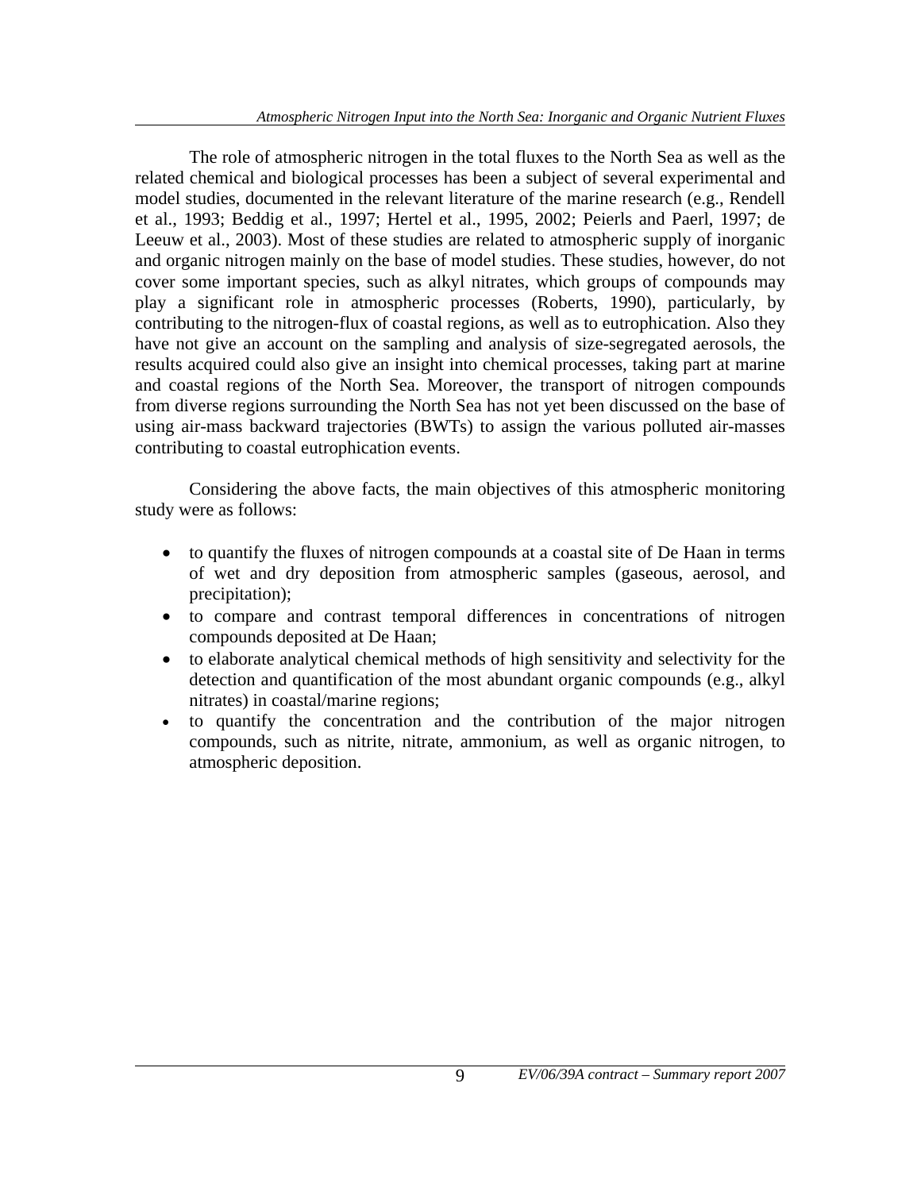The role of atmospheric nitrogen in the total fluxes to the North Sea as well as the related chemical and biological processes has been a subject of several experimental and model studies, documented in the relevant literature of the marine research (e.g., Rendell et al., 1993; Beddig et al., 1997; Hertel et al., 1995, 2002; Peierls and Paerl, 1997; de Leeuw et al., 2003). Most of these studies are related to atmospheric supply of inorganic and organic nitrogen mainly on the base of model studies. These studies, however, do not cover some important species, such as alkyl nitrates, which groups of compounds may play a significant role in atmospheric processes (Roberts, 1990), particularly, by contributing to the nitrogen-flux of coastal regions, as well as to eutrophication. Also they have not give an account on the sampling and analysis of size-segregated aerosols, the results acquired could also give an insight into chemical processes, taking part at marine and coastal regions of the North Sea. Moreover, the transport of nitrogen compounds from diverse regions surrounding the North Sea has not yet been discussed on the base of using air-mass backward trajectories (BWTs) to assign the various polluted air-masses contributing to coastal eutrophication events.

Considering the above facts, the main objectives of this atmospheric monitoring study were as follows:

- to quantify the fluxes of nitrogen compounds at a coastal site of De Haan in terms of wet and dry deposition from atmospheric samples (gaseous, aerosol, and precipitation);
- to compare and contrast temporal differences in concentrations of nitrogen compounds deposited at De Haan;
- to elaborate analytical chemical methods of high sensitivity and selectivity for the detection and quantification of the most abundant organic compounds (e.g., alkyl nitrates) in coastal/marine regions;
- to quantify the concentration and the contribution of the major nitrogen compounds, such as nitrite, nitrate, ammonium, as well as organic nitrogen, to atmospheric deposition.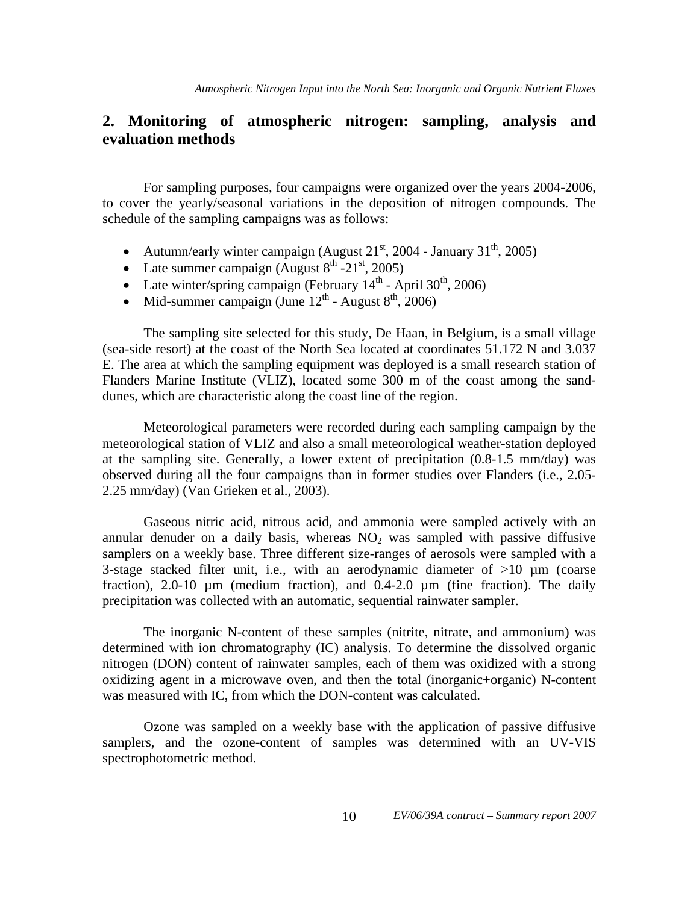## 2. Monitoring of atmospheric nitrogen: sampling, analysis and evaluation methods

For sampling purposes, four campaigns were organized over the years 2004-2006, to cover the yearly/seasonal variations in the deposition of nitrogen compounds. The schedule of the sampling campaigns was as follows:

- Autumn/early winter campaign (August 21st, 2004 - January 31th, 2005)
- Late summer campaign (August 8th -21st, 2005)
- Late winter/spring campaign (February 14th - April 30th, 2006)
- Mid-summer campaign (June 12th - August 8th, 2006)

The sampling site selected for this study, De Haan, in Belgium, is a small village (sea-side resort) at the coast of the North Sea located at coordinates 51.172 N and 3.037 E. The area at which the sampling equipment was deployed is a small research station of Flanders Marine Institute (VLIZ), located some 300 m of the coast among the sand-dunes, which are characteristic along the coast line of the region.

Meteorological parameters were recorded during each sampling campaign by the meteorological station of VLIZ and also a small meteorological weather-station deployed at the sampling site. Generally, a lower extent of precipitation (0.8-1.5 mm/day) was observed during all the four campaigns than in former studies over Flanders (i.e., 2.05-2.25 mm/day) (Van Grieken et al., 2003).

Gaseous nitric acid, nitrous acid, and ammonia were sampled actively with an annular denuder on a daily basis, whereas $NO_2$ was sampled with passive diffusive samplers on a weekly base. Three different size-ranges of aerosols were sampled with a 3-stage stacked filter unit, i.e., with an aerodynamic diameter of >10 µm (coarse fraction), 2.0-10 µm (medium fraction), and 0.4-2.0 µm (fine fraction). The daily precipitation was collected with an automatic, sequential rainwater sampler.

The inorganic N-content of these samples (nitrite, nitrate, and ammonium) was determined with ion chromatography (IC) analysis. To determine the dissolved organic nitrogen (DON) content of rainwater samples, each of them was oxidized with a strong oxidizing agent in a microwave oven, and then the total (inorganic+organic) N-content was measured with IC, from which the DON-content was calculated.

Ozone was sampled on a weekly base with the application of passive diffusive samplers, and the ozone-content of samples was determined with an UV-VIS spectrophotometric method.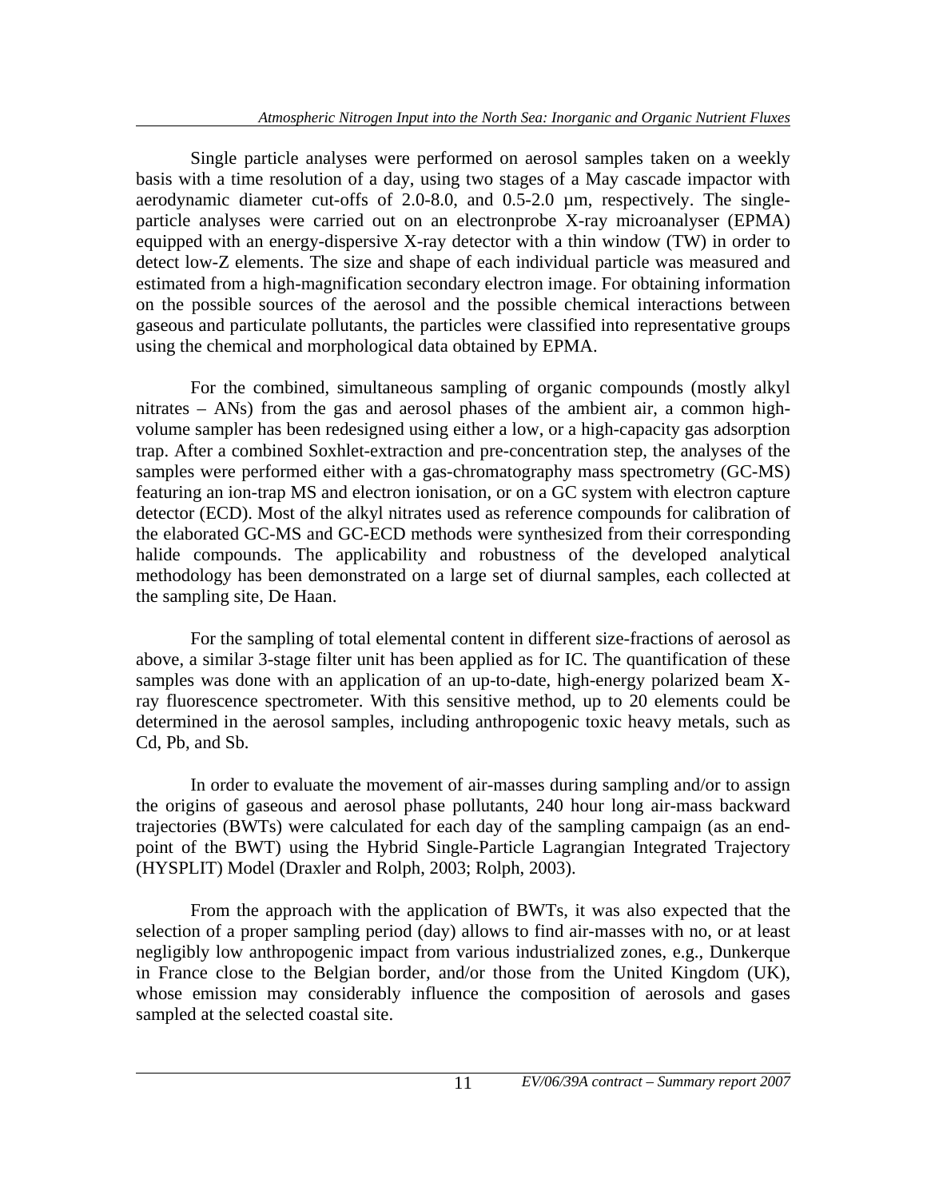Single particle analyses were performed on aerosol samples taken on a weekly basis with a time resolution of a day, using two stages of a May cascade impactor with aerodynamic diameter cut-offs of 2.0-8.0, and 0.5-2.0 µm, respectively. The single-particle analyses were carried out on an electronprobe X-ray microanalyser (EPMA) equipped with an energy-dispersive X-ray detector with a thin window (TW) in order to detect low-Z elements. The size and shape of each individual particle was measured and estimated from a high-magnification secondary electron image. For obtaining information on the possible sources of the aerosol and the possible chemical interactions between gaseous and particulate pollutants, the particles were classified into representative groups using the chemical and morphological data obtained by EPMA.

For the combined, simultaneous sampling of organic compounds (mostly alkyl nitrates – ANs) from the gas and aerosol phases of the ambient air, a common high-volume sampler has been redesigned using either a low, or a high-capacity gas adsorption trap. After a combined Soxhlet-extraction and pre-concentration step, the analyses of the samples were performed either with a gas-chromatography mass spectrometry (GC-MS) featuring an ion-trap MS and electron ionisation, or on a GC system with electron capture detector (ECD). Most of the alkyl nitrates used as reference compounds for calibration of the elaborated GC-MS and GC-ECD methods were synthesized from their corresponding halide compounds. The applicability and robustness of the developed analytical methodology has been demonstrated on a large set of diurnal samples, each collected at the sampling site, De Haan.

For the sampling of total elemental content in different size-fractions of aerosol as above, a similar 3-stage filter unit has been applied as for IC. The quantification of these samples was done with an application of an up-to-date, high-energy polarized beam X-ray fluorescence spectrometer. With this sensitive method, up to 20 elements could be determined in the aerosol samples, including anthropogenic toxic heavy metals, such as Cd, Pb, and Sb.

In order to evaluate the movement of air-masses during sampling and/or to assign the origins of gaseous and aerosol phase pollutants, 240 hour long air-mass backward trajectories (BWTs) were calculated for each day of the sampling campaign (as an end-point of the BWT) using the Hybrid Single-Particle Lagrangian Integrated Trajectory (HYSPLIT) Model (Draxler and Rolph, 2003; Rolph, 2003).

From the approach with the application of BWTs, it was also expected that the selection of a proper sampling period (day) allows to find air-masses with no, or at least negligibly low anthropogenic impact from various industrialized zones, e.g., Dunkerque in France close to the Belgian border, and/or those from the United Kingdom (UK), whose emission may considerably influence the composition of aerosols and gases sampled at the selected coastal site.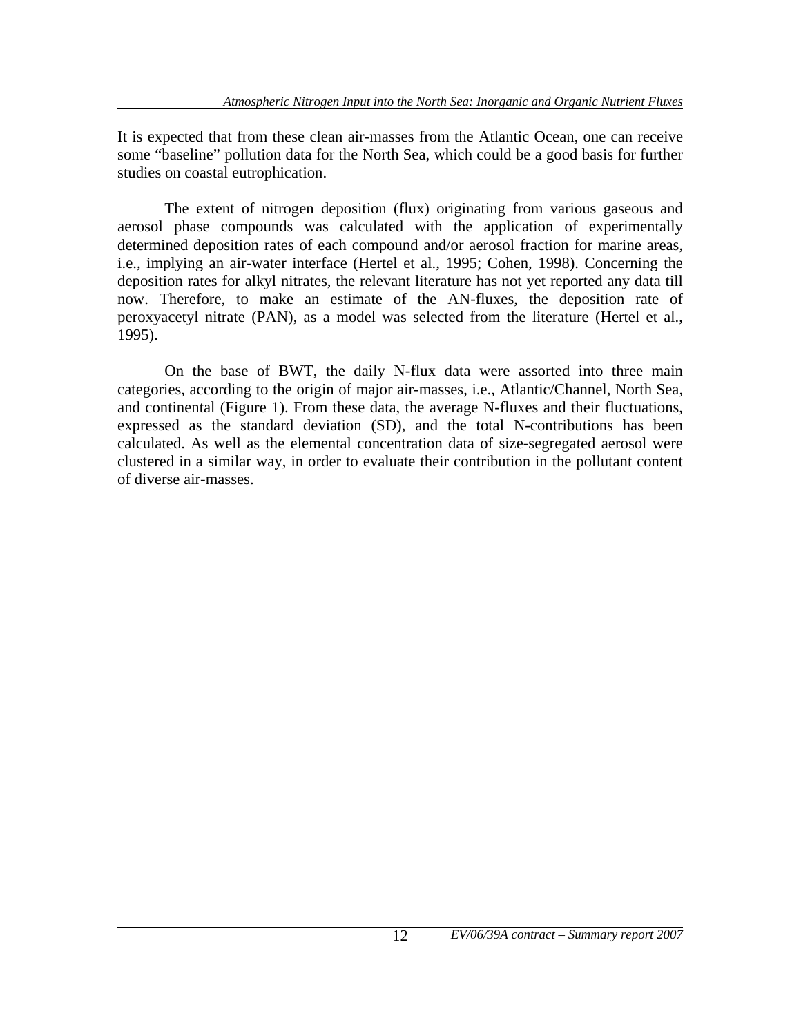It is expected that from these clean air-masses from the Atlantic Ocean, one can receive some “baseline” pollution data for the North Sea, which could be a good basis for further studies on coastal eutrophication.

The extent of nitrogen deposition (flux) originating from various gaseous and aerosol phase compounds was calculated with the application of experimentally determined deposition rates of each compound and/or aerosol fraction for marine areas, i.e., implying an air-water interface (Hertel et al., 1995; Cohen, 1998). Concerning the deposition rates for alkyl nitrates, the relevant literature has not yet reported any data till now. Therefore, to make an estimate of the AN-fluxes, the deposition rate of peroxyacetyl nitrate (PAN), as a model was selected from the literature (Hertel et al., 1995).

On the base of BWT, the daily N-flux data were assorted into three main categories, according to the origin of major air-masses, i.e., Atlantic/Channel, North Sea, and continental (Figure 1). From these data, the average N-fluxes and their fluctuations, expressed as the standard deviation (SD), and the total N-contributions has been calculated. As well as the elemental concentration data of size-segregated aerosol were clustered in a similar way, in order to evaluate their contribution in the pollutant content of diverse air-masses.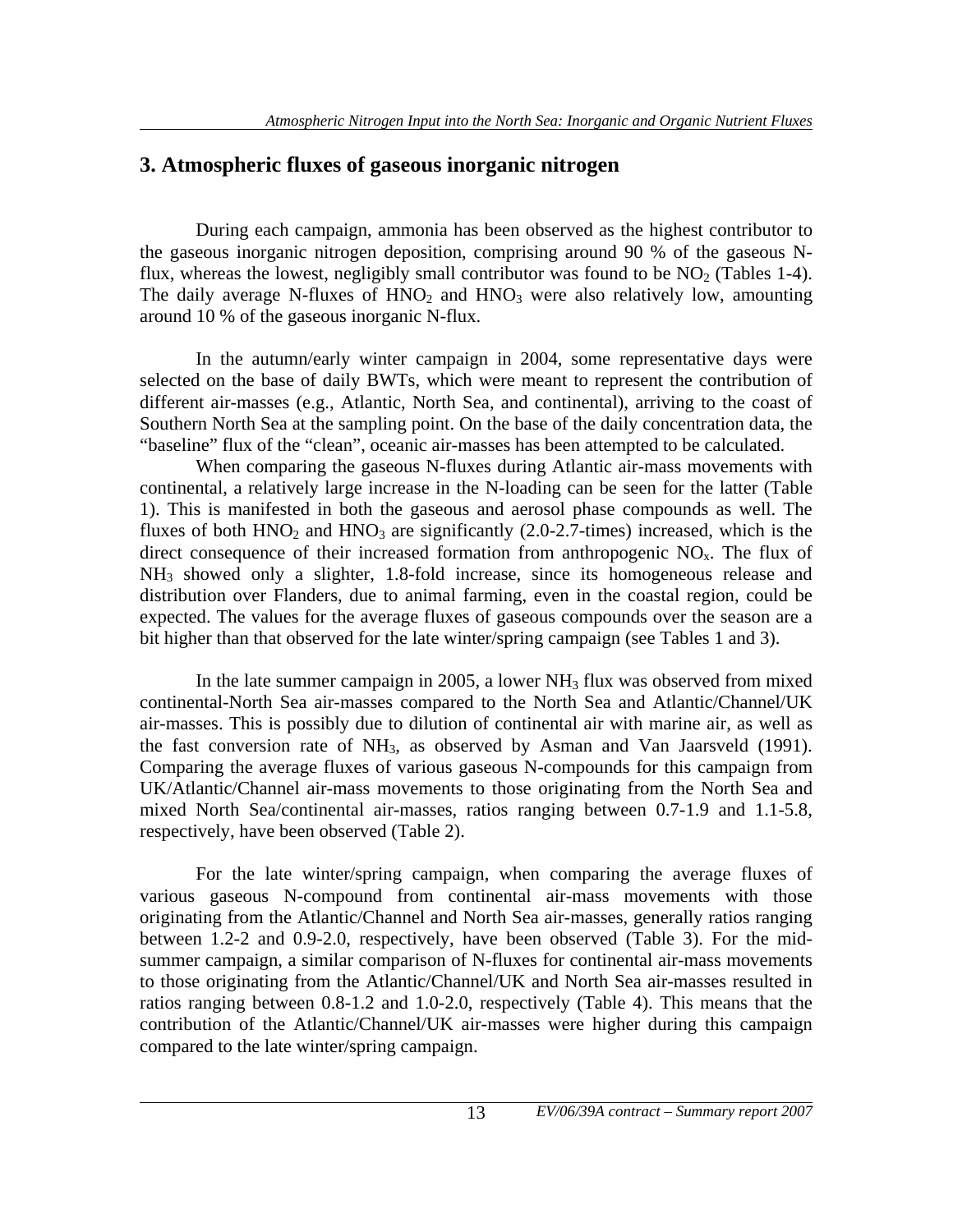## 3. Atmospheric fluxes of gaseous inorganic nitrogen

During each campaign, ammonia has been observed as the highest contributor to the gaseous inorganic nitrogen deposition, comprising around 90 % of the gaseous N-flux, whereas the lowest, negligibly small contributor was found to be $NO_2$ (Tables 1-4). The daily average N-fluxes of $HNO_2$ and $HNO_3$ were also relatively low, amounting around 10 % of the gaseous inorganic N-flux.

In the autumn/early winter campaign in 2004, some representative days were selected on the base of daily BWTs, which were meant to represent the contribution of different air-masses (e.g., Atlantic, North Sea, and continental), arriving to the coast of Southern North Sea at the sampling point. On the base of the daily concentration data, the "baseline" flux of the "clean", oceanic air-masses has been attempted to be calculated.

When comparing the gaseous N-fluxes during Atlantic air-mass movements with continental, a relatively large increase in the N-loading can be seen for the latter (Table 1). This is manifested in both the gaseous and aerosol phase compounds as well. The fluxes of both $HNO_2$ and $HNO_3$ are significantly (2.0-2.7-times) increased, which is the direct consequence of their increased formation from anthropogenic $NO_x$. The flux of $NH_3$ showed only a slighter, 1.8-fold increase, since its homogeneous release and distribution over Flanders, due to animal farming, even in the coastal region, could be expected. The values for the average fluxes of gaseous compounds over the season are a bit higher than that observed for the late winter/spring campaign (see Tables 1 and 3).

In the late summer campaign in 2005, a lower $NH_3$ flux was observed from mixed continental-North Sea air-masses compared to the North Sea and Atlantic/Channel/UK air-masses. This is possibly due to dilution of continental air with marine air, as well as the fast conversion rate of $NH_3$, as observed by Asman and Van Jaarsveld (1991). Comparing the average fluxes of various gaseous N-compounds for this campaign from UK/Atlantic/Channel air-mass movements to those originating from the North Sea and mixed North Sea/continental air-masses, ratios ranging between 0.7-1.9 and 1.1-5.8, respectively, have been observed (Table 2).

For the late winter/spring campaign, when comparing the average fluxes of various gaseous N-compound from continental air-mass movements with those originating from the Atlantic/Channel and North Sea air-masses, generally ratios ranging between 1.2-2 and 0.9-2.0, respectively, have been observed (Table 3). For the mid-summer campaign, a similar comparison of N-fluxes for continental air-mass movements to those originating from the Atlantic/Channel/UK and North Sea air-masses resulted in ratios ranging between 0.8-1.2 and 1.0-2.0, respectively (Table 4). This means that the contribution of the Atlantic/Channel/UK air-masses were higher during this campaign compared to the late winter/spring campaign.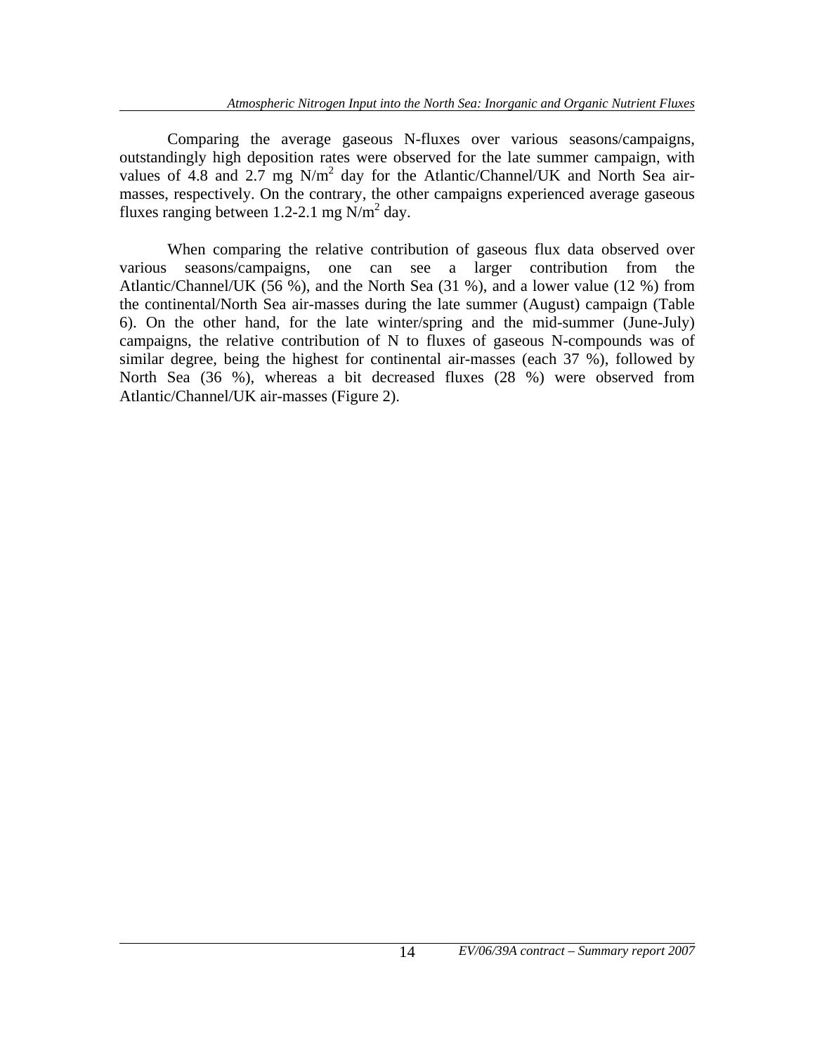Comparing the average gaseous N-fluxes over various seasons/campaigns, outstandingly high deposition rates were observed for the late summer campaign, with values of 4.8 and 2.7 mg N/$m^2$ day for the Atlantic/Channel/UK and North Sea air-masses, respectively. On the contrary, the other campaigns experienced average gaseous fluxes ranging between 1.2-2.1 mg N/$m^2$ day.

When comparing the relative contribution of gaseous flux data observed over various seasons/campaigns, one can see a larger contribution from the Atlantic/Channel/UK (56 %), and the North Sea (31 %), and a lower value (12 %) from the continental/North Sea air-masses during the late summer (August) campaign (Table 6). On the other hand, for the late winter/spring and the mid-summer (June-July) campaigns, the relative contribution of N to fluxes of gaseous N-compounds was of similar degree, being the highest for continental air-masses (each 37 %), followed by North Sea (36 %), whereas a bit decreased fluxes (28 %) were observed from Atlantic/Channel/UK air-masses (Figure 2).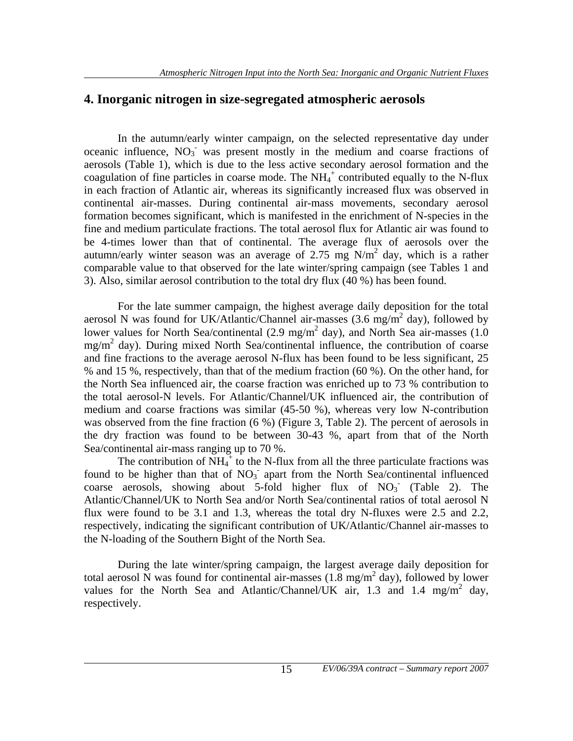# 4. Inorganic nitrogen in size-segregated atmospheric aerosols

In the autumn/early winter campaign, on the selected representative day under oceanic influence, $NO_3^-$ was present mostly in the medium and coarse fractions of aerosols (Table 1), which is due to the less active secondary aerosol formation and the coagulation of fine particles in coarse mode. The $NH_4^+$ contributed equally to the N-flux in each fraction of Atlantic air, whereas its significantly increased flux was observed in continental air-masses. During continental air-mass movements, secondary aerosol formation becomes significant, which is manifested in the enrichment of N-species in the fine and medium particulate fractions. The total aerosol flux for Atlantic air was found to be 4-times lower than that of continental. The average flux of aerosols over the autumn/early winter season was an average of 2.75 mg N/m$^2$ day, which is a rather comparable value to that observed for the late winter/spring campaign (see Tables 1 and 3). Also, similar aerosol contribution to the total dry flux (40 %) has been found.

For the late summer campaign, the highest average daily deposition for the total aerosol N was found for UK/Atlantic/Channel air-masses (3.6 mg/m$^2$ day), followed by lower values for North Sea/continental (2.9 mg/m$^2$ day), and North Sea air-masses (1.0 mg/m$^2$ day). During mixed North Sea/continental influence, the contribution of coarse and fine fractions to the average aerosol N-flux has been found to be less significant, 25 % and 15 %, respectively, than that of the medium fraction (60 %). On the other hand, for the North Sea influenced air, the coarse fraction was enriched up to 73 % contribution to the total aerosol-N levels. For Atlantic/Channel/UK influenced air, the contribution of medium and coarse fractions was similar (45-50 %), whereas very low N-contribution was observed from the fine fraction (6 %) (Figure 3, Table 2). The percent of aerosols in the dry fraction was found to be between 30-43 %, apart from that of the North Sea/continental air-mass ranging up to 70 %.

The contribution of $NH_4^+$ to the N-flux from all the three particulate fractions was found to be higher than that of $NO_3^-$ apart from the North Sea/continental influenced coarse aerosols, showing about 5-fold higher flux of $NO_3^-$ (Table 2). The Atlantic/Channel/UK to North Sea and/or North Sea/continental ratios of total aerosol N flux were found to be 3.1 and 1.3, whereas the total dry N-fluxes were 2.5 and 2.2, respectively, indicating the significant contribution of UK/Atlantic/Channel air-masses to the N-loading of the Southern Bight of the North Sea.

During the late winter/spring campaign, the largest average daily deposition for total aerosol N was found for continental air-masses (1.8 mg/m$^2$ day), followed by lower values for the North Sea and Atlantic/Channel/UK air, 1.3 and 1.4 mg/m$^2$ day, respectively.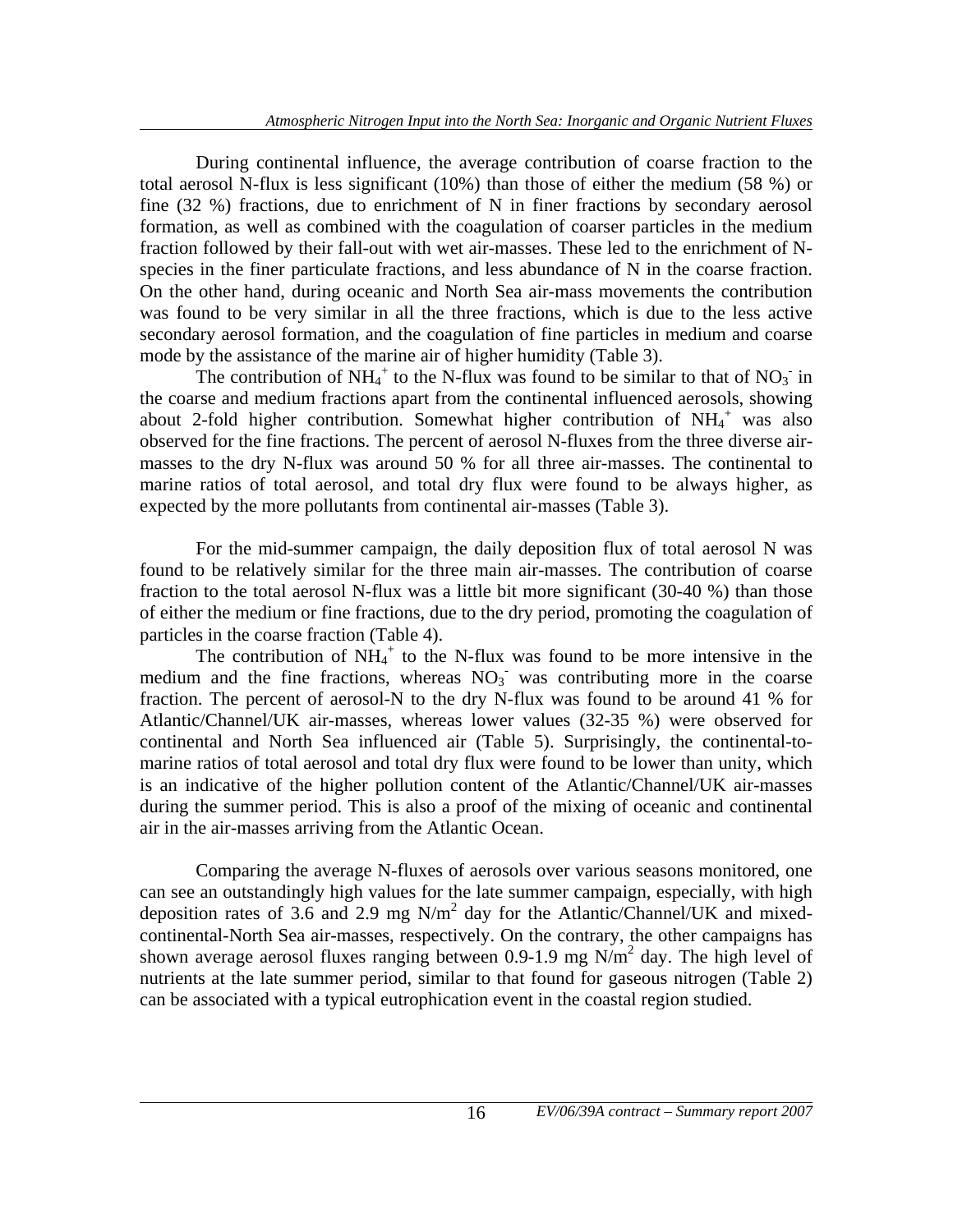During continental influence, the average contribution of coarse fraction to the total aerosol N-flux is less significant (10%) than those of either the medium (58 %) or fine (32 %) fractions, due to enrichment of N in finer fractions by secondary aerosol formation, as well as combined with the coagulation of coarser particles in the medium fraction followed by their fall-out with wet air-masses. These led to the enrichment of N-species in the finer particulate fractions, and less abundance of N in the coarse fraction. On the other hand, during oceanic and North Sea air-mass movements the contribution was found to be very similar in all the three fractions, which is due to the less active secondary aerosol formation, and the coagulation of fine particles in medium and coarse mode by the assistance of the marine air of higher humidity (Table 3).

The contribution of $NH_4^+$ to the N-flux was found to be similar to that of $NO_3^-$ in the coarse and medium fractions apart from the continental influenced aerosols, showing about 2-fold higher contribution. Somewhat higher contribution of $NH_4^+$ was also observed for the fine fractions. The percent of aerosol N-fluxes from the three diverse air-masses to the dry N-flux was around 50 % for all three air-masses. The continental to marine ratios of total aerosol, and total dry flux were found to be always higher, as expected by the more pollutants from continental air-masses (Table 3).

For the mid-summer campaign, the daily deposition flux of total aerosol N was found to be relatively similar for the three main air-masses. The contribution of coarse fraction to the total aerosol N-flux was a little bit more significant (30-40 %) than those of either the medium or fine fractions, due to the dry period, promoting the coagulation of particles in the coarse fraction (Table 4).

The contribution of $NH_4^+$ to the N-flux was found to be more intensive in the medium and the fine fractions, whereas $NO_3^-$ was contributing more in the coarse fraction. The percent of aerosol-N to the dry N-flux was found to be around 41 % for Atlantic/Channel/UK air-masses, whereas lower values (32-35 %) were observed for continental and North Sea influenced air (Table 5). Surprisingly, the continental-to-marine ratios of total aerosol and total dry flux were found to be lower than unity, which is an indicative of the higher pollution content of the Atlantic/Channel/UK air-masses during the summer period. This is also a proof of the mixing of oceanic and continental air in the air-masses arriving from the Atlantic Ocean.

Comparing the average N-fluxes of aerosols over various seasons monitored, one can see an outstandingly high values for the late summer campaign, especially, with high deposition rates of 3.6 and 2.9 mg N/m$^2$ day for the Atlantic/Channel/UK and mixed-continental-North Sea air-masses, respectively. On the contrary, the other campaigns has shown average aerosol fluxes ranging between 0.9-1.9 mg N/m$^2$ day. The high level of nutrients at the late summer period, similar to that found for gaseous nitrogen (Table 2) can be associated with a typical eutrophication event in the coastal region studied.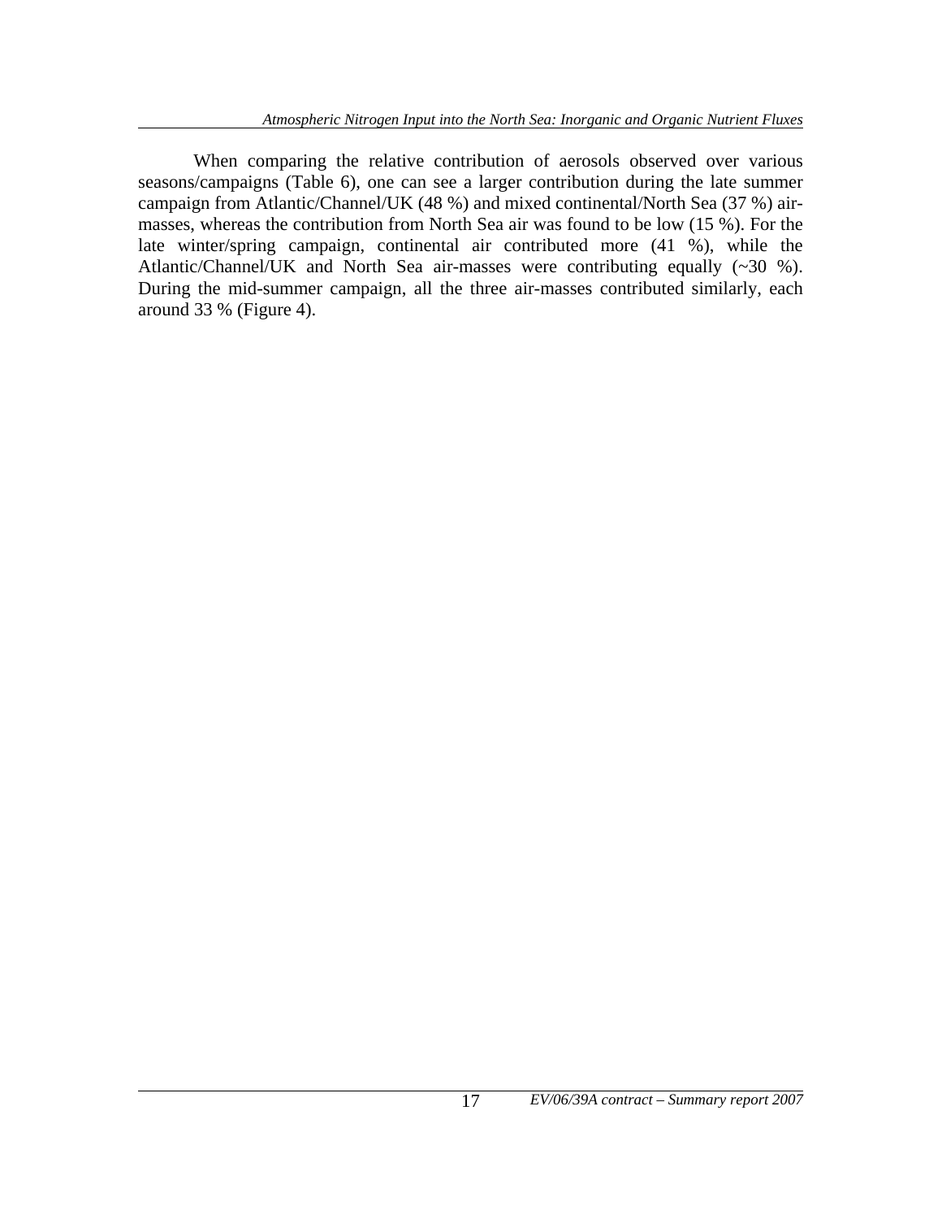When comparing the relative contribution of aerosols observed over various seasons/campaigns (Table 6), one can see a larger contribution during the late summer campaign from Atlantic/Channel/UK (48 %) and mixed continental/North Sea (37 %) air-masses, whereas the contribution from North Sea air was found to be low (15 %). For the late winter/spring campaign, continental air contributed more (41 %), while the Atlantic/Channel/UK and North Sea air-masses were contributing equally (~30 %). During the mid-summer campaign, all the three air-masses contributed similarly, each around 33 % (Figure 4).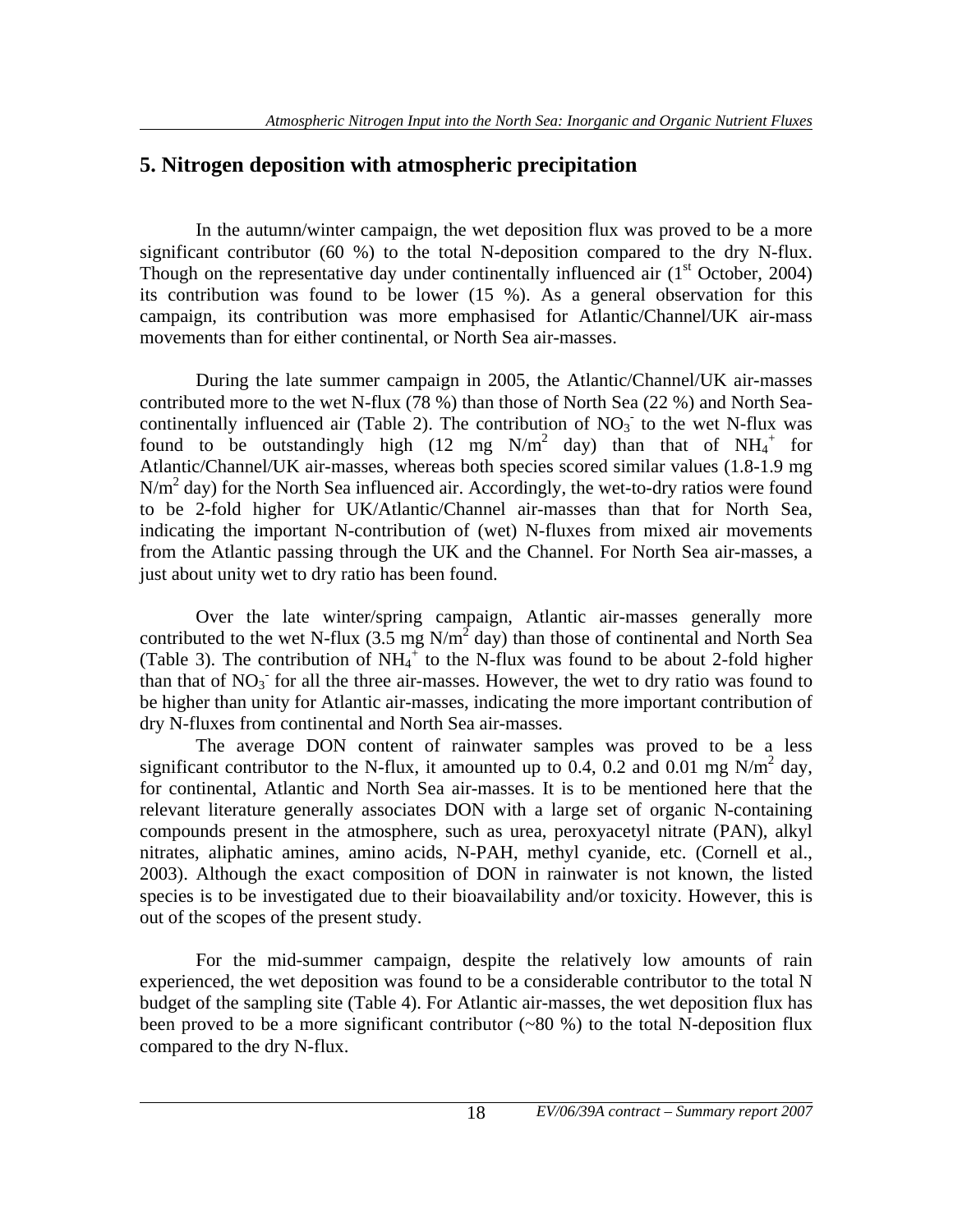## 5. Nitrogen deposition with atmospheric precipitation

In the autumn/winter campaign, the wet deposition flux was proved to be a more significant contributor (60 %) to the total N-deposition compared to the dry N-flux. Though on the representative day under continentally influenced air (1st October, 2004) its contribution was found to be lower (15 %). As a general observation for this campaign, its contribution was more emphasised for Atlantic/Channel/UK air-mass movements than for either continental, or North Sea air-masses.

During the late summer campaign in 2005, the Atlantic/Channel/UK air-masses contributed more to the wet N-flux (78 %) than those of North Sea (22 %) and North Sea-continentally influenced air (Table 2). The contribution of $NO_3^-$ to the wet N-flux was found to be outstandingly high (12 mg $N/m^2$ day) than that of $NH_4^+$ for Atlantic/Channel/UK air-masses, whereas both species scored similar values (1.8-1.9 mg $N/m^2$ day) for the North Sea influenced air. Accordingly, the wet-to-dry ratios were found to be 2-fold higher for UK/Atlantic/Channel air-masses than that for North Sea, indicating the important N-contribution of (wet) N-fluxes from mixed air movements from the Atlantic passing through the UK and the Channel. For North Sea air-masses, a just about unity wet to dry ratio has been found.

Over the late winter/spring campaign, Atlantic air-masses generally more contributed to the wet N-flux (3.5 mg $N/m^2$ day) than those of continental and North Sea (Table 3). The contribution of $NH_4^+$ to the N-flux was found to be about 2-fold higher than that of $NO_3^-$ for all the three air-masses. However, the wet to dry ratio was found to be higher than unity for Atlantic air-masses, indicating the more important contribution of dry N-fluxes from continental and North Sea air-masses.

The average DON content of rainwater samples was proved to be a less significant contributor to the N-flux, it amounted up to 0.4, 0.2 and 0.01 mg $N/m^2$ day, for continental, Atlantic and North Sea air-masses. It is to be mentioned here that the relevant literature generally associates DON with a large set of organic N-containing compounds present in the atmosphere, such as urea, peroxyacetyl nitrate (PAN), alkyl nitrates, aliphatic amines, amino acids, N-PAH, methyl cyanide, etc. (Cornell et al., 2003). Although the exact composition of DON in rainwater is not known, the listed species is to be investigated due to their bioavailability and/or toxicity. However, this is out of the scopes of the present study.

For the mid-summer campaign, despite the relatively low amounts of rain experienced, the wet deposition was found to be a considerable contributor to the total N budget of the sampling site (Table 4). For Atlantic air-masses, the wet deposition flux has been proved to be a more significant contributor (~80 %) to the total N-deposition flux compared to the dry N-flux.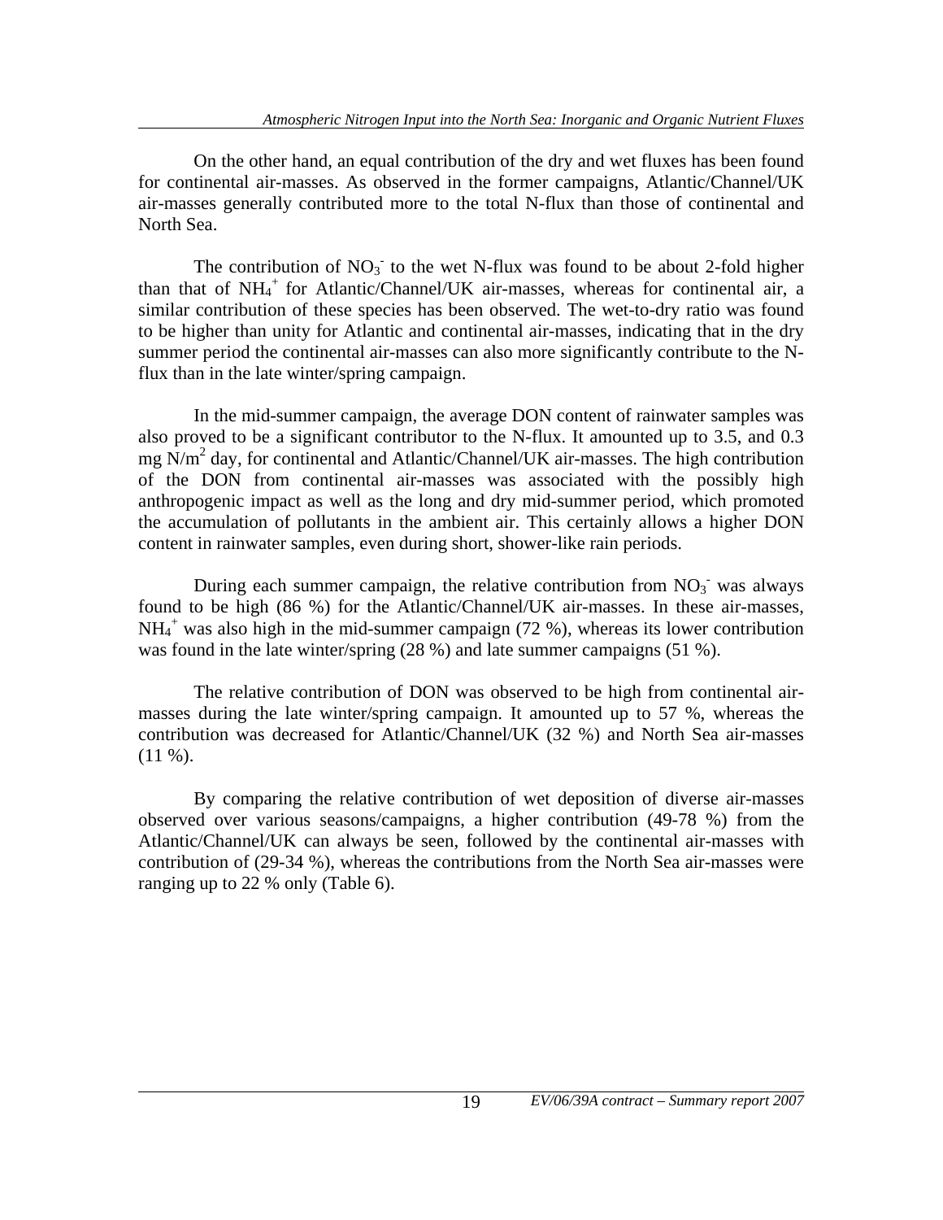On the other hand, an equal contribution of the dry and wet fluxes has been found for continental air-masses. As observed in the former campaigns, Atlantic/Channel/UK air-masses generally contributed more to the total N-flux than those of continental and North Sea.

The contribution of $NO_3^-$ to the wet N-flux was found to be about 2-fold higher than that of $NH_4^+$ for Atlantic/Channel/UK air-masses, whereas for continental air, a similar contribution of these species has been observed. The wet-to-dry ratio was found to be higher than unity for Atlantic and continental air-masses, indicating that in the dry summer period the continental air-masses can also more significantly contribute to the N-flux than in the late winter/spring campaign.

In the mid-summer campaign, the average DON content of rainwater samples was also proved to be a significant contributor to the N-flux. It amounted up to 3.5, and 0.3 mg N/m$^2$ day, for continental and Atlantic/Channel/UK air-masses. The high contribution of the DON from continental air-masses was associated with the possibly high anthropogenic impact as well as the long and dry mid-summer period, which promoted the accumulation of pollutants in the ambient air. This certainly allows a higher DON content in rainwater samples, even during short, shower-like rain periods.

During each summer campaign, the relative contribution from $NO_3^-$ was always found to be high (86 %) for the Atlantic/Channel/UK air-masses. In these air-masses, $NH_4^+$ was also high in the mid-summer campaign (72 %), whereas its lower contribution was found in the late winter/spring (28 %) and late summer campaigns (51 %).

The relative contribution of DON was observed to be high from continental air-masses during the late winter/spring campaign. It amounted up to 57 %, whereas the contribution was decreased for Atlantic/Channel/UK (32 %) and North Sea air-masses (11 %).

By comparing the relative contribution of wet deposition of diverse air-masses observed over various seasons/campaigns, a higher contribution (49-78 %) from the Atlantic/Channel/UK can always be seen, followed by the continental air-masses with contribution of (29-34 %), whereas the contributions from the North Sea air-masses were ranging up to 22 % only (Table 6).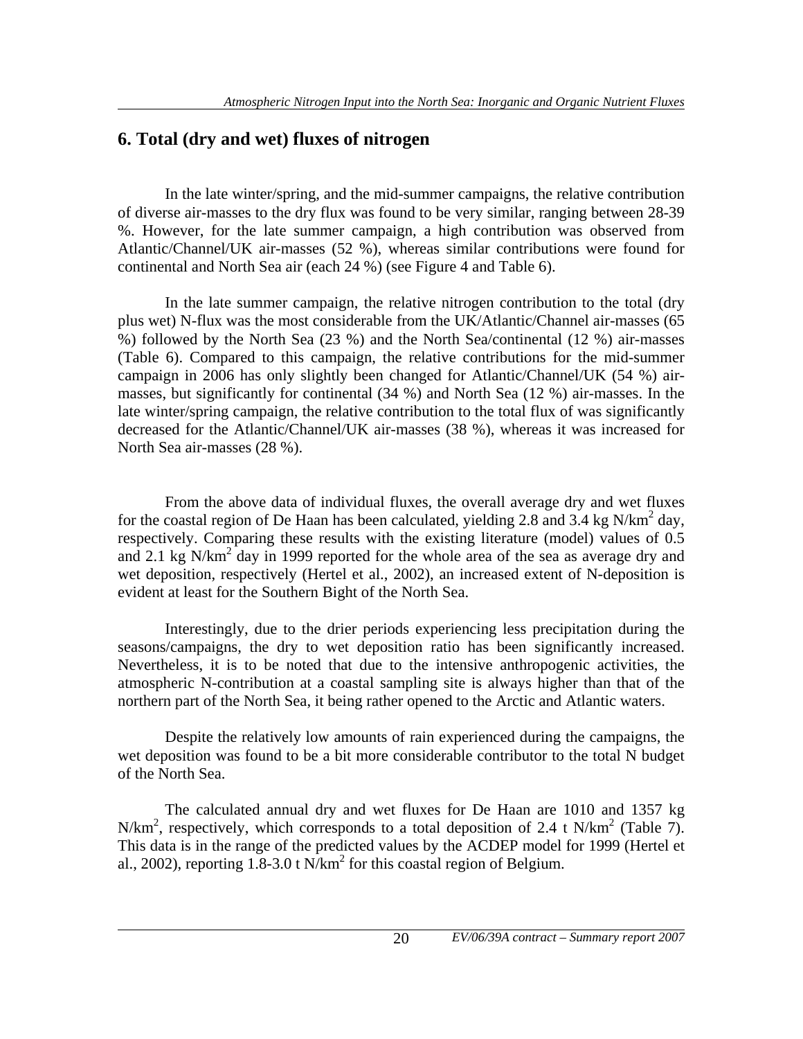## 6. Total (dry and wet) fluxes of nitrogen

In the late winter/spring, and the mid-summer campaigns, the relative contribution of diverse air-masses to the dry flux was found to be very similar, ranging between 28-39 %. However, for the late summer campaign, a high contribution was observed from Atlantic/Channel/UK air-masses (52 %), whereas similar contributions were found for continental and North Sea air (each 24 %) (see Figure 4 and Table 6).

In the late summer campaign, the relative nitrogen contribution to the total (dry plus wet) N-flux was the most considerable from the UK/Atlantic/Channel air-masses (65 %) followed by the North Sea (23 %) and the North Sea/continental (12 %) air-masses (Table 6). Compared to this campaign, the relative contributions for the mid-summer campaign in 2006 has only slightly been changed for Atlantic/Channel/UK (54 %) air-masses, but significantly for continental (34 %) and North Sea (12 %) air-masses. In the late winter/spring campaign, the relative contribution to the total flux of was significantly decreased for the Atlantic/Channel/UK air-masses (38 %), whereas it was increased for North Sea air-masses (28 %).

From the above data of individual fluxes, the overall average dry and wet fluxes for the coastal region of De Haan has been calculated, yielding 2.8 and 3.4 kg N/km$^2$ day, respectively. Comparing these results with the existing literature (model) values of 0.5 and 2.1 kg N/km$^2$ day in 1999 reported for the whole area of the sea as average dry and wet deposition, respectively (Hertel et al., 2002), an increased extent of N-deposition is evident at least for the Southern Bight of the North Sea.

Interestingly, due to the drier periods experiencing less precipitation during the seasons/campaigns, the dry to wet deposition ratio has been significantly increased. Nevertheless, it is to be noted that due to the intensive anthropogenic activities, the atmospheric N-contribution at a coastal sampling site is always higher than that of the northern part of the North Sea, it being rather opened to the Arctic and Atlantic waters.

Despite the relatively low amounts of rain experienced during the campaigns, the wet deposition was found to be a bit more considerable contributor to the total N budget of the North Sea.

The calculated annual dry and wet fluxes for De Haan are 1010 and 1357 kg N/km$^2$, respectively, which corresponds to a total deposition of 2.4 t N/km$^2$ (Table 7). This data is in the range of the predicted values by the ACDEP model for 1999 (Hertel et al., 2002), reporting 1.8-3.0 t N/km$^2$ for this coastal region of Belgium.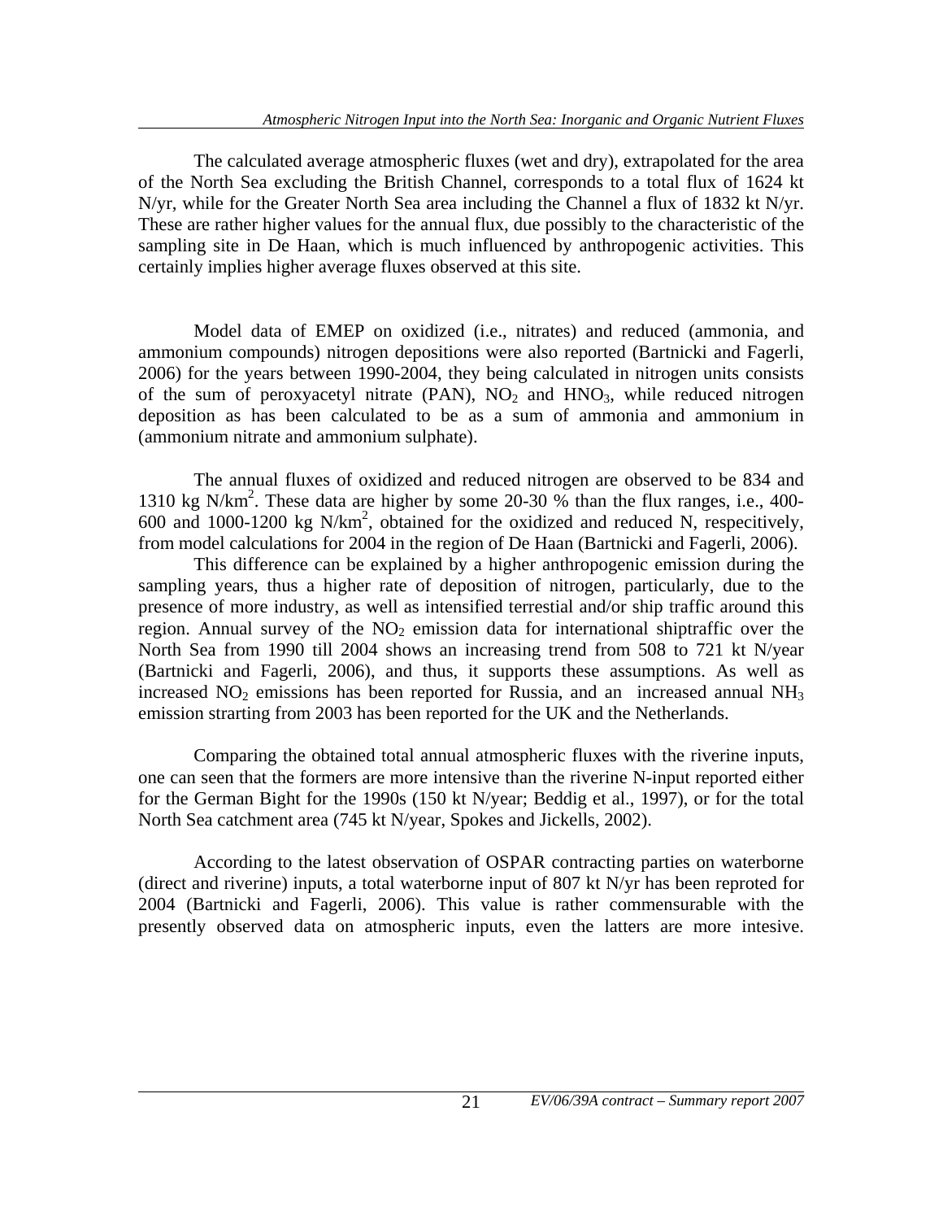The calculated average atmospheric fluxes (wet and dry), extrapolated for the area of the North Sea excluding the British Channel, corresponds to a total flux of 1624 kt N/yr, while for the Greater North Sea area including the Channel a flux of 1832 kt N/yr. These are rather higher values for the annual flux, due possibly to the characteristic of the sampling site in De Haan, which is much influenced by anthropogenic activities. This certainly implies higher average fluxes observed at this site.

Model data of EMEP on oxidized (i.e., nitrates) and reduced (ammonia, and ammonium compounds) nitrogen depositions were also reported (Bartnicki and Fagerli, 2006) for the years between 1990-2004, they being calculated in nitrogen units consists of the sum of peroxyacetyl nitrate (PAN), $NO_2$ and $HNO_3$, while reduced nitrogen deposition as has been calculated to be as a sum of ammonia and ammonium in (ammonium nitrate and ammonium sulphate).

The annual fluxes of oxidized and reduced nitrogen are observed to be 834 and 1310 kg N/km$^2$. These data are higher by some 20-30 % than the flux ranges, i.e., 400-600 and 1000-1200 kg N/km$^2$, obtained for the oxidized and reduced N, respecitively, from model calculations for 2004 in the region of De Haan (Bartnicki and Fagerli, 2006).

This difference can be explained by a higher anthropogenic emission during the sampling years, thus a higher rate of deposition of nitrogen, particularly, due to the presence of more industry, as well as intensified terrestial and/or ship traffic around this region. Annual survey of the $NO_2$ emission data for international shiptraffic over the North Sea from 1990 till 2004 shows an increasing trend from 508 to 721 kt N/year (Bartnicki and Fagerli, 2006), and thus, it supports these assumptions. As well as increased $NO_2$ emissions has been reported for Russia, and an increased annual $NH_3$ emission strarting from 2003 has been reported for the UK and the Netherlands.

Comparing the obtained total annual atmospheric fluxes with the riverine inputs, one can seen that the formers are more intensive than the riverine N-input reported either for the German Bight for the 1990s (150 kt N/year; Beddig et al., 1997), or for the total North Sea catchment area (745 kt N/year, Spokes and Jickells, 2002).

According to the latest observation of OSPAR contracting parties on waterborne (direct and riverine) inputs, a total waterborne input of 807 kt N/yr has been reproted for 2004 (Bartnicki and Fagerli, 2006). This value is rather commensurable with the presently observed data on atmospheric inputs, even the latters are more intesive.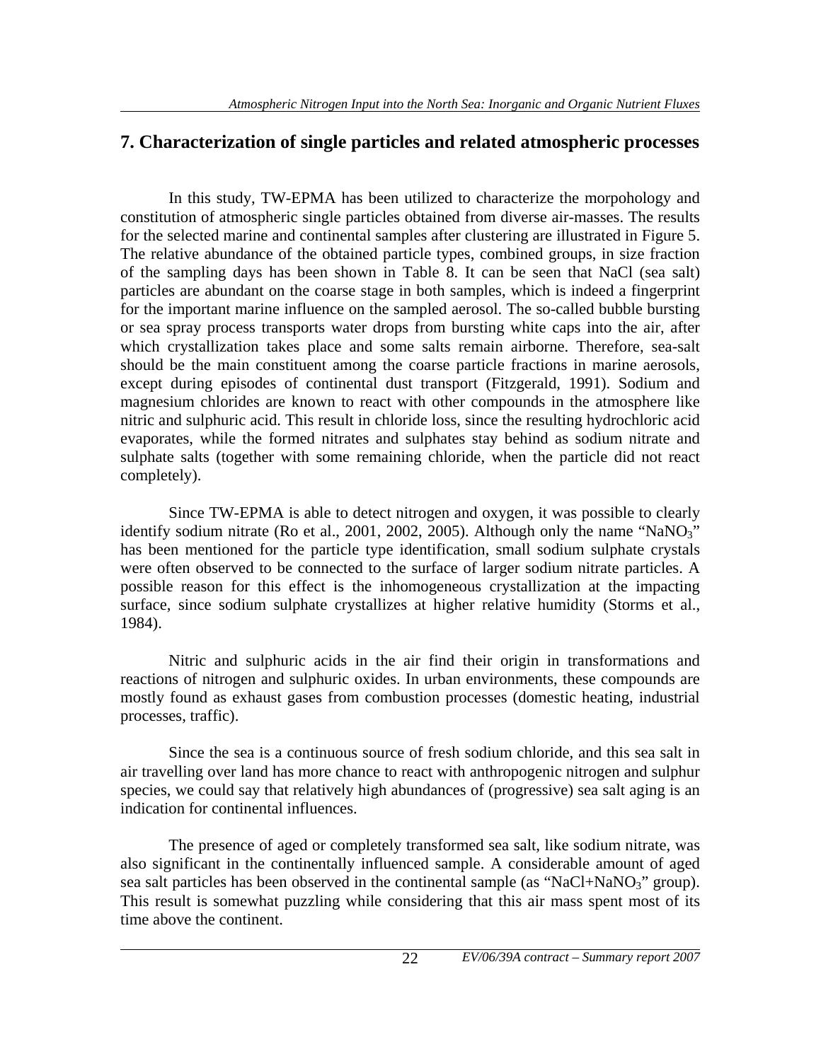## 7. Characterization of single particles and related atmospheric processes

In this study, TW-EPMA has been utilized to characterize the morpohology and constitution of atmospheric single particles obtained from diverse air-masses. The results for the selected marine and continental samples after clustering are illustrated in Figure 5. The relative abundance of the obtained particle types, combined groups, in size fraction of the sampling days has been shown in Table 8. It can be seen that NaCl (sea salt) particles are abundant on the coarse stage in both samples, which is indeed a fingerprint for the important marine influence on the sampled aerosol. The so-called bubble bursting or sea spray process transports water drops from bursting white caps into the air, after which crystallization takes place and some salts remain airborne. Therefore, sea-salt should be the main constituent among the coarse particle fractions in marine aerosols, except during episodes of continental dust transport (Fitzgerald, 1991). Sodium and magnesium chlorides are known to react with other compounds in the atmosphere like nitric and sulphuric acid. This result in chloride loss, since the resulting hydrochloric acid evaporates, while the formed nitrates and sulphates stay behind as sodium nitrate and sulphate salts (together with some remaining chloride, when the particle did not react completely).

Since TW-EPMA is able to detect nitrogen and oxygen, it was possible to clearly identify sodium nitrate (Ro et al., 2001, 2002, 2005). Although only the name "$NaNO_3$" has been mentioned for the particle type identification, small sodium sulphate crystals were often observed to be connected to the surface of larger sodium nitrate particles. A possible reason for this effect is the inhomogeneous crystallization at the impacting surface, since sodium sulphate crystallizes at higher relative humidity (Storms et al., 1984).

Nitric and sulphuric acids in the air find their origin in transformations and reactions of nitrogen and sulphuric oxides. In urban environments, these compounds are mostly found as exhaust gases from combustion processes (domestic heating, industrial processes, traffic).

Since the sea is a continuous source of fresh sodium chloride, and this sea salt in air travelling over land has more chance to react with anthropogenic nitrogen and sulphur species, we could say that relatively high abundances of (progressive) sea salt aging is an indication for continental influences.

The presence of aged or completely transformed sea salt, like sodium nitrate, was also significant in the continentally influenced sample. A considerable amount of aged sea salt particles has been observed in the continental sample (as "$NaCl+NaNO_3$" group). This result is somewhat puzzling while considering that this air mass spent most of its time above the continent.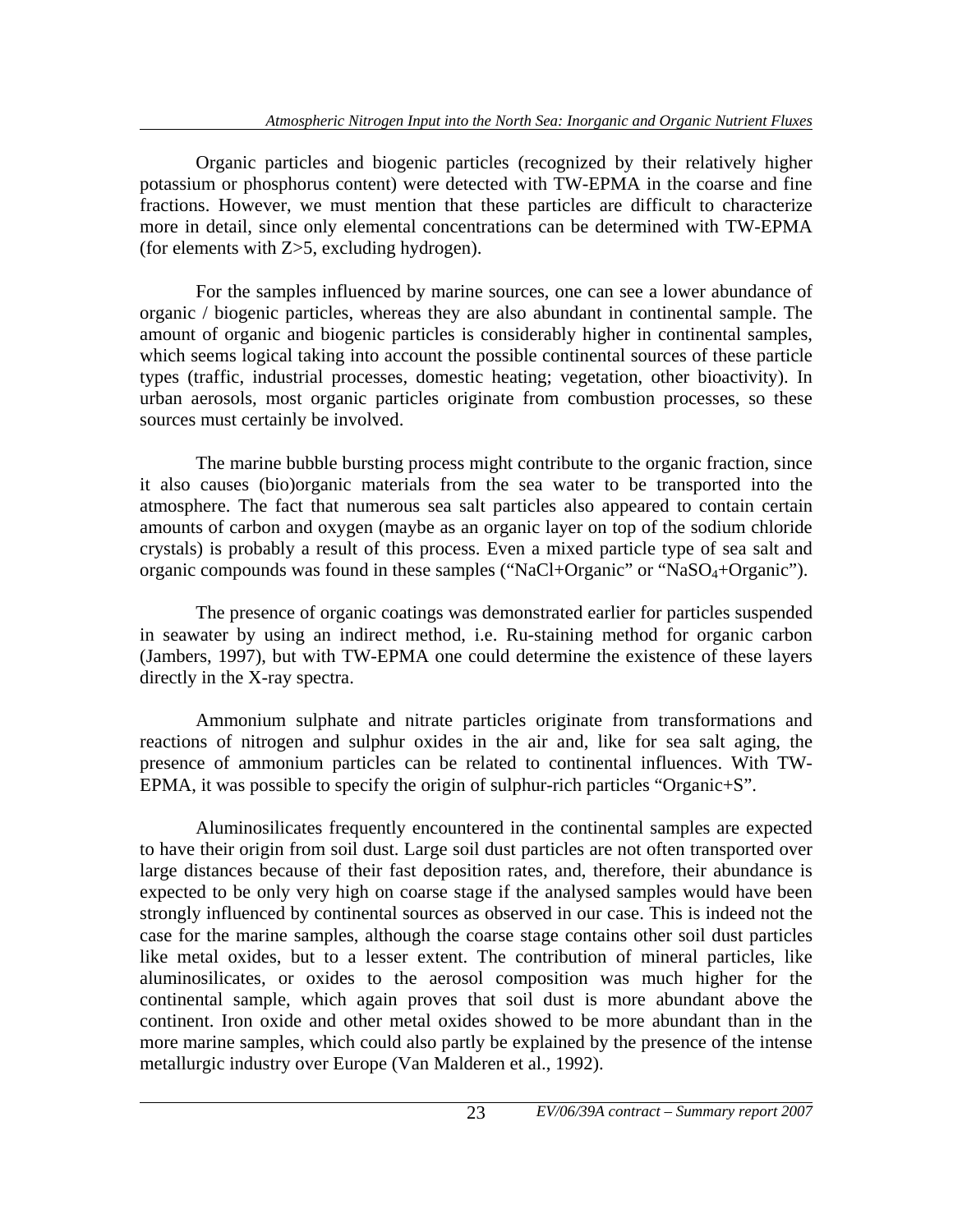Organic particles and biogenic particles (recognized by their relatively higher potassium or phosphorus content) were detected with TW-EPMA in the coarse and fine fractions. However, we must mention that these particles are difficult to characterize more in detail, since only elemental concentrations can be determined with TW-EPMA (for elements with Z>5, excluding hydrogen).

For the samples influenced by marine sources, one can see a lower abundance of organic / biogenic particles, whereas they are also abundant in continental sample. The amount of organic and biogenic particles is considerably higher in continental samples, which seems logical taking into account the possible continental sources of these particle types (traffic, industrial processes, domestic heating; vegetation, other bioactivity). In urban aerosols, most organic particles originate from combustion processes, so these sources must certainly be involved.

The marine bubble bursting process might contribute to the organic fraction, since it also causes (bio)organic materials from the sea water to be transported into the atmosphere. The fact that numerous sea salt particles also appeared to contain certain amounts of carbon and oxygen (maybe as an organic layer on top of the sodium chloride crystals) is probably a result of this process. Even a mixed particle type of sea salt and organic compounds was found in these samples ("NaCl+Organic" or "$NaSO_4$+Organic").

The presence of organic coatings was demonstrated earlier for particles suspended in seawater by using an indirect method, i.e. Ru-staining method for organic carbon (Jambers, 1997), but with TW-EPMA one could determine the existence of these layers directly in the X-ray spectra.

Ammonium sulphate and nitrate particles originate from transformations and reactions of nitrogen and sulphur oxides in the air and, like for sea salt aging, the presence of ammonium particles can be related to continental influences. With TW-EPMA, it was possible to specify the origin of sulphur-rich particles "Organic+S".

Aluminosilicates frequently encountered in the continental samples are expected to have their origin from soil dust. Large soil dust particles are not often transported over large distances because of their fast deposition rates, and, therefore, their abundance is expected to be only very high on coarse stage if the analysed samples would have been strongly influenced by continental sources as observed in our case. This is indeed not the case for the marine samples, although the coarse stage contains other soil dust particles like metal oxides, but to a lesser extent. The contribution of mineral particles, like aluminosilicates, or oxides to the aerosol composition was much higher for the continental sample, which again proves that soil dust is more abundant above the continent. Iron oxide and other metal oxides showed to be more abundant than in the more marine samples, which could also partly be explained by the presence of the intense metallurgic industry over Europe (Van Malderen et al., 1992).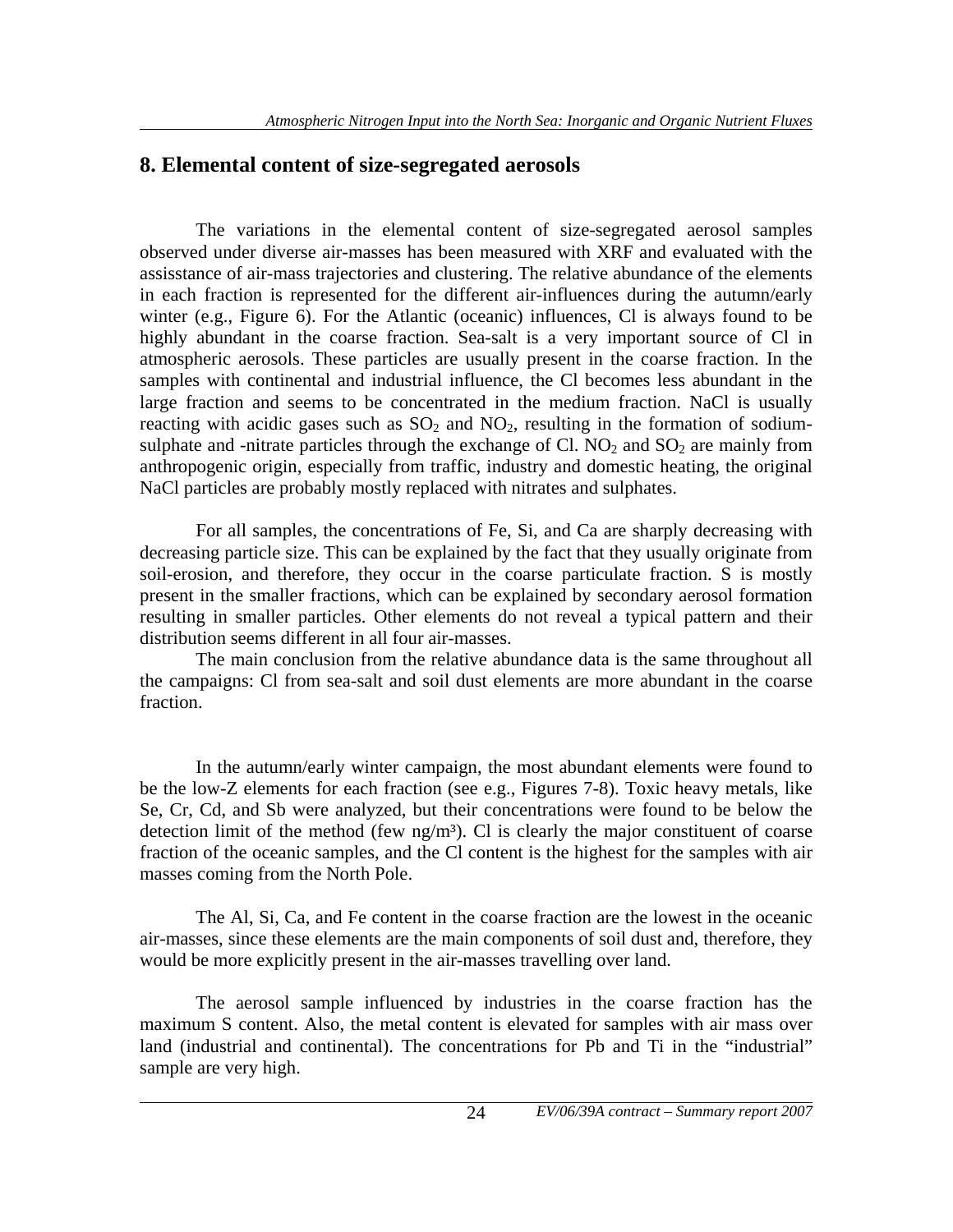## 8. Elemental content of size-segregated aerosols

The variations in the elemental content of size-segregated aerosol samples observed under diverse air-masses has been measured with XRF and evaluated with the assisstance of air-mass trajectories and clustering. The relative abundance of the elements in each fraction is represented for the different air-influences during the autumn/early winter (e.g., Figure 6). For the Atlantic (oceanic) influences, Cl is always found to be highly abundant in the coarse fraction. Sea-salt is a very important source of Cl in atmospheric aerosols. These particles are usually present in the coarse fraction. In the samples with continental and industrial influence, the Cl becomes less abundant in the large fraction and seems to be concentrated in the medium fraction. NaCl is usually reacting with acidic gases such as $SO_2$ and $NO_2$, resulting in the formation of sodium-sulphate and -nitrate particles through the exchange of Cl. $NO_2$ and $SO_2$ are mainly from anthropogenic origin, especially from traffic, industry and domestic heating, the original NaCl particles are probably mostly replaced with nitrates and sulphates.

For all samples, the concentrations of Fe, Si, and Ca are sharply decreasing with decreasing particle size. This can be explained by the fact that they usually originate from soil-erosion, and therefore, they occur in the coarse particulate fraction. S is mostly present in the smaller fractions, which can be explained by secondary aerosol formation resulting in smaller particles. Other elements do not reveal a typical pattern and their distribution seems different in all four air-masses.

The main conclusion from the relative abundance data is the same throughout all the campaigns: Cl from sea-salt and soil dust elements are more abundant in the coarse fraction.

In the autumn/early winter campaign, the most abundant elements were found to be the low-Z elements for each fraction (see e.g., Figures 7-8). Toxic heavy metals, like Se, Cr, Cd, and Sb were analyzed, but their concentrations were found to be below the detection limit of the method (few ng/m³). Cl is clearly the major constituent of coarse fraction of the oceanic samples, and the Cl content is the highest for the samples with air masses coming from the North Pole.

The Al, Si, Ca, and Fe content in the coarse fraction are the lowest in the oceanic air-masses, since these elements are the main components of soil dust and, therefore, they would be more explicitly present in the air-masses travelling over land.

The aerosol sample influenced by industries in the coarse fraction has the maximum S content. Also, the metal content is elevated for samples with air mass over land (industrial and continental). The concentrations for Pb and Ti in the "industrial" sample are very high.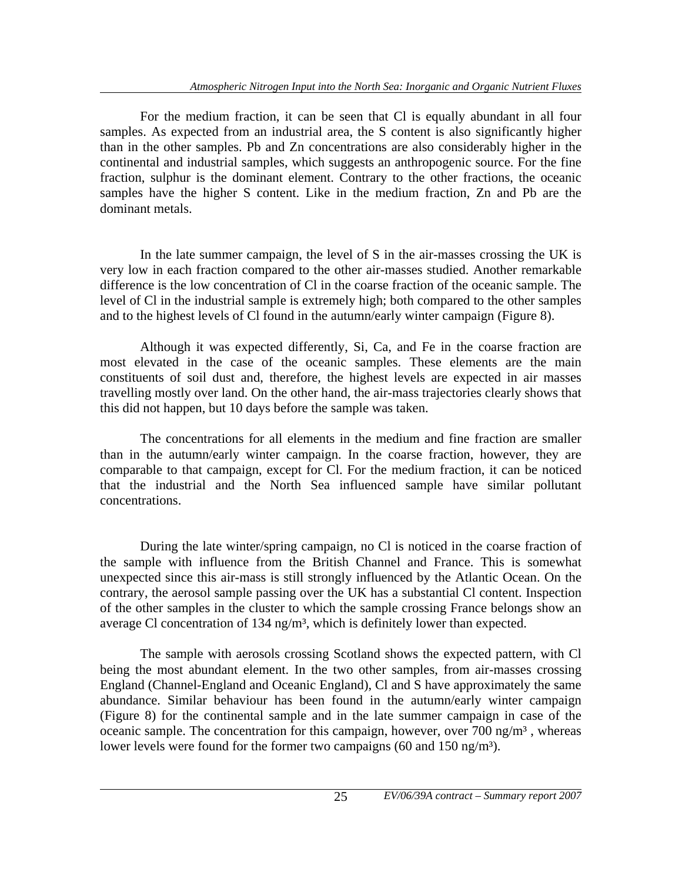For the medium fraction, it can be seen that Cl is equally abundant in all four samples. As expected from an industrial area, the S content is also significantly higher than in the other samples. Pb and Zn concentrations are also considerably higher in the continental and industrial samples, which suggests an anthropogenic source. For the fine fraction, sulphur is the dominant element. Contrary to the other fractions, the oceanic samples have the higher S content. Like in the medium fraction, Zn and Pb are the dominant metals.

In the late summer campaign, the level of S in the air-masses crossing the UK is very low in each fraction compared to the other air-masses studied. Another remarkable difference is the low concentration of Cl in the coarse fraction of the oceanic sample. The level of Cl in the industrial sample is extremely high; both compared to the other samples and to the highest levels of Cl found in the autumn/early winter campaign (Figure 8).

Although it was expected differently, Si, Ca, and Fe in the coarse fraction are most elevated in the case of the oceanic samples. These elements are the main constituents of soil dust and, therefore, the highest levels are expected in air masses travelling mostly over land. On the other hand, the air-mass trajectories clearly shows that this did not happen, but 10 days before the sample was taken.

The concentrations for all elements in the medium and fine fraction are smaller than in the autumn/early winter campaign. In the coarse fraction, however, they are comparable to that campaign, except for Cl. For the medium fraction, it can be noticed that the industrial and the North Sea influenced sample have similar pollutant concentrations.

During the late winter/spring campaign, no Cl is noticed in the coarse fraction of the sample with influence from the British Channel and France. This is somewhat unexpected since this air-mass is still strongly influenced by the Atlantic Ocean. On the contrary, the aerosol sample passing over the UK has a substantial Cl content. Inspection of the other samples in the cluster to which the sample crossing France belongs show an average Cl concentration of 134 ng/m³, which is definitely lower than expected.

The sample with aerosols crossing Scotland shows the expected pattern, with Cl being the most abundant element. In the two other samples, from air-masses crossing England (Channel-England and Oceanic England), Cl and S have approximately the same abundance. Similar behaviour has been found in the autumn/early winter campaign (Figure 8) for the continental sample and in the late summer campaign in case of the oceanic sample. The concentration for this campaign, however, over 700 ng/m³ , whereas lower levels were found for the former two campaigns (60 and 150 ng/m³).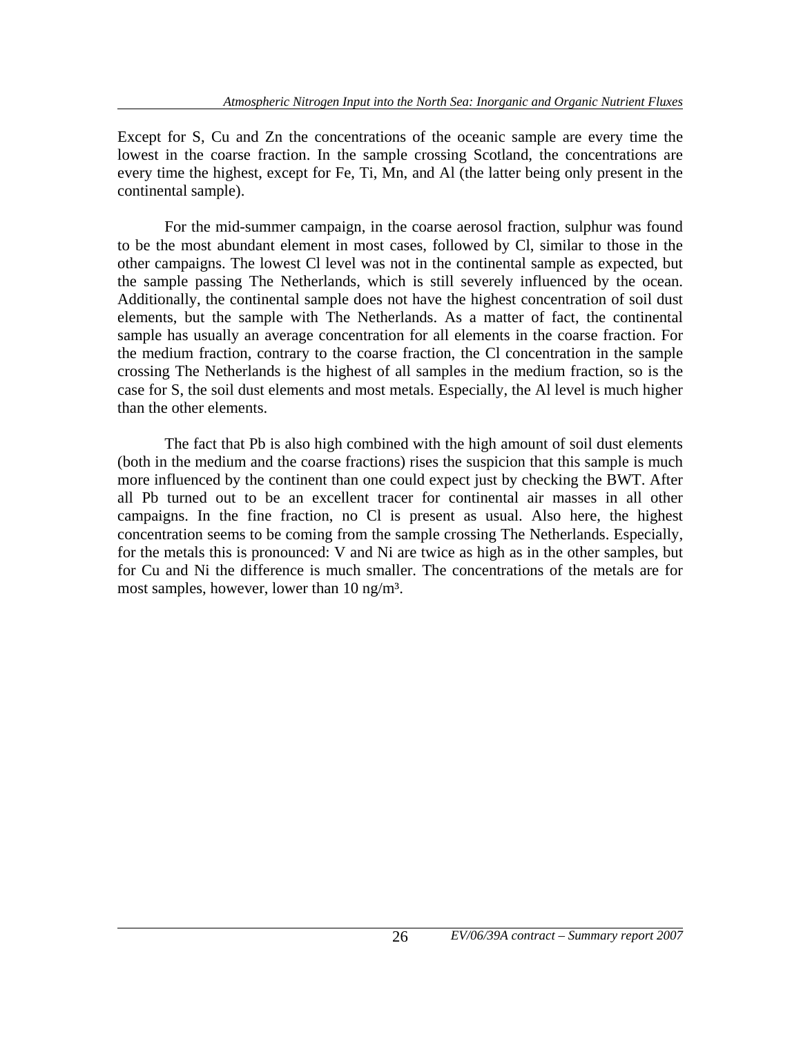Except for S, Cu and Zn the concentrations of the oceanic sample are every time the lowest in the coarse fraction. In the sample crossing Scotland, the concentrations are every time the highest, except for Fe, Ti, Mn, and Al (the latter being only present in the continental sample).

For the mid-summer campaign, in the coarse aerosol fraction, sulphur was found to be the most abundant element in most cases, followed by Cl, similar to those in the other campaigns. The lowest Cl level was not in the continental sample as expected, but the sample passing The Netherlands, which is still severely influenced by the ocean. Additionally, the continental sample does not have the highest concentration of soil dust elements, but the sample with The Netherlands. As a matter of fact, the continental sample has usually an average concentration for all elements in the coarse fraction. For the medium fraction, contrary to the coarse fraction, the Cl concentration in the sample crossing The Netherlands is the highest of all samples in the medium fraction, so is the case for S, the soil dust elements and most metals. Especially, the Al level is much higher than the other elements.

The fact that Pb is also high combined with the high amount of soil dust elements (both in the medium and the coarse fractions) rises the suspicion that this sample is much more influenced by the continent than one could expect just by checking the BWT. After all Pb turned out to be an excellent tracer for continental air masses in all other campaigns. In the fine fraction, no Cl is present as usual. Also here, the highest concentration seems to be coming from the sample crossing The Netherlands. Especially, for the metals this is pronounced: V and Ni are twice as high as in the other samples, but for Cu and Ni the difference is much smaller. The concentrations of the metals are for most samples, however, lower than 10 ng/m³.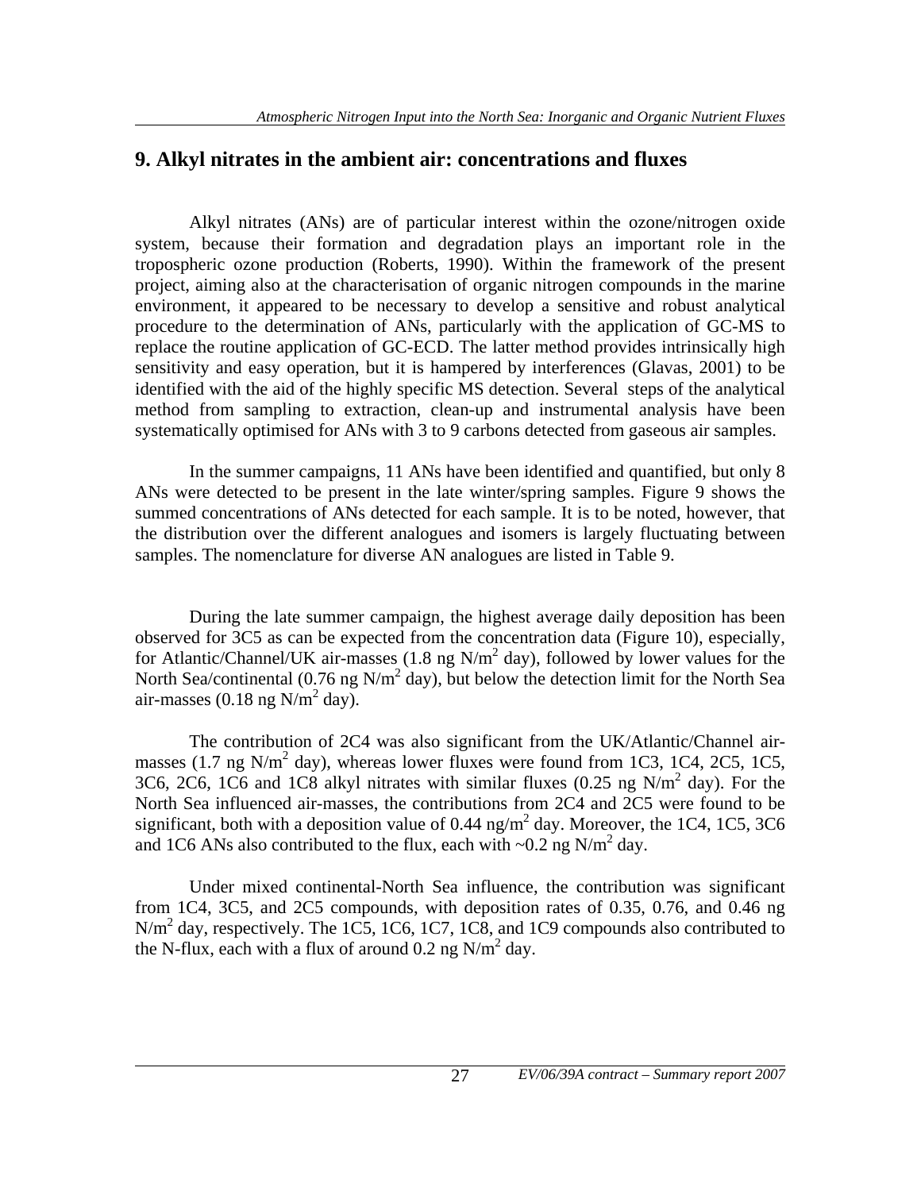## 9. Alkyl nitrates in the ambient air: concentrations and fluxes

Alkyl nitrates (ANs) are of particular interest within the ozone/nitrogen oxide system, because their formation and degradation plays an important role in the tropospheric ozone production (Roberts, 1990). Within the framework of the present project, aiming also at the characterisation of organic nitrogen compounds in the marine environment, it appeared to be necessary to develop a sensitive and robust analytical procedure to the determination of ANs, particularly with the application of GC-MS to replace the routine application of GC-ECD. The latter method provides intrinsically high sensitivity and easy operation, but it is hampered by interferences (Glavas, 2001) to be identified with the aid of the highly specific MS detection. Several steps of the analytical method from sampling to extraction, clean-up and instrumental analysis have been systematically optimised for ANs with 3 to 9 carbons detected from gaseous air samples.

In the summer campaigns, 11 ANs have been identified and quantified, but only 8 ANs were detected to be present in the late winter/spring samples. Figure 9 shows the summed concentrations of ANs detected for each sample. It is to be noted, however, that the distribution over the different analogues and isomers is largely fluctuating between samples. The nomenclature for diverse AN analogues are listed in Table 9.

During the late summer campaign, the highest average daily deposition has been observed for 3C5 as can be expected from the concentration data (Figure 10), especially, for Atlantic/Channel/UK air-masses (1.8 ng N/m$^2$ day), followed by lower values for the North Sea/continental (0.76 ng N/m$^2$ day), but below the detection limit for the North Sea air-masses (0.18 ng N/m$^2$ day).

The contribution of 2C4 was also significant from the UK/Atlantic/Channel air-masses (1.7 ng N/m$^2$ day), whereas lower fluxes were found from 1C3, 1C4, 2C5, 1C5, 3C6, 2C6, 1C6 and 1C8 alkyl nitrates with similar fluxes (0.25 ng N/m$^2$ day). For the North Sea influenced air-masses, the contributions from 2C4 and 2C5 were found to be significant, both with a deposition value of 0.44 ng/m$^2$ day. Moreover, the 1C4, 1C5, 3C6 and 1C6 ANs also contributed to the flux, each with ~0.2 ng N/m$^2$ day.

Under mixed continental-North Sea influence, the contribution was significant from 1C4, 3C5, and 2C5 compounds, with deposition rates of 0.35, 0.76, and 0.46 ng N/m$^2$ day, respectively. The 1C5, 1C6, 1C7, 1C8, and 1C9 compounds also contributed to the N-flux, each with a flux of around 0.2 ng N/m$^2$ day.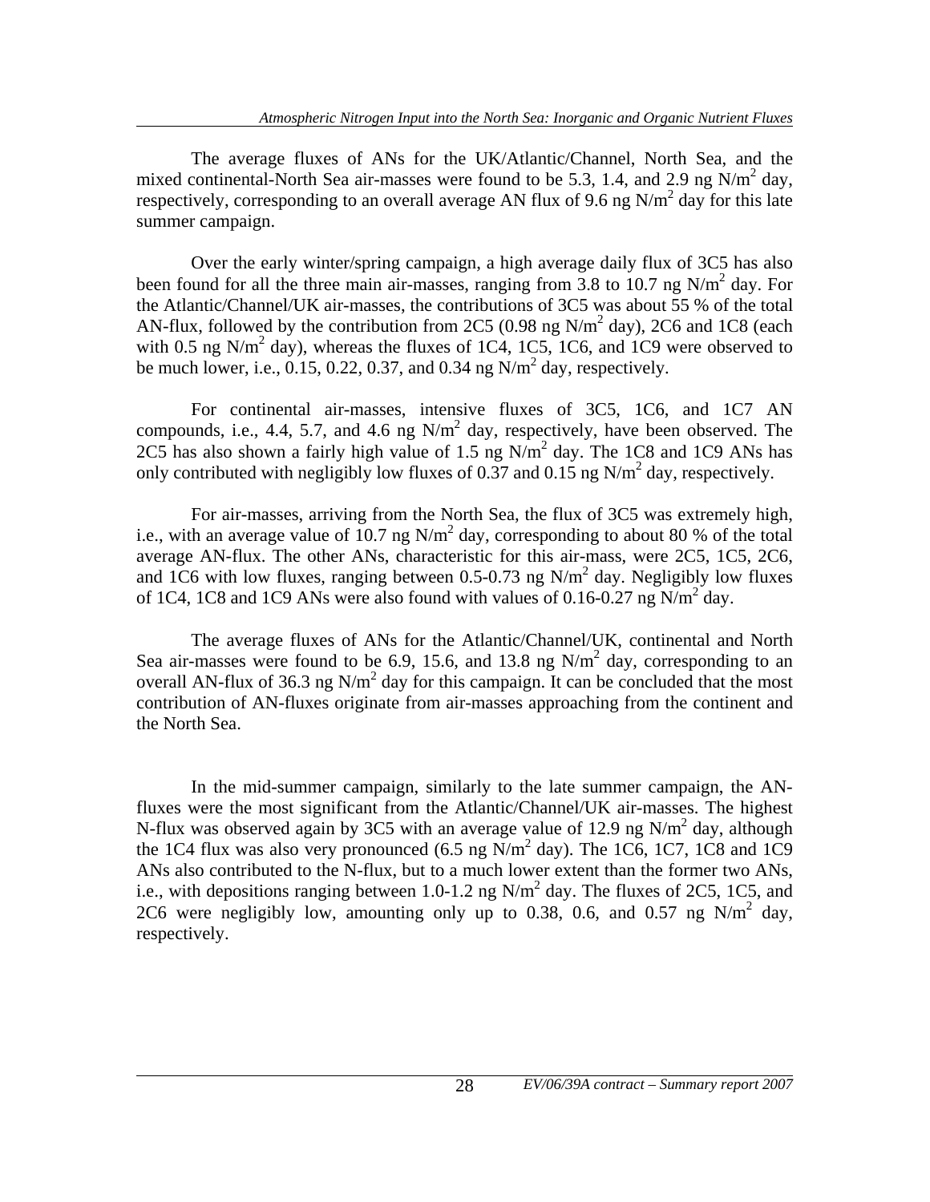The average fluxes of ANs for the UK/Atlantic/Channel, North Sea, and the mixed continental-North Sea air-masses were found to be 5.3, 1.4, and 2.9 ng N/$m^2$ day, respectively, corresponding to an overall average AN flux of 9.6 ng N/$m^2$ day for this late summer campaign.

Over the early winter/spring campaign, a high average daily flux of 3C5 has also been found for all the three main air-masses, ranging from 3.8 to 10.7 ng N/$m^2$ day. For the Atlantic/Channel/UK air-masses, the contributions of 3C5 was about 55 % of the total AN-flux, followed by the contribution from 2C5 (0.98 ng N/$m^2$ day), 2C6 and 1C8 (each with 0.5 ng N/$m^2$ day), whereas the fluxes of 1C4, 1C5, 1C6, and 1C9 were observed to be much lower, i.e., 0.15, 0.22, 0.37, and 0.34 ng N/$m^2$ day, respectively.

For continental air-masses, intensive fluxes of 3C5, 1C6, and 1C7 AN compounds, i.e., 4.4, 5.7, and 4.6 ng N/$m^2$ day, respectively, have been observed. The 2C5 has also shown a fairly high value of 1.5 ng N/$m^2$ day. The 1C8 and 1C9 ANs has only contributed with negligibly low fluxes of 0.37 and 0.15 ng N/$m^2$ day, respectively.

For air-masses, arriving from the North Sea, the flux of 3C5 was extremely high, i.e., with an average value of 10.7 ng N/$m^2$ day, corresponding to about 80 % of the total average AN-flux. The other ANs, characteristic for this air-mass, were 2C5, 1C5, 2C6, and 1C6 with low fluxes, ranging between 0.5-0.73 ng N/$m^2$ day. Negligibly low fluxes of 1C4, 1C8 and 1C9 ANs were also found with values of 0.16-0.27 ng N/$m^2$ day.

The average fluxes of ANs for the Atlantic/Channel/UK, continental and North Sea air-masses were found to be 6.9, 15.6, and 13.8 ng N/$m^2$ day, corresponding to an overall AN-flux of 36.3 ng N/$m^2$ day for this campaign. It can be concluded that the most contribution of AN-fluxes originate from air-masses approaching from the continent and the North Sea.

In the mid-summer campaign, similarly to the late summer campaign, the AN-fluxes were the most significant from the Atlantic/Channel/UK air-masses. The highest N-flux was observed again by 3C5 with an average value of 12.9 ng N/$m^2$ day, although the 1C4 flux was also very pronounced (6.5 ng N/$m^2$ day). The 1C6, 1C7, 1C8 and 1C9 ANs also contributed to the N-flux, but to a much lower extent than the former two ANs, i.e., with depositions ranging between 1.0-1.2 ng N/$m^2$ day. The fluxes of 2C5, 1C5, and 2C6 were negligibly low, amounting only up to 0.38, 0.6, and 0.57 ng N/$m^2$ day, respectively.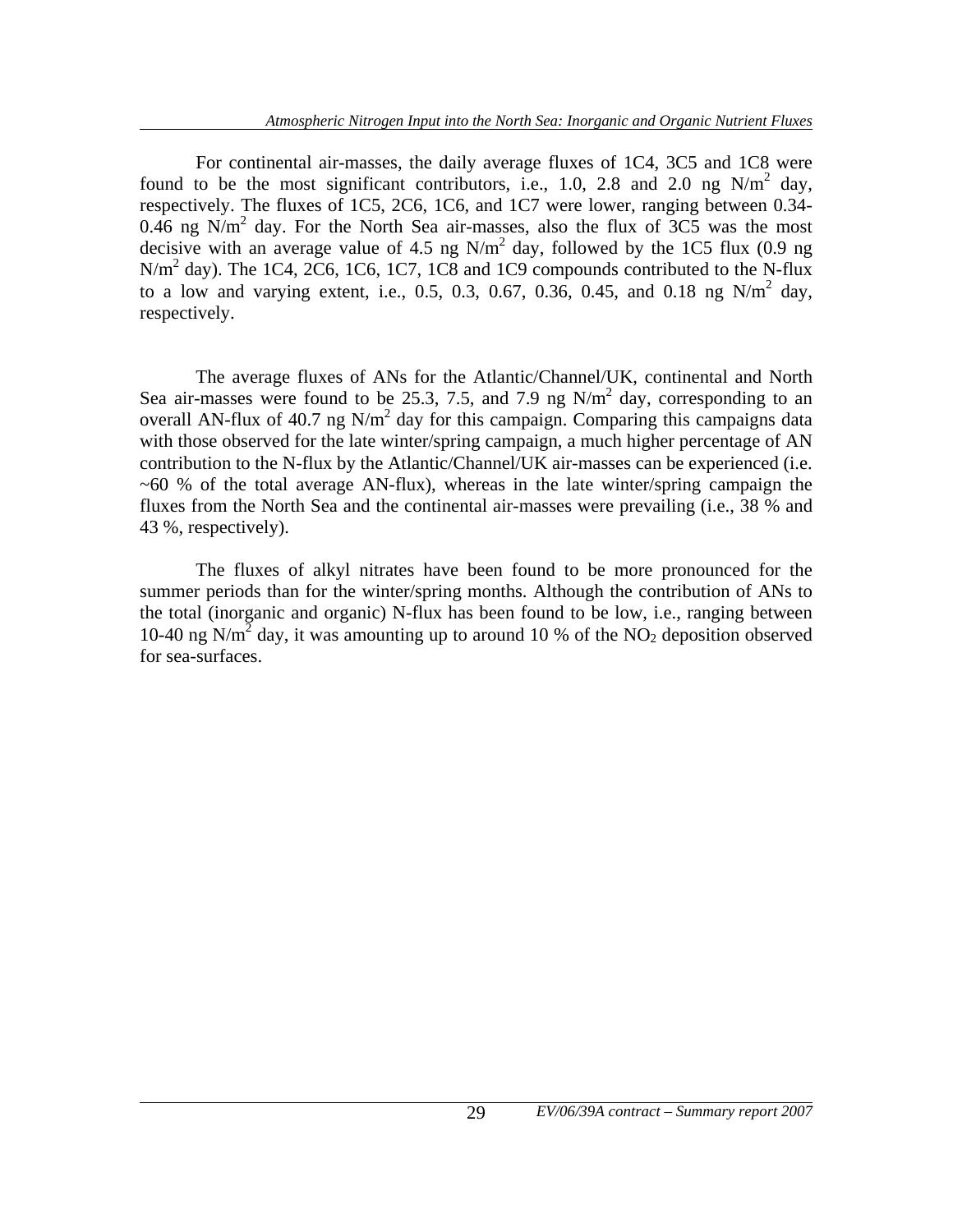For continental air-masses, the daily average fluxes of 1C4, 3C5 and 1C8 were found to be the most significant contributors, i.e., 1.0, 2.8 and 2.0 ng $N/m^2$ day, respectively. The fluxes of 1C5, 2C6, 1C6, and 1C7 were lower, ranging between 0.34-0.46 ng $N/m^2$ day. For the North Sea air-masses, also the flux of 3C5 was the most decisive with an average value of 4.5 ng $N/m^2$ day, followed by the 1C5 flux (0.9 ng $N/m^2$ day). The 1C4, 2C6, 1C6, 1C7, 1C8 and 1C9 compounds contributed to the N-flux to a low and varying extent, i.e., 0.5, 0.3, 0.67, 0.36, 0.45, and 0.18 ng $N/m^2$ day, respectively.

The average fluxes of ANs for the Atlantic/Channel/UK, continental and North Sea air-masses were found to be 25.3, 7.5, and 7.9 ng $N/m^2$ day, corresponding to an overall AN-flux of 40.7 ng $N/m^2$ day for this campaign. Comparing this campaigns data with those observed for the late winter/spring campaign, a much higher percentage of AN contribution to the N-flux by the Atlantic/Channel/UK air-masses can be experienced (i.e. ~60 % of the total average AN-flux), whereas in the late winter/spring campaign the fluxes from the North Sea and the continental air-masses were prevailing (i.e., 38 % and 43 %, respectively).

The fluxes of alkyl nitrates have been found to be more pronounced for the summer periods than for the winter/spring months. Although the contribution of ANs to the total (inorganic and organic) N-flux has been found to be low, i.e., ranging between 10-40 ng $N/m^2$ day, it was amounting up to around 10 % of the $NO_2$ deposition observed for sea-surfaces.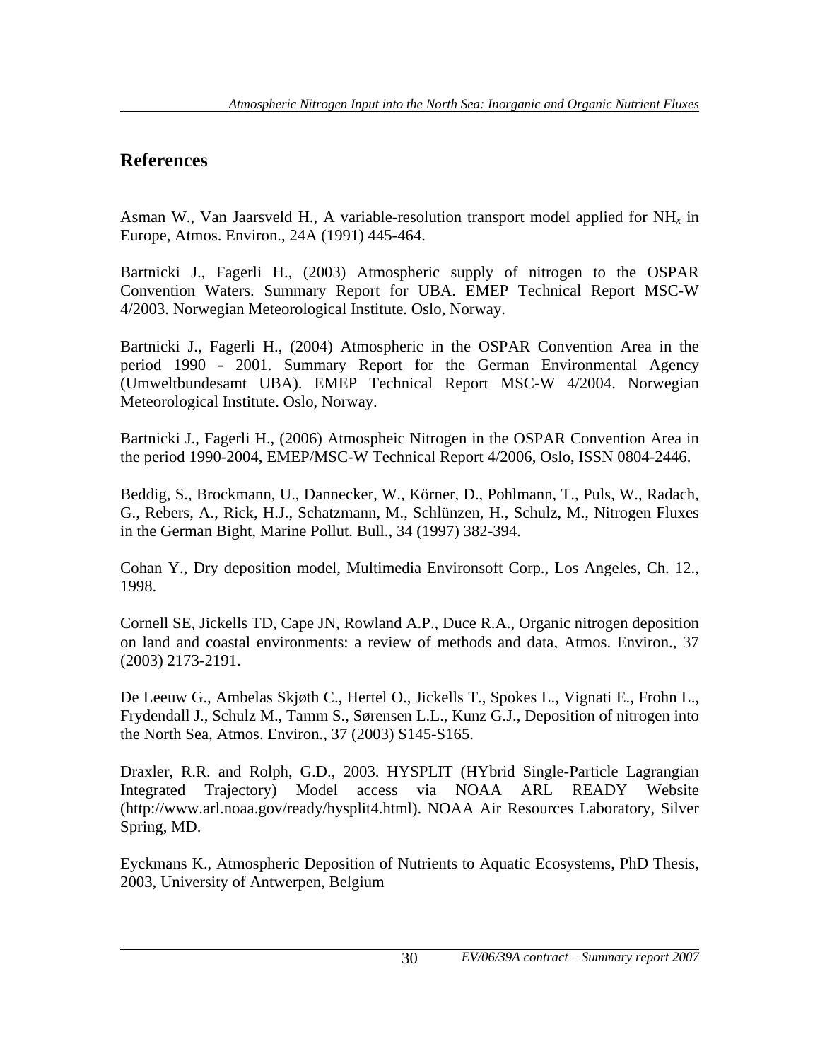## References

Asman W., Van Jaarsveld H., A variable-resolution transport model applied for $NH_x$ in Europe, Atmos. Environ., 24A (1991) 445-464.

Bartnicki J., Fagerli H., (2003) Atmospheric supply of nitrogen to the OSPAR Convention Waters. Summary Report for UBA. EMEP Technical Report MSC-W 4/2003. Norwegian Meteorological Institute. Oslo, Norway.

Bartnicki J., Fagerli H., (2004) Atmospheric in the OSPAR Convention Area in the period 1990 - 2001. Summary Report for the German Environmental Agency (Umweltbundesamt UBA). EMEP Technical Report MSC-W 4/2004. Norwegian Meteorological Institute. Oslo, Norway.

Bartnicki J., Fagerli H., (2006) Atmospheic Nitrogen in the OSPAR Convention Area in the period 1990-2004, EMEP/MSC-W Technical Report 4/2006, Oslo, ISSN 0804-2446.

Beddig, S., Brockmann, U., Dannecker, W., Körner, D., Pohlmann, T., Puls, W., Radach, G., Rebers, A., Rick, H.J., Schatzmann, M., Schlünzen, H., Schulz, M., Nitrogen Fluxes in the German Bight, Marine Pollut. Bull., 34 (1997) 382-394.

Cohan Y., Dry deposition model, Multimedia Environsoft Corp., Los Angeles, Ch. 12., 1998.

Cornell SE, Jickells TD, Cape JN, Rowland A.P., Duce R.A., Organic nitrogen deposition on land and coastal environments: a review of methods and data, Atmos. Environ., 37 (2003) 2173-2191.

De Leeuw G., Ambelas Skjøth C., Hertel O., Jickells T., Spokes L., Vignati E., Frohn L., Frydendall J., Schulz M., Tamm S., Sørensen L.L., Kunz G.J., Deposition of nitrogen into the North Sea, Atmos. Environ., 37 (2003) S145-S165.

Draxler, R.R. and Rolph, G.D., 2003. HYSPLIT (HYbrid Single-Particle Lagrangian Integrated Trajectory) Model access via NOAA ARL READY Website (http://www.arl.noaa.gov/ready/hysplit4.html). NOAA Air Resources Laboratory, Silver Spring, MD.

Eyckmans K., Atmospheric Deposition of Nutrients to Aquatic Ecosystems, PhD Thesis, 2003, University of Antwerpen, Belgium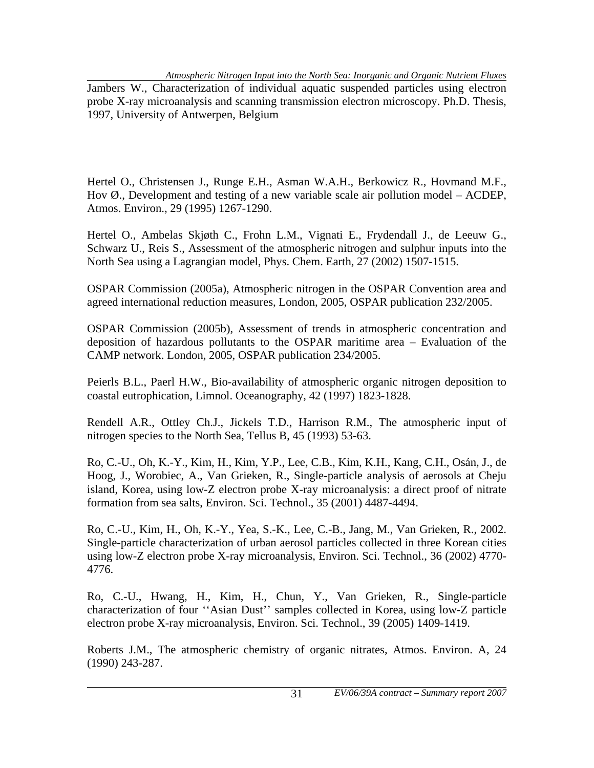Jambers W., Characterization of individual aquatic suspended particles using electron probe X-ray microanalysis and scanning transmission electron microscopy. Ph.D. Thesis, 1997, University of Antwerpen, Belgium

Hertel O., Christensen J., Runge E.H., Asman W.A.H., Berkowicz R., Hovmand M.F., Hov Ø., Development and testing of a new variable scale air pollution model – ACDEP, Atmos. Environ., 29 (1995) 1267-1290.

Hertel O., Ambelas Skjøth C., Frohn L.M., Vignati E., Frydendall J., de Leeuw G., Schwarz U., Reis S., Assessment of the atmospheric nitrogen and sulphur inputs into the North Sea using a Lagrangian model, Phys. Chem. Earth, 27 (2002) 1507-1515.

OSPAR Commission (2005a), Atmospheric nitrogen in the OSPAR Convention area and agreed international reduction measures, London, 2005, OSPAR publication 232/2005.

OSPAR Commission (2005b), Assessment of trends in atmospheric concentration and deposition of hazardous pollutants to the OSPAR maritime area – Evaluation of the CAMP network. London, 2005, OSPAR publication 234/2005.

Peierls B.L., Paerl H.W., Bio-availability of atmospheric organic nitrogen deposition to coastal eutrophication, Limnol. Oceanography, 42 (1997) 1823-1828.

Rendell A.R., Ottley Ch.J., Jickels T.D., Harrison R.M., The atmospheric input of nitrogen species to the North Sea, Tellus B, 45 (1993) 53-63.

Ro, C.-U., Oh, K.-Y., Kim, H., Kim, Y.P., Lee, C.B., Kim, K.H., Kang, C.H., Osán, J., de Hoog, J., Worobiec, A., Van Grieken, R., Single-particle analysis of aerosols at Cheju island, Korea, using low-Z electron probe X-ray microanalysis: a direct proof of nitrate formation from sea salts, Environ. Sci. Technol., 35 (2001) 4487-4494.

Ro, C.-U., Kim, H., Oh, K.-Y., Yea, S.-K., Lee, C.-B., Jang, M., Van Grieken, R., 2002. Single-particle characterization of urban aerosol particles collected in three Korean cities using low-Z electron probe X-ray microanalysis, Environ. Sci. Technol., 36 (2002) 4770-4776.

Ro, C.-U., Hwang, H., Kim, H., Chun, Y., Van Grieken, R., Single-particle characterization of four ''Asian Dust'' samples collected in Korea, using low-Z particle electron probe X-ray microanalysis, Environ. Sci. Technol., 39 (2005) 1409-1419.

Roberts J.M., The atmospheric chemistry of organic nitrates, Atmos. Environ. A, 24 (1990) 243-287.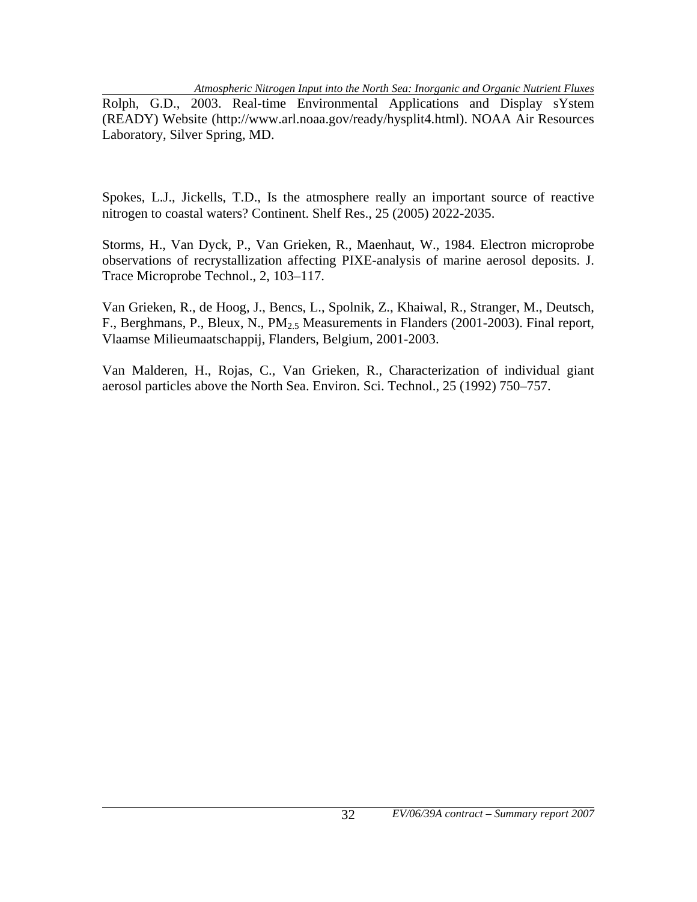Rolph, G.D., 2003. Real-time Environmental Applications and Display sYstem (READY) Website (http://www.arl.noaa.gov/ready/hysplit4.html). NOAA Air Resources Laboratory, Silver Spring, MD.

Spokes, L.J., Jickells, T.D., Is the atmosphere really an important source of reactive nitrogen to coastal waters? Continent. Shelf Res., 25 (2005) 2022-2035.

Storms, H., Van Dyck, P., Van Grieken, R., Maenhaut, W., 1984. Electron microprobe observations of recrystallization affecting PIXE-analysis of marine aerosol deposits. J. Trace Microprobe Technol., 2, 103–117.

Van Grieken, R., de Hoog, J., Bencs, L., Spolnik, Z., Khaiwal, R., Stranger, M., Deutsch, F., Berghmans, P., Bleux, N., $PM_{2.5}$ Measurements in Flanders (2001-2003). Final report, Vlaamse Milieumaatschappij, Flanders, Belgium, 2001-2003.

Van Malderen, H., Rojas, C., Van Grieken, R., Characterization of individual giant aerosol particles above the North Sea. Environ. Sci. Technol., 25 (1992) 750–757.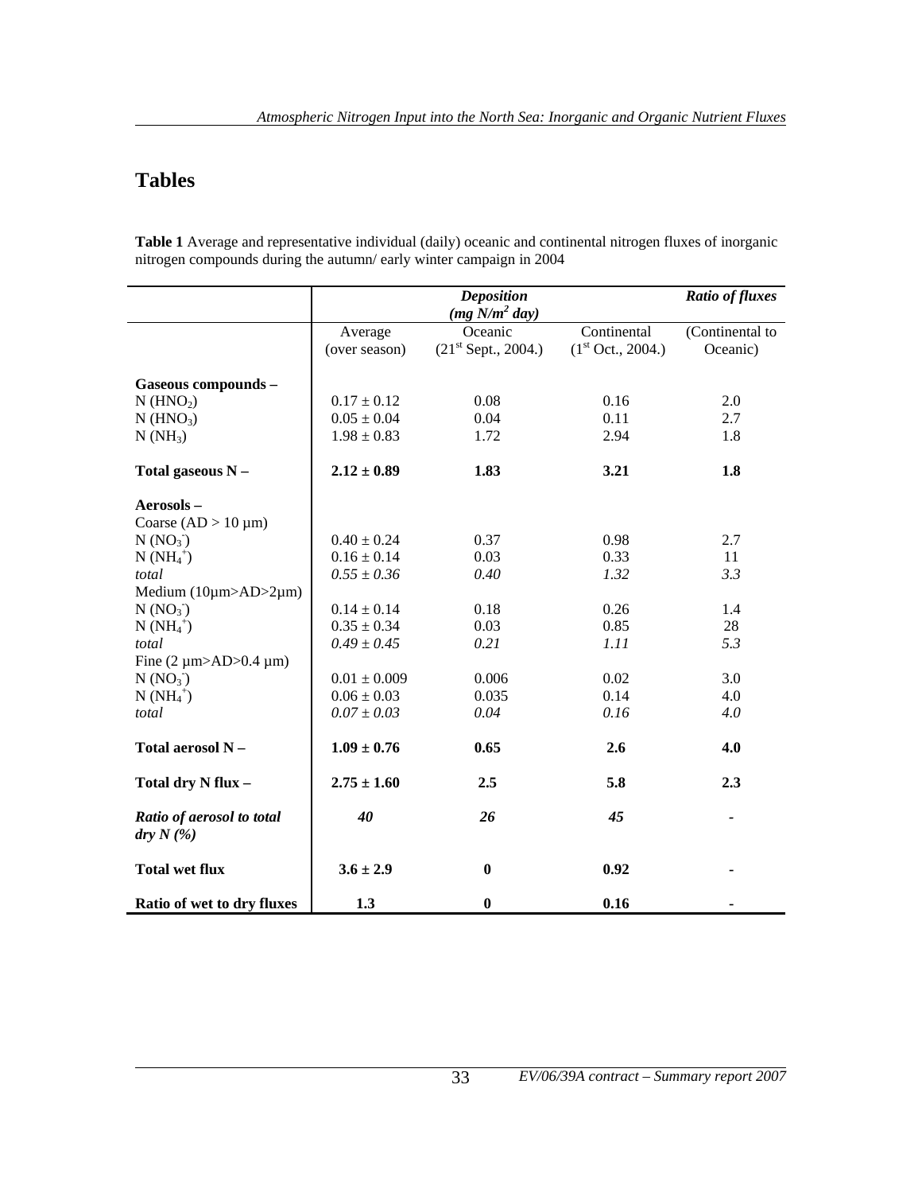# Tables

**Table 1** Average and representative individual (daily) oceanic and continental nitrogen fluxes of inorganic nitrogen compounds during the autumn/ early winter campaign in 2004

| | ***Deposition*** ***(mg N/m² day)*** | | | ***Ratio of fluxes*** |
|---|---|---|---|---|
| | Average (over season) | Oceanic ($21^{st}$ Sept., 2004.) | Continental ($1^{st}$ Oct., 2004.) | (Continental to Oceanic) |
| **Gaseous compounds –** | | | | |
| N ($HNO_2$) | 0.17 ± 0.12 | 0.08 | 0.16 | 2.0 |
| N ($HNO_3$) | 0.05 ± 0.04 | 0.04 | 0.11 | 2.7 |
| N ($NH_3$) | 1.98 ± 0.83 | 1.72 | 2.94 | 1.8 |
| **Total gaseous N –** | **2.12 ± 0.89** | **1.83** | **3.21** | **1.8** |
| **Aerosols –** | | | | |
| Coarse (AD > 10 µm) | | | | |
| N ($NO_3^-$) | 0.40 ± 0.24 | 0.37 | 0.98 | 2.7 |
| N ($NH_4^+$) | 0.16 ± 0.14 | 0.03 | 0.33 | 11 |
| *total* | *0.55 ± 0.36* | *0.40* | *1.32* | *3.3* |
| Medium (10µm>AD>2µm) | | | | |
| N ($NO_3^-$) | 0.14 ± 0.14 | 0.18 | 0.26 | 1.4 |
| N ($NH_4^+$) | 0.35 ± 0.34 | 0.03 | 0.85 | 28 |
| *total* | *0.49 ± 0.45* | *0.21* | *1.11* | *5.3* |
| Fine (2 µm>AD>0.4 µm) | | | | |
| N ($NO_3^-$) | 0.01 ± 0.009 | 0.006 | 0.02 | 3.0 |
| N ($NH_4^+$) | 0.06 ± 0.03 | 0.035 | 0.14 | 4.0 |
| *total* | *0.07 ± 0.03* | *0.04* | *0.16* | *4.0* |
| **Total aerosol N –** | **1.09 ± 0.76** | **0.65** | **2.6** | **4.0** |
| **Total dry N flux –** | **2.75 ± 1.60** | **2.5** | **5.8** | **2.3** |
| ***Ratio of aerosol to total dry N (%)*** | ***40*** | ***26*** | ***45*** | - |
| **Total wet flux** | **3.6 ± 2.9** | **0** | **0.92** | - |
| **Ratio of wet to dry fluxes** | **1.3** | **0** | **0.16** | - |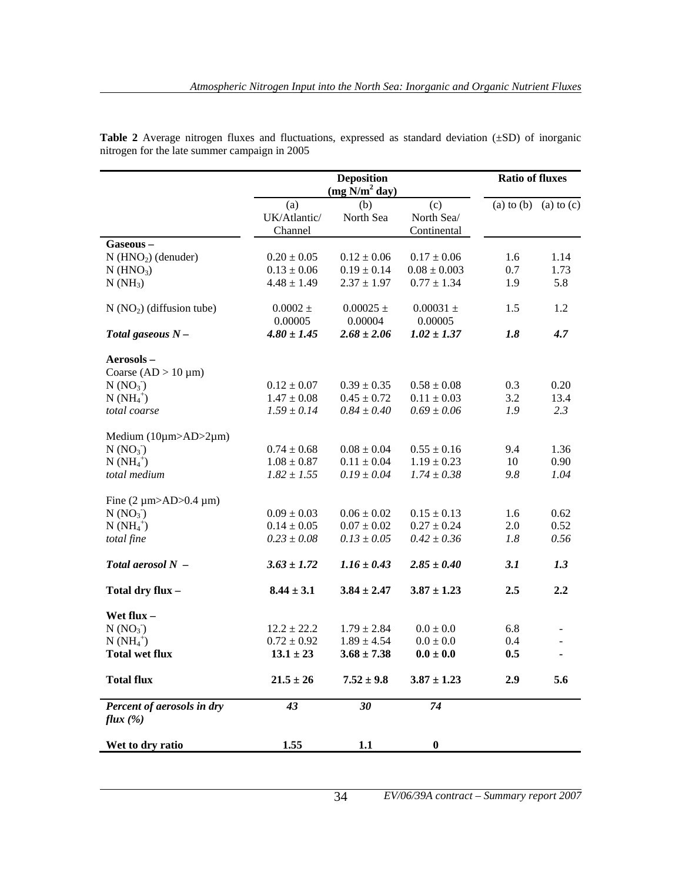**Table 2** Average nitrogen fluxes and fluctuations, expressed as standard deviation (±SD) of inorganic nitrogen for the late summer campaign in 2005

| | Deposition ($mg\ N/m^2$ day) | | | Ratio of fluxes | |
|---|---|---|---|---|---|
| | (a) UK/Atlantic/ Channel | (b) North Sea | (c) North Sea/ Continental | (a) to (b) | (a) to (c) |
| **Gaseous –** | | | | | |
| N ($HNO_2$) (denuder) | 0.20 ± 0.05 | 0.12 ± 0.06 | 0.17 ± 0.06 | 1.6 | 1.14 |
| N ($HNO_3$) | 0.13 ± 0.06 | 0.19 ± 0.14 | 0.08 ± 0.003 | 0.7 | 1.73 |
| N ($NH_3$) | 4.48 ± 1.49 | 2.37 ± 1.97 | 0.77 ± 1.34 | 1.9 | 5.8 |
| N ($NO_2$) (diffusion tube) | 0.0002 ± 0.00005 | 0.00025 ± 0.00004 | 0.00031 ± 0.00005 | 1.5 | 1.2 |
| ***Total gaseous N –*** | ***4.80 ± 1.45*** | ***2.68 ± 2.06*** | ***1.02 ± 1.37*** | ***1.8*** | ***4.7*** |
| **Aerosols –** | | | | | |
| Coarse (AD > 10 µm) | | | | | |
| N ($NO_3^-$) | 0.12 ± 0.07 | 0.39 ± 0.35 | 0.58 ± 0.08 | 0.3 | 0.20 |
| N ($NH_4^+$) | 1.47 ± 0.08 | 0.45 ± 0.72 | 0.11 ± 0.03 | 3.2 | 13.4 |
| *total coarse* | *1.59 ± 0.14* | *0.84 ± 0.40* | *0.69 ± 0.06* | *1.9* | *2.3* |
| Medium (10µm>AD>2µm) | | | | | |
| N ($NO_3^-$) | 0.74 ± 0.68 | 0.08 ± 0.04 | 0.55 ± 0.16 | 9.4 | 1.36 |
| N ($NH_4^+$) | 1.08 ± 0.87 | 0.11 ± 0.04 | 1.19 ± 0.23 | 10 | 0.90 |
| *total medium* | *1.82 ± 1.55* | *0.19 ± 0.04* | *1.74 ± 0.38* | *9.8* | *1.04* |
| Fine (2 µm>AD>0.4 µm) | | | | | |
| N ($NO_3^-$) | 0.09 ± 0.03 | 0.06 ± 0.02 | 0.15 ± 0.13 | 1.6 | 0.62 |
| N ($NH_4^+$) | 0.14 ± 0.05 | 0.07 ± 0.02 | 0.27 ± 0.24 | 2.0 | 0.52 |
| *total fine* | *0.23 ± 0.08* | *0.13 ± 0.05* | *0.42 ± 0.36* | *1.8* | *0.56* |
| ***Total aerosol N –*** | ***3.63 ± 1.72*** | ***1.16 ± 0.43*** | ***2.85 ± 0.40*** | ***3.1*** | ***1.3*** |
| **Total dry flux –** | **8.44 ± 3.1** | **3.84 ± 2.47** | **3.87 ± 1.23** | **2.5** | **2.2** |
| **Wet flux –** | | | | | |
| N ($NO_3^-$) | 12.2 ± 22.2 | 1.79 ± 2.84 | 0.0 ± 0.0 | 6.8 | - |
| N ($NH_4^+$) | 0.72 ± 0.92 | 1.89 ± 4.54 | 0.0 ± 0.0 | 0.4 | - |
| **Total wet flux** | **13.1 ± 23** | **3.68 ± 7.38** | **0.0 ± 0.0** | **0.5** | **-** |
| **Total flux** | **21.5 ± 26** | **7.52 ± 9.8** | **3.87 ± 1.23** | **2.9** | **5.6** |
| ***Percent of aerosols in dry flux (%)*** | ***43*** | ***30*** | ***74*** | | |
| **Wet to dry ratio** | **1.55** | **1.1** | **0** | | |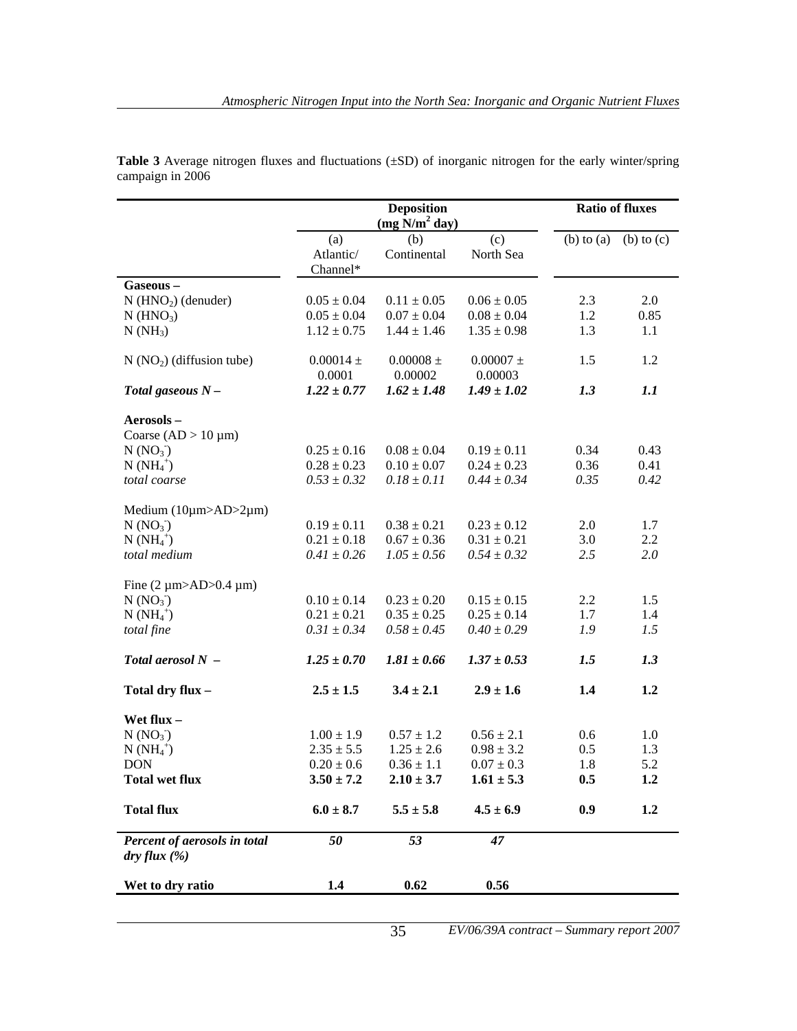**Table 3** Average nitrogen fluxes and fluctuations (±SD) of inorganic nitrogen for the early winter/spring campaign in 2006

| | Deposition ($mg\ N/m^2$ day) | | | Ratio of fluxes | |
|---|---|---|---|---|---|
| | (a) Atlantic/ Channel* | (b) Continental | (c) North Sea | (b) to (a) | (b) to (c) |
| **Gaseous –** | | | | | |
| N ($HNO_2$) (denuder) | 0.05 ± 0.04 | 0.11 ± 0.05 | 0.06 ± 0.05 | 2.3 | 2.0 |
| N ($HNO_3$) | 0.05 ± 0.04 | 0.07 ± 0.04 | 0.08 ± 0.04 | 1.2 | 0.85 |
| N ($NH_3$) | 1.12 ± 0.75 | 1.44 ± 1.46 | 1.35 ± 0.98 | 1.3 | 1.1 |
| N ($NO_2$) (diffusion tube) | 0.00014 ± 0.0001 | 0.00008 ± 0.00002 | 0.00007 ± 0.00003 | 1.5 | 1.2 |
| ***Total gaseous N –*** | ***1.22 ± 0.77*** | ***1.62 ± 1.48*** | ***1.49 ± 1.02*** | ***1.3*** | ***1.1*** |
| **Aerosols –** | | | | | |
| Coarse (AD > 10 µm) | | | | | |
| N ($NO_3^-$) | 0.25 ± 0.16 | 0.08 ± 0.04 | 0.19 ± 0.11 | 0.34 | 0.43 |
| N ($NH_4^+$) | 0.28 ± 0.23 | 0.10 ± 0.07 | 0.24 ± 0.23 | 0.36 | 0.41 |
| *total coarse* | *0.53 ± 0.32* | *0.18 ± 0.11* | *0.44 ± 0.34* | *0.35* | *0.42* |
| Medium (10µm>AD>2µm) | | | | | |
| N ($NO_3^-$) | 0.19 ± 0.11 | 0.38 ± 0.21 | 0.23 ± 0.12 | 2.0 | 1.7 |
| N ($NH_4^+$) | 0.21 ± 0.18 | 0.67 ± 0.36 | 0.31 ± 0.21 | 3.0 | 2.2 |
| *total medium* | *0.41 ± 0.26* | *1.05 ± 0.56* | *0.54 ± 0.32* | *2.5* | *2.0* |
| Fine (2 µm>AD>0.4 µm) | | | | | |
| N ($NO_3^-$) | 0.10 ± 0.14 | 0.23 ± 0.20 | 0.15 ± 0.15 | 2.2 | 1.5 |
| N ($NH_4^+$) | 0.21 ± 0.21 | 0.35 ± 0.25 | 0.25 ± 0.14 | 1.7 | 1.4 |
| *total fine* | *0.31 ± 0.34* | *0.58 ± 0.45* | *0.40 ± 0.29* | *1.9* | *1.5* |
| ***Total aerosol N –*** | ***1.25 ± 0.70*** | ***1.81 ± 0.66*** | ***1.37 ± 0.53*** | ***1.5*** | ***1.3*** |
| **Total dry flux –** | **2.5 ± 1.5** | **3.4 ± 2.1** | **2.9 ± 1.6** | **1.4** | **1.2** |
| **Wet flux –** | | | | | |
| N ($NO_3^-$) | 1.00 ± 1.9 | 0.57 ± 1.2 | 0.56 ± 2.1 | 0.6 | 1.0 |
| N ($NH_4^+$) | 2.35 ± 5.5 | 1.25 ± 2.6 | 0.98 ± 3.2 | 0.5 | 1.3 |
| DON | 0.20 ± 0.6 | 0.36 ± 1.1 | 0.07 ± 0.3 | 1.8 | 5.2 |
| **Total wet flux** | **3.50 ± 7.2** | **2.10 ± 3.7** | **1.61 ± 5.3** | **0.5** | **1.2** |
| **Total flux** | **6.0 ± 8.7** | **5.5 ± 5.8** | **4.5 ± 6.9** | **0.9** | **1.2** |
| ***Percent of aerosols in total dry flux (%)*** | ***50*** | ***53*** | ***47*** | | |
| **Wet to dry ratio** | **1.4** | **0.62** | **0.56** | | |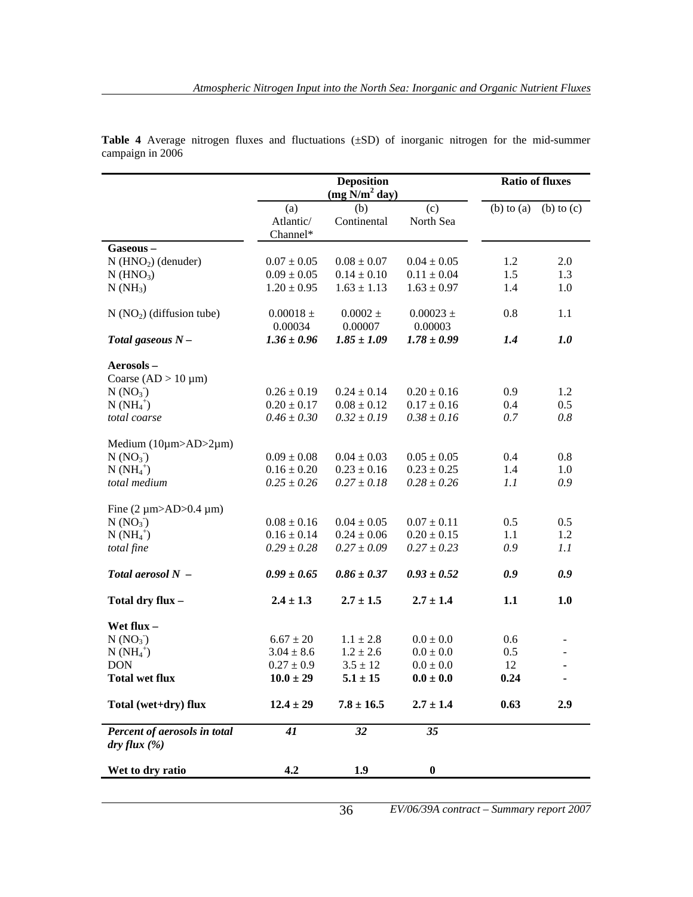**Table 4** Average nitrogen fluxes and fluctuations (±SD) of inorganic nitrogen for the mid-summer campaign in 2006

| | Deposition ($mg\ N/m^2\ day$) | | | Ratio of fluxes | |
|---|---|---|---|---|---|
| | (a) Atlantic/ Channel* | (b) Continental | (c) North Sea | (b) to (a) | (b) to (c) |
| **Gaseous –** | | | | | |
| N ($HNO_2$) (denuder) | 0.07 ± 0.05 | 0.08 ± 0.07 | 0.04 ± 0.05 | 1.2 | 2.0 |
| N ($HNO_3$) | 0.09 ± 0.05 | 0.14 ± 0.10 | 0.11 ± 0.04 | 1.5 | 1.3 |
| N ($NH_3$) | 1.20 ± 0.95 | 1.63 ± 1.13 | 1.63 ± 0.97 | 1.4 | 1.0 |
| N ($NO_2$) (diffusion tube) | 0.00018 ± 0.00034 | 0.0002 ± 0.00007 | 0.00023 ± 0.00003 | 0.8 | 1.1 |
| ***Total gaseous N –*** | ***1.36 ± 0.96*** | ***1.85 ± 1.09*** | ***1.78 ± 0.99*** | ***1.4*** | ***1.0*** |
| **Aerosols –** | | | | | |
| Coarse (AD > 10 µm) | | | | | |
| N ($NO_3^-$) | 0.26 ± 0.19 | 0.24 ± 0.14 | 0.20 ± 0.16 | 0.9 | 1.2 |
| N ($NH_4^+$) | 0.20 ± 0.17 | 0.08 ± 0.12 | 0.17 ± 0.16 | 0.4 | 0.5 |
| *total coarse* | *0.46 ± 0.30* | *0.32 ± 0.19* | *0.38 ± 0.16* | *0.7* | *0.8* |
| Medium (10µm>AD>2µm) | | | | | |
| N ($NO_3^-$) | 0.09 ± 0.08 | 0.04 ± 0.03 | 0.05 ± 0.05 | 0.4 | 0.8 |
| N ($NH_4^+$) | 0.16 ± 0.20 | 0.23 ± 0.16 | 0.23 ± 0.25 | 1.4 | 1.0 |
| *total medium* | *0.25 ± 0.26* | *0.27 ± 0.18* | *0.28 ± 0.26* | *1.1* | *0.9* |
| Fine (2 µm>AD>0.4 µm) | | | | | |
| N ($NO_3^-$) | 0.08 ± 0.16 | 0.04 ± 0.05 | 0.07 ± 0.11 | 0.5 | 0.5 |
| N ($NH_4^+$) | 0.16 ± 0.14 | 0.24 ± 0.06 | 0.20 ± 0.15 | 1.1 | 1.2 |
| *total fine* | *0.29 ± 0.28* | *0.27 ± 0.09* | *0.27 ± 0.23* | *0.9* | *1.1* |
| ***Total aerosol N –*** | ***0.99 ± 0.65*** | ***0.86 ± 0.37*** | ***0.93 ± 0.52*** | ***0.9*** | ***0.9*** |
| **Total dry flux –** | **2.4 ± 1.3** | **2.7 ± 1.5** | **2.7 ± 1.4** | **1.1** | **1.0** |
| **Wet flux –** | | | | | |
| N ($NO_3^-$) | 6.67 ± 20 | 1.1 ± 2.8 | 0.0 ± 0.0 | 0.6 | - |
| N ($NH_4^+$) | 3.04 ± 8.6 | 1.2 ± 2.6 | 0.0 ± 0.0 | 0.5 | - |
| DON | 0.27 ± 0.9 | 3.5 ± 12 | 0.0 ± 0.0 | 12 | - |
| **Total wet flux** | **10.0 ± 29** | **5.1 ± 15** | **0.0 ± 0.0** | **0.24** | **-** |
| **Total (wet+dry) flux** | **12.4 ± 29** | **7.8 ± 16.5** | **2.7 ± 1.4** | **0.63** | **2.9** |
| ***Percent of aerosols in total dry flux (%)*** | ***41*** | ***32*** | ***35*** | | |
| **Wet to dry ratio** | **4.2** | **1.9** | **0** | | |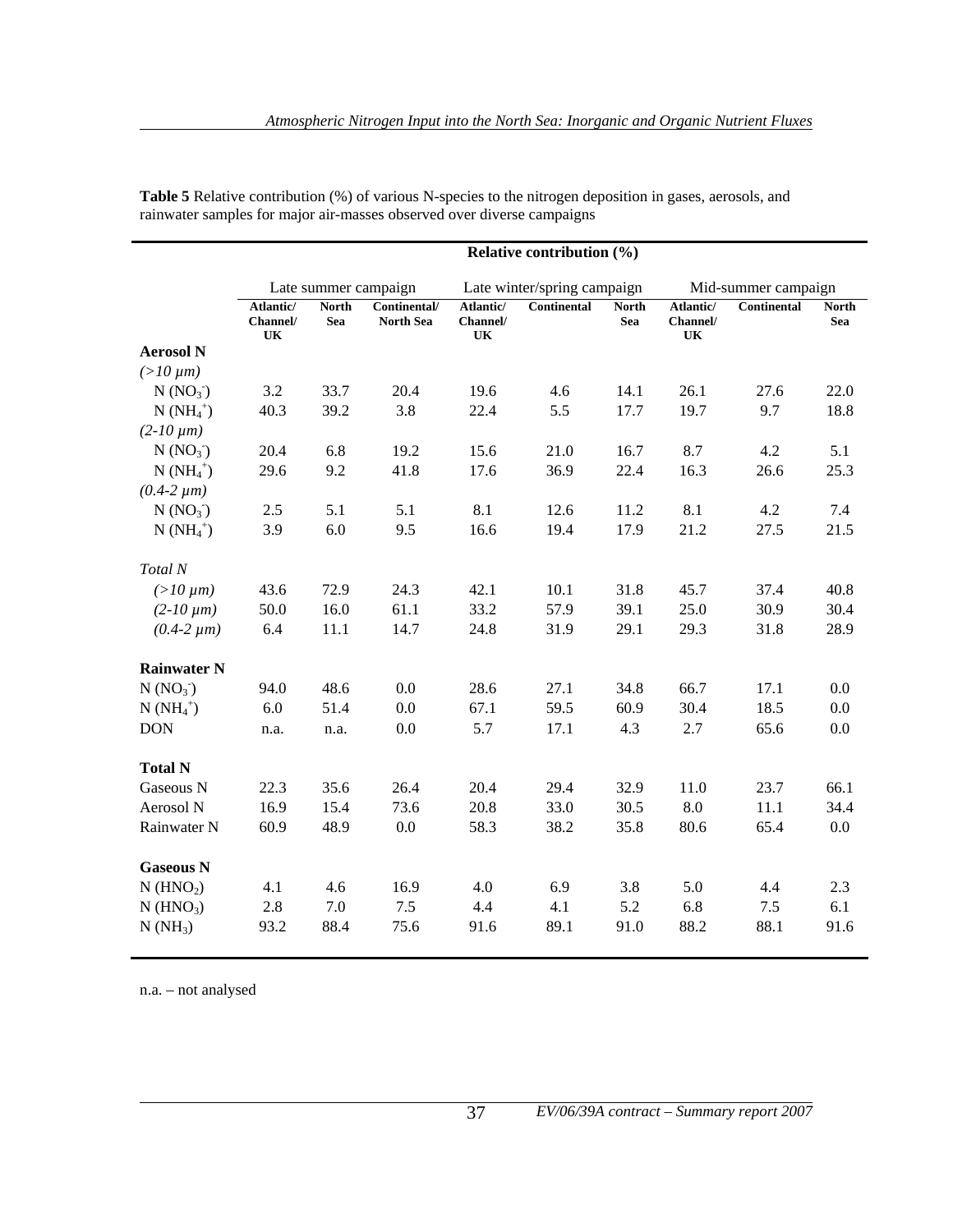**Table 5** Relative contribution (%) of various N-species to the nitrogen deposition in gases, aerosols, and rainwater samples for major air-masses observed over diverse campaigns

| | Relative contribution (%) | | | | | | | | |
|---|---|---|---|---|---|---|---|---|---|
| | Late summer campaign | | | Late winter/spring campaign | | | Mid-summer campaign | | |
| | **Atlantic/ Channel/ UK** | **North Sea** | **Continental/ North Sea** | **Atlantic/ Channel/ UK** | **Continental** | **North Sea** | **Atlantic/ Channel/ UK** | **Continental** | **North Sea** |
| **Aerosol N** | | | | | | | | | |
| *(>10 µm)* | | | | | | | | | |
| N ($NO_3^-$) | 3.2 | 33.7 | 20.4 | 19.6 | 4.6 | 14.1 | 26.1 | 27.6 | 22.0 |
| N ($NH_4^+$) | 40.3 | 39.2 | 3.8 | 22.4 | 5.5 | 17.7 | 19.7 | 9.7 | 18.8 |
| *(2-10 µm)* | | | | | | | | | |
| N ($NO_3^-$) | 20.4 | 6.8 | 19.2 | 15.6 | 21.0 | 16.7 | 8.7 | 4.2 | 5.1 |
| N ($NH_4^+$) | 29.6 | 9.2 | 41.8 | 17.6 | 36.9 | 22.4 | 16.3 | 26.6 | 25.3 |
| *(0.4-2 µm)* | | | | | | | | | |
| N ($NO_3^-$) | 2.5 | 5.1 | 5.1 | 8.1 | 12.6 | 11.2 | 8.1 | 4.2 | 7.4 |
| N ($NH_4^+$) | 3.9 | 6.0 | 9.5 | 16.6 | 19.4 | 17.9 | 21.2 | 27.5 | 21.5 |
| *Total N* | | | | | | | | | |
| *(>10 µm)* | 43.6 | 72.9 | 24.3 | 42.1 | 10.1 | 31.8 | 45.7 | 37.4 | 40.8 |
| *(2-10 µm)* | 50.0 | 16.0 | 61.1 | 33.2 | 57.9 | 39.1 | 25.0 | 30.9 | 30.4 |
| *(0.4-2 µm)* | 6.4 | 11.1 | 14.7 | 24.8 | 31.9 | 29.1 | 29.3 | 31.8 | 28.9 |
| **Rainwater N** | | | | | | | | | |
| N ($NO_3^-$) | 94.0 | 48.6 | 0.0 | 28.6 | 27.1 | 34.8 | 66.7 | 17.1 | 0.0 |
| N ($NH_4^+$) | 6.0 | 51.4 | 0.0 | 67.1 | 59.5 | 60.9 | 30.4 | 18.5 | 0.0 |
| DON | n.a. | n.a. | 0.0 | 5.7 | 17.1 | 4.3 | 2.7 | 65.6 | 0.0 |
| **Total N** | | | | | | | | | |
| Gaseous N | 22.3 | 35.6 | 26.4 | 20.4 | 29.4 | 32.9 | 11.0 | 23.7 | 66.1 |
| Aerosol N | 16.9 | 15.4 | 73.6 | 20.8 | 33.0 | 30.5 | 8.0 | 11.1 | 34.4 |
| Rainwater N | 60.9 | 48.9 | 0.0 | 58.3 | 38.2 | 35.8 | 80.6 | 65.4 | 0.0 |
| **Gaseous N** | | | | | | | | | |
| N ($HNO_2$) | 4.1 | 4.6 | 16.9 | 4.0 | 6.9 | 3.8 | 5.0 | 4.4 | 2.3 |
| N ($HNO_3$) | 2.8 | 7.0 | 7.5 | 4.4 | 4.1 | 5.2 | 6.8 | 7.5 | 6.1 |
| N ($NH_3$) | 93.2 | 88.4 | 75.6 | 91.6 | 89.1 | 91.0 | 88.2 | 88.1 | 91.6 |

n.a. – not analysed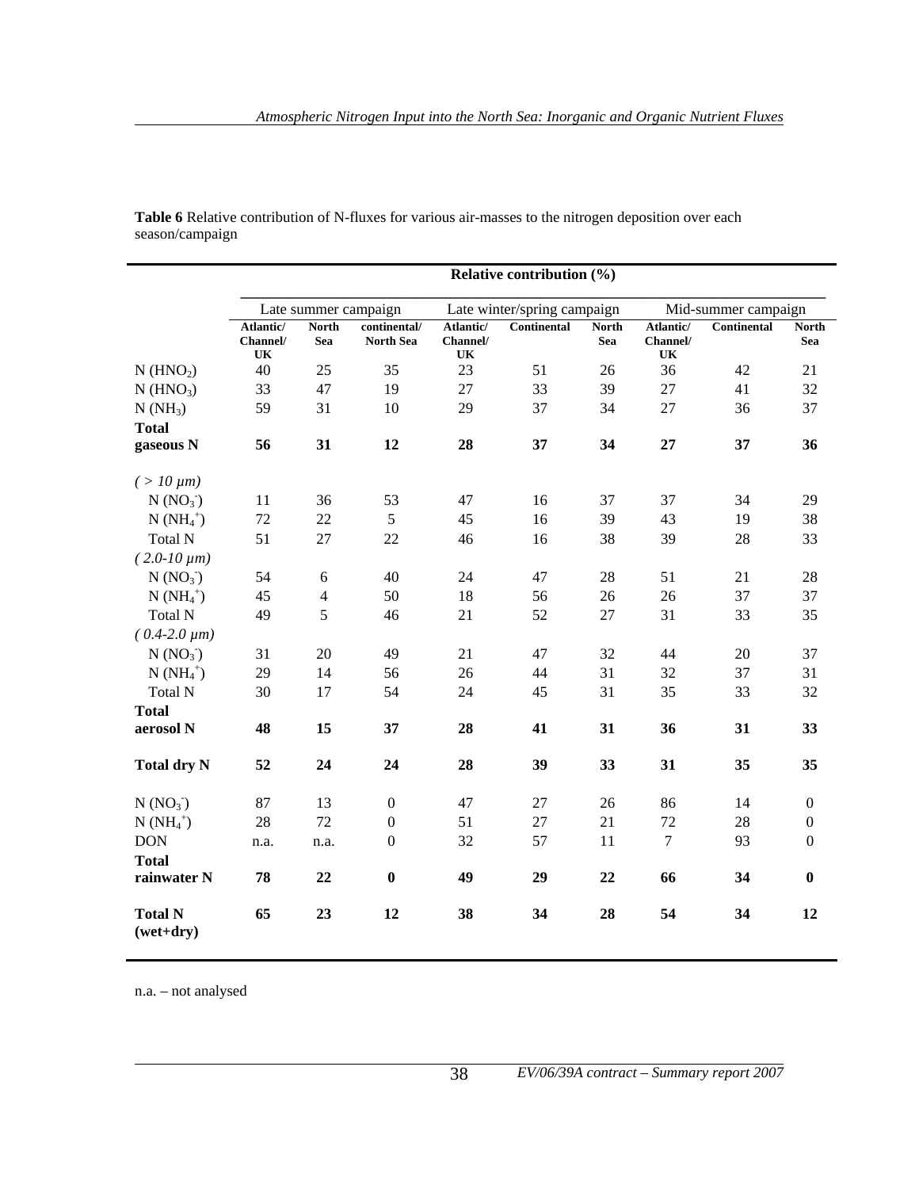**Table 6** Relative contribution of N-fluxes for various air-masses to the nitrogen deposition over each season/campaign

| | Relative contribution (%) | | | | | | | | |
|---|---|---|---|---|---|---|---|---|---|
| | Late summer campaign | | | Late winter/spring campaign | | | Mid-summer campaign | | |
| | **Atlantic/ Channel/ UK** | **North Sea** | **continental/ North Sea** | **Atlantic/ Channel/ UK** | **Continental** | **North Sea** | **Atlantic/ Channel/ UK** | **Continental** | **North Sea** |
| N ($HNO_2$) | 40 | 25 | 35 | 23 | 51 | 26 | 36 | 42 | 21 |
| N ($HNO_3$) | 33 | 47 | 19 | 27 | 33 | 39 | 27 | 41 | 32 |
| N ($NH_3$) | 59 | 31 | 10 | 29 | 37 | 34 | 27 | 36 | 37 |
| **Total gaseous N** | **56** | **31** | **12** | **28** | **37** | **34** | **27** | **37** | **36** |
| *( > 10 µm)* | | | | | | | | | |
| N ($NO_3^-$) | 11 | 36 | 53 | 47 | 16 | 37 | 37 | 34 | 29 |
| N ($NH_4^+$) | 72 | 22 | 5 | 45 | 16 | 39 | 43 | 19 | 38 |
| Total N | 51 | 27 | 22 | 46 | 16 | 38 | 39 | 28 | 33 |
| *( 2.0-10 µm)* | | | | | | | | | |
| N ($NO_3^-$) | 54 | 6 | 40 | 24 | 47 | 28 | 51 | 21 | 28 |
| N ($NH_4^+$) | 45 | 4 | 50 | 18 | 56 | 26 | 26 | 37 | 37 |
| Total N | 49 | 5 | 46 | 21 | 52 | 27 | 31 | 33 | 35 |
| *( 0.4-2.0 µm)* | | | | | | | | | |
| N ($NO_3^-$) | 31 | 20 | 49 | 21 | 47 | 32 | 44 | 20 | 37 |
| N ($NH_4^+$) | 29 | 14 | 56 | 26 | 44 | 31 | 32 | 37 | 31 |
| Total N | 30 | 17 | 54 | 24 | 45 | 31 | 35 | 33 | 32 |
| **Total aerosol N** | **48** | **15** | **37** | **28** | **41** | **31** | **36** | **31** | **33** |
| **Total dry N** | **52** | **24** | **24** | **28** | **39** | **33** | **31** | **35** | **35** |
| N ($NO_3^-$) | 87 | 13 | 0 | 47 | 27 | 26 | 86 | 14 | 0 |
| N ($NH_4^+$) | 28 | 72 | 0 | 51 | 27 | 21 | 72 | 28 | 0 |
| DON | n.a. | n.a. | 0 | 32 | 57 | 11 | 7 | 93 | 0 |
| **Total rainwater N** | **78** | **22** | **0** | **49** | **29** | **22** | **66** | **34** | **0** |
| **Total N (wet+dry)** | **65** | **23** | **12** | **38** | **34** | **28** | **54** | **34** | **12** |

n.a. – not analysed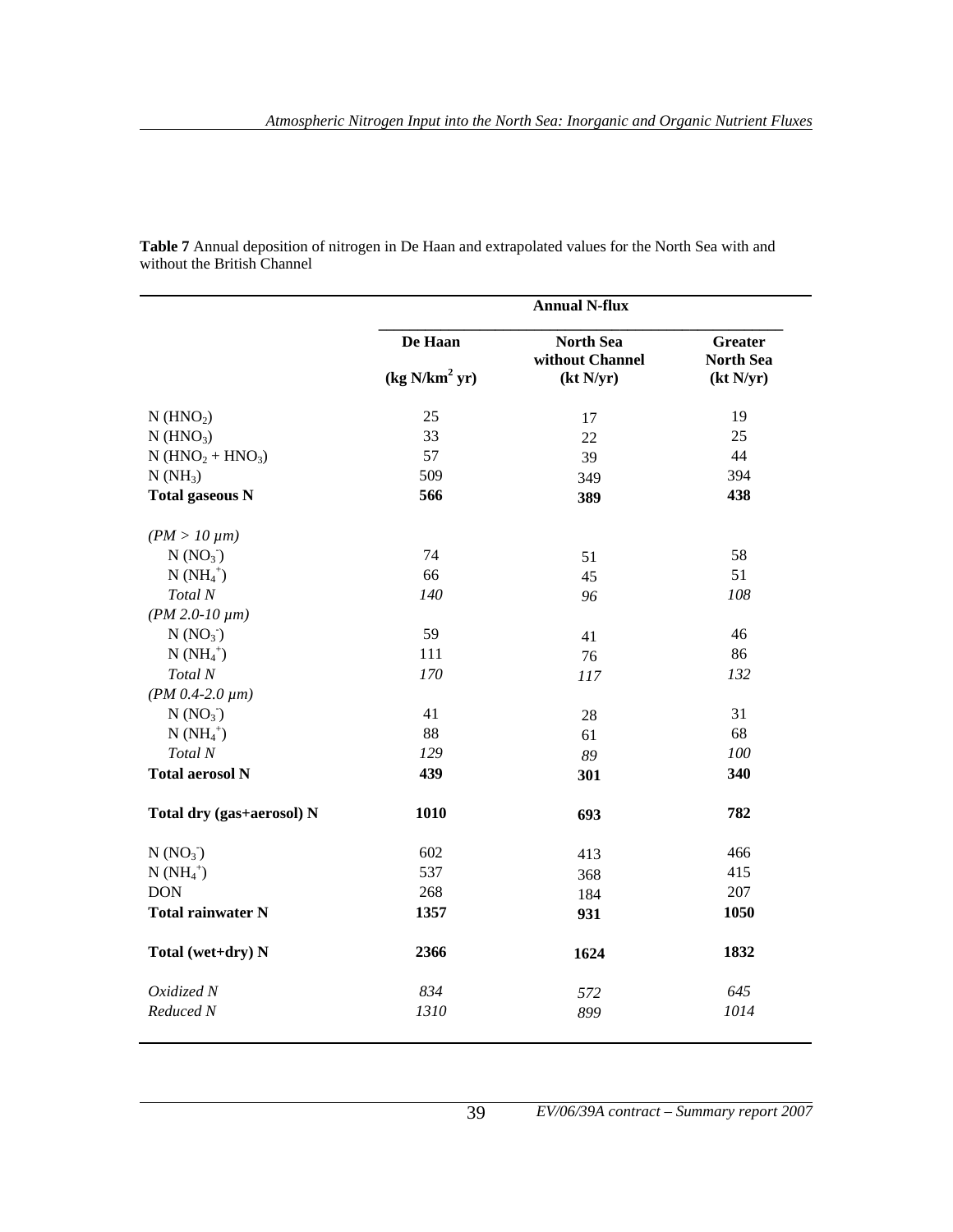**Table 7** Annual deposition of nitrogen in De Haan and extrapolated values for the North Sea with and without the British Channel

| | Annual N-flux | | |
|---|---|---|---|
| | De Haan (kg N/km$^2$ yr) | North Sea without Channel (kt N/yr) | Greater North Sea (kt N/yr) |
| N ($HNO_2$) | 25 | 17 | 19 |
| N ($HNO_3$) | 33 | 22 | 25 |
| N ($HNO_2 + HNO_3$) | 57 | 39 | 44 |
| N ($NH_3$) | 509 | 349 | 394 |
| **Total gaseous N** | **566** | **389** | **438** |
| *(PM > 10 µm)* | | | |
| N ($NO_3^-$) | 74 | 51 | 58 |
| N ($NH_4^+$) | 66 | 45 | 51 |
| *Total N* | *140* | *96* | *108* |
| *(PM 2.0-10 µm)* | | | |
| N ($NO_3^-$) | 59 | 41 | 46 |
| N ($NH_4^+$) | 111 | 76 | 86 |
| *Total N* | *170* | *117* | *132* |
| *(PM 0.4-2.0 µm)* | | | |
| N ($NO_3^-$) | 41 | 28 | 31 |
| N ($NH_4^+$) | 88 | 61 | 68 |
| *Total N* | *129* | *89* | *100* |
| **Total aerosol N** | **439** | **301** | **340** |
| **Total dry (gas+aerosol) N** | **1010** | **693** | **782** |
| N ($NO_3^-$) | 602 | 413 | 466 |
| N ($NH_4^+$) | 537 | 368 | 415 |
| DON | 268 | 184 | 207 |
| **Total rainwater N** | **1357** | **931** | **1050** |
| **Total (wet+dry) N** | **2366** | **1624** | **1832** |
| *Oxidized N* | *834* | *572* | *645* |
| *Reduced N* | *1310* | *899* | *1014* |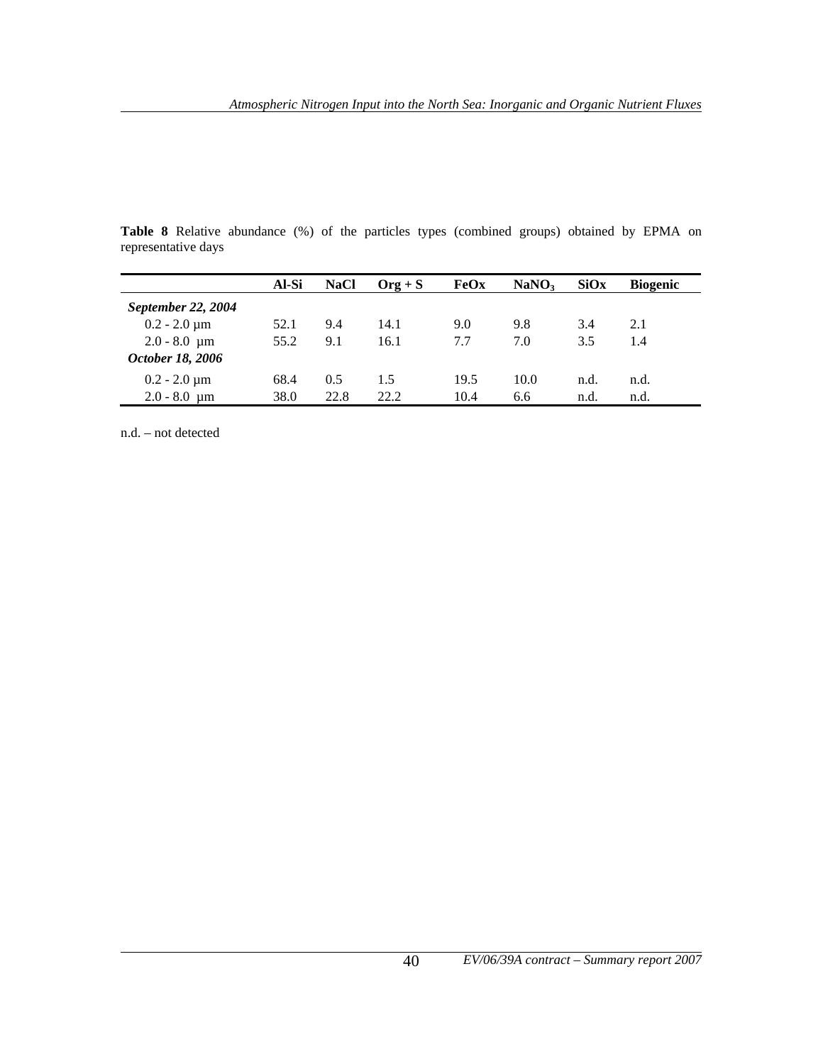**Table 8** Relative abundance (%) of the particles types (combined groups) obtained by EPMA on representative days

| | Al-Si | NaCl | Org + S | FeOx | $NaNO_3$ | SiOx | Biogenic |
|---|---|---|---|---|---|---|---|
| ***September 22, 2004*** | | | | | | | |
| 0.2 - 2.0 µm | 52.1 | 9.4 | 14.1 | 9.0 | 9.8 | 3.4 | 2.1 |
| 2.0 - 8.0 µm | 55.2 | 9.1 | 16.1 | 7.7 | 7.0 | 3.5 | 1.4 |
| ***October 18, 2006*** | | | | | | | |
| 0.2 - 2.0 µm | 68.4 | 0.5 | 1.5 | 19.5 | 10.0 | n.d. | n.d. |
| 2.0 - 8.0 µm | 38.0 | 22.8 | 22.2 | 10.4 | 6.6 | n.d. | n.d. |

n.d. – not detected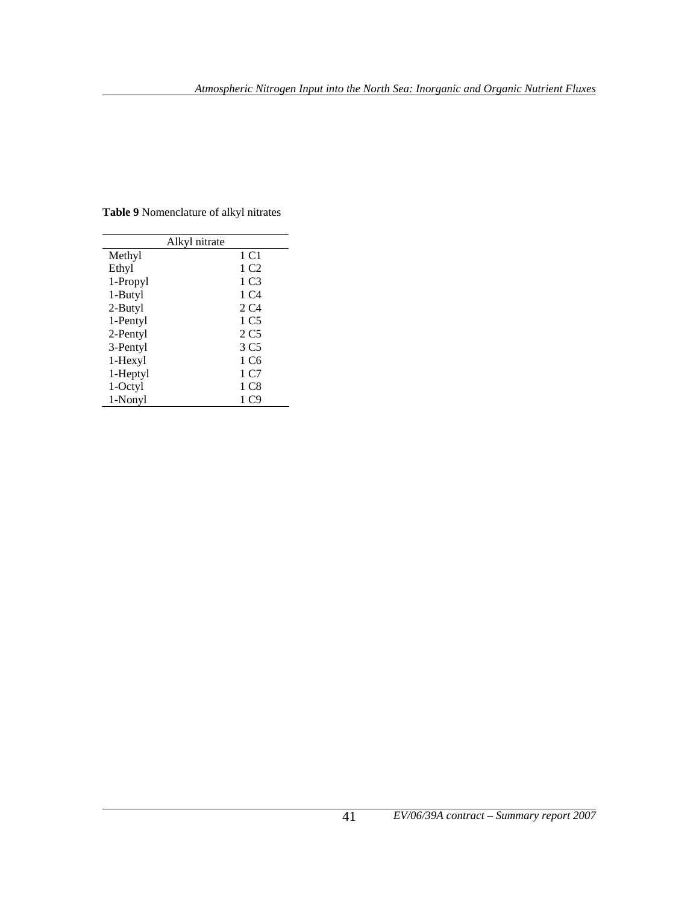**Table 9** Nomenclature of alkyl nitrates

| Alkyl nitrate | |
|---|---|
| Methyl | 1 C1 |
| Ethyl | 1 C2 |
| 1-Propyl | 1 C3 |
| 1-Butyl | 1 C4 |
| 2-Butyl | 2 C4 |
| 1-Pentyl | 1 C5 |
| 2-Pentyl | 2 C5 |
| 3-Pentyl | 3 C5 |
| 1-Hexyl | 1 C6 |
| 1-Heptyl | 1 C7 |
| 1-Octyl | 1 C8 |
| 1-Nonyl | 1 C9 |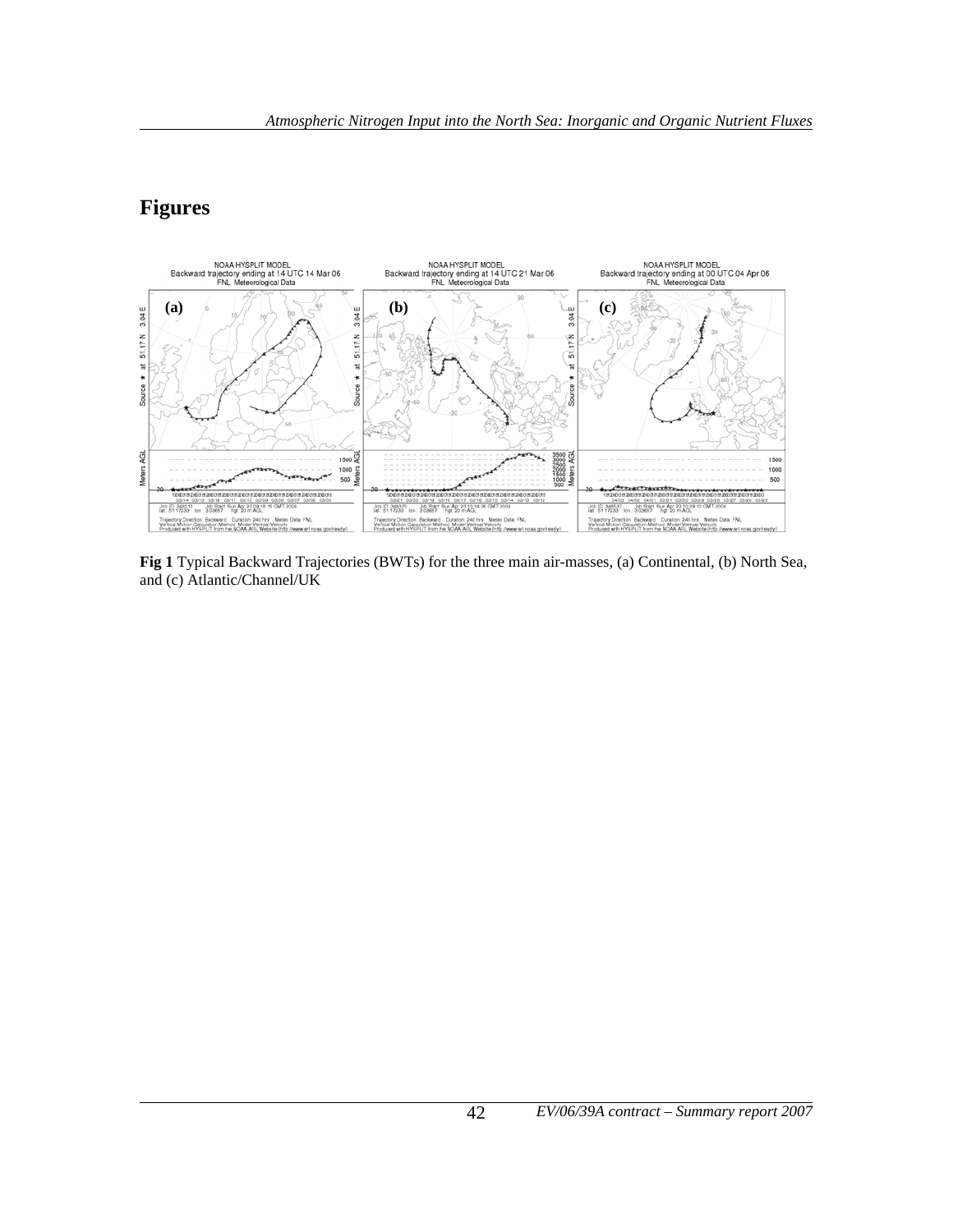# Figures

**Fig 1** Typical Backward Trajectories (BWTs) for the three main air-masses, (a) Continental, (b) North Sea, and (c) Atlantic/Channel/UK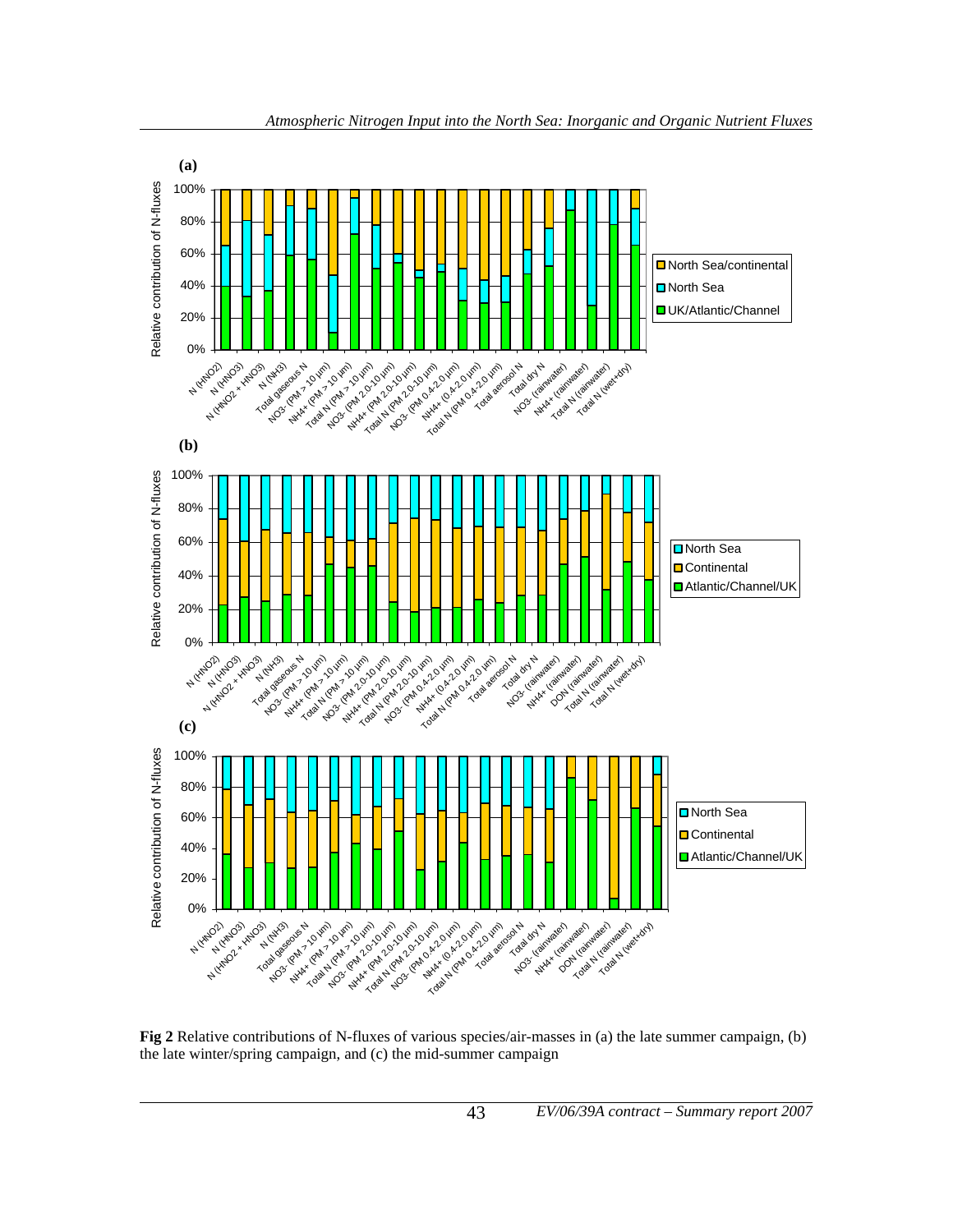**Fig 2** Relative contributions of N-fluxes of various species/air-masses in (a) the late summer campaign, (b) the late winter/spring campaign, and (c) the mid-summer campaign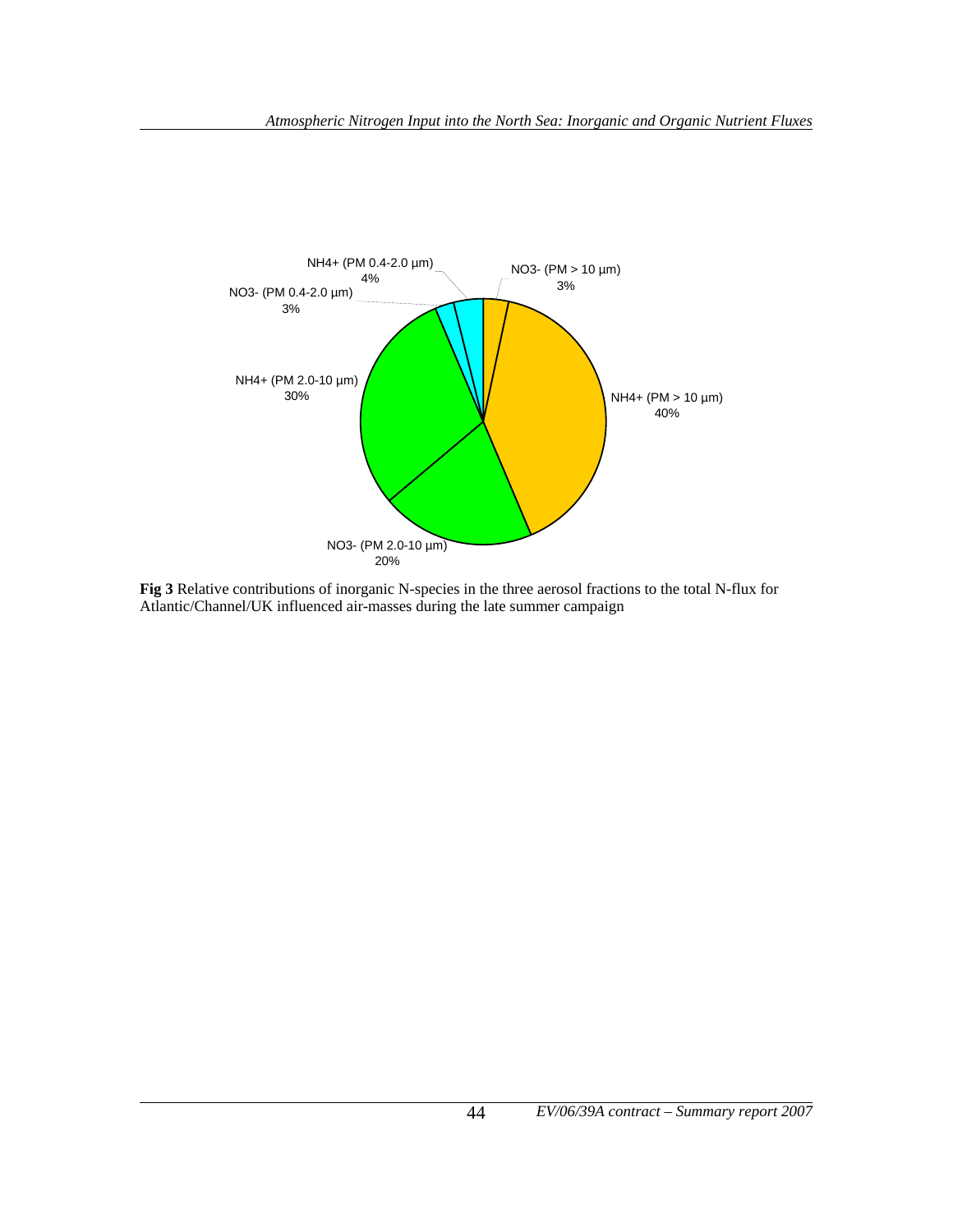**Fig 3** Relative contributions of inorganic N-species in the three aerosol fractions to the total N-flux for Atlantic/Channel/UK influenced air-masses during the late summer campaign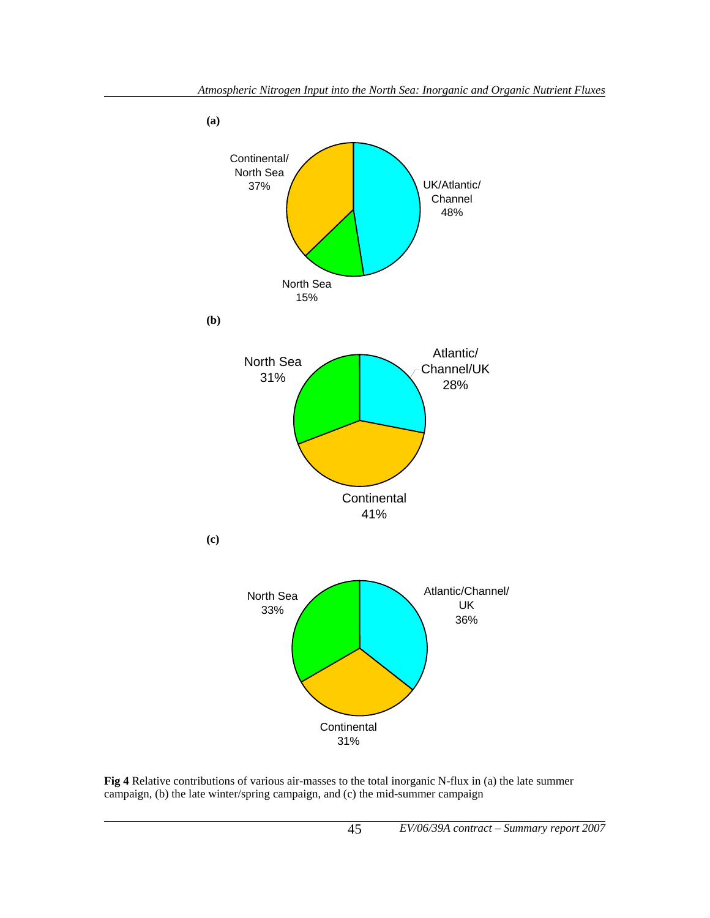**(a)**

Continental/ North Sea 37%

UK/Atlantic/ Channel 48%

North Sea 15%

**(b)**

North Sea 31%

Atlantic/ Channel/UK 28%

Continental 41%

**(c)**

North Sea 33%

Atlantic/Channel/ UK 36%

Continental 31%

**Fig 4** Relative contributions of various air-masses to the total inorganic N-flux in (a) the late summer campaign, (b) the late winter/spring campaign, and (c) the mid-summer campaign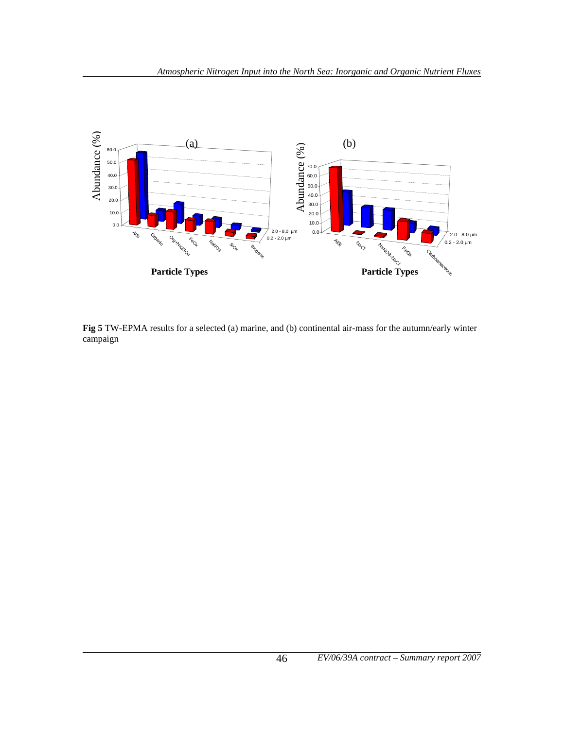**Fig 5** TW-EPMA results for a selected (a) marine, and (b) continental air-mass for the autumn/early winter campaign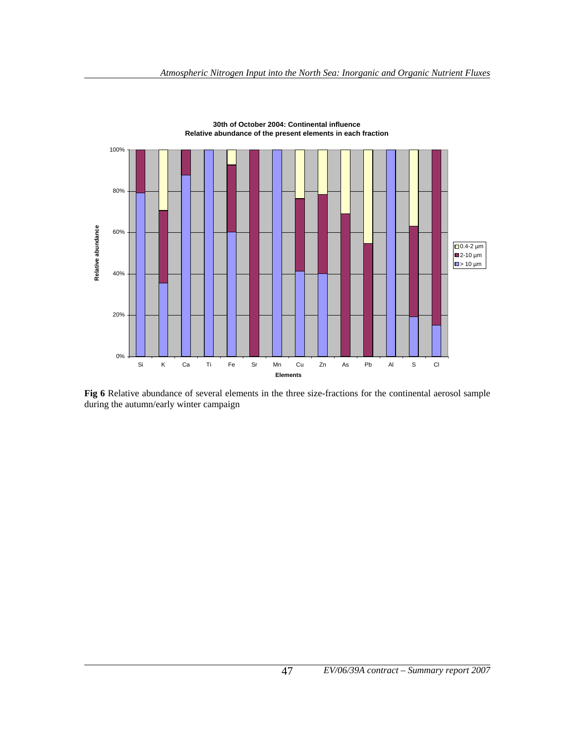**30th of October 2004: Continental influence**
**Relative abundance of the present elements in each fraction**

**Fig 6** Relative abundance of several elements in the three size-fractions for the continental aerosol sample during the autumn/early winter campaign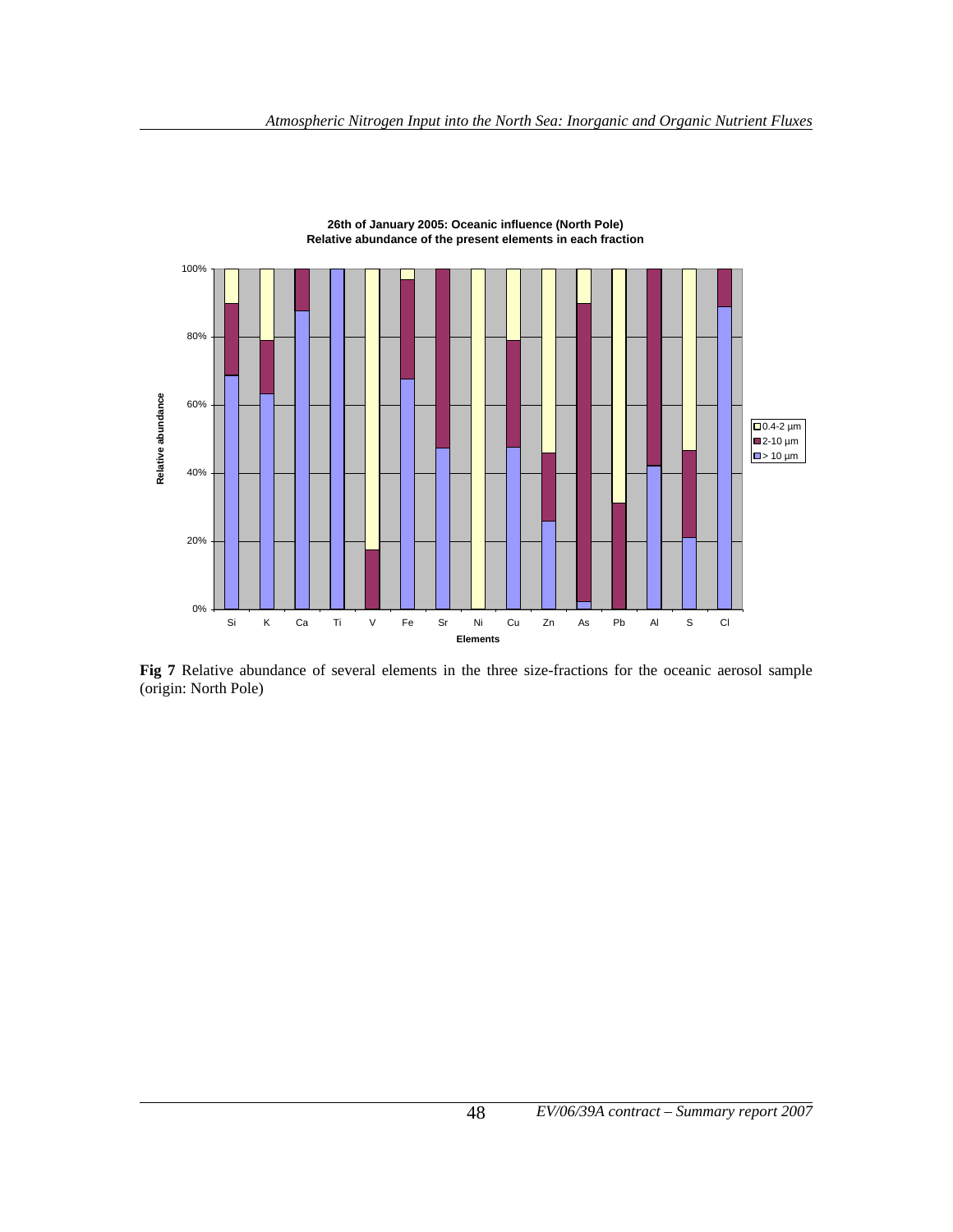**Fig 7** Relative abundance of several elements in the three size-fractions for the oceanic aerosol sample (origin: North Pole)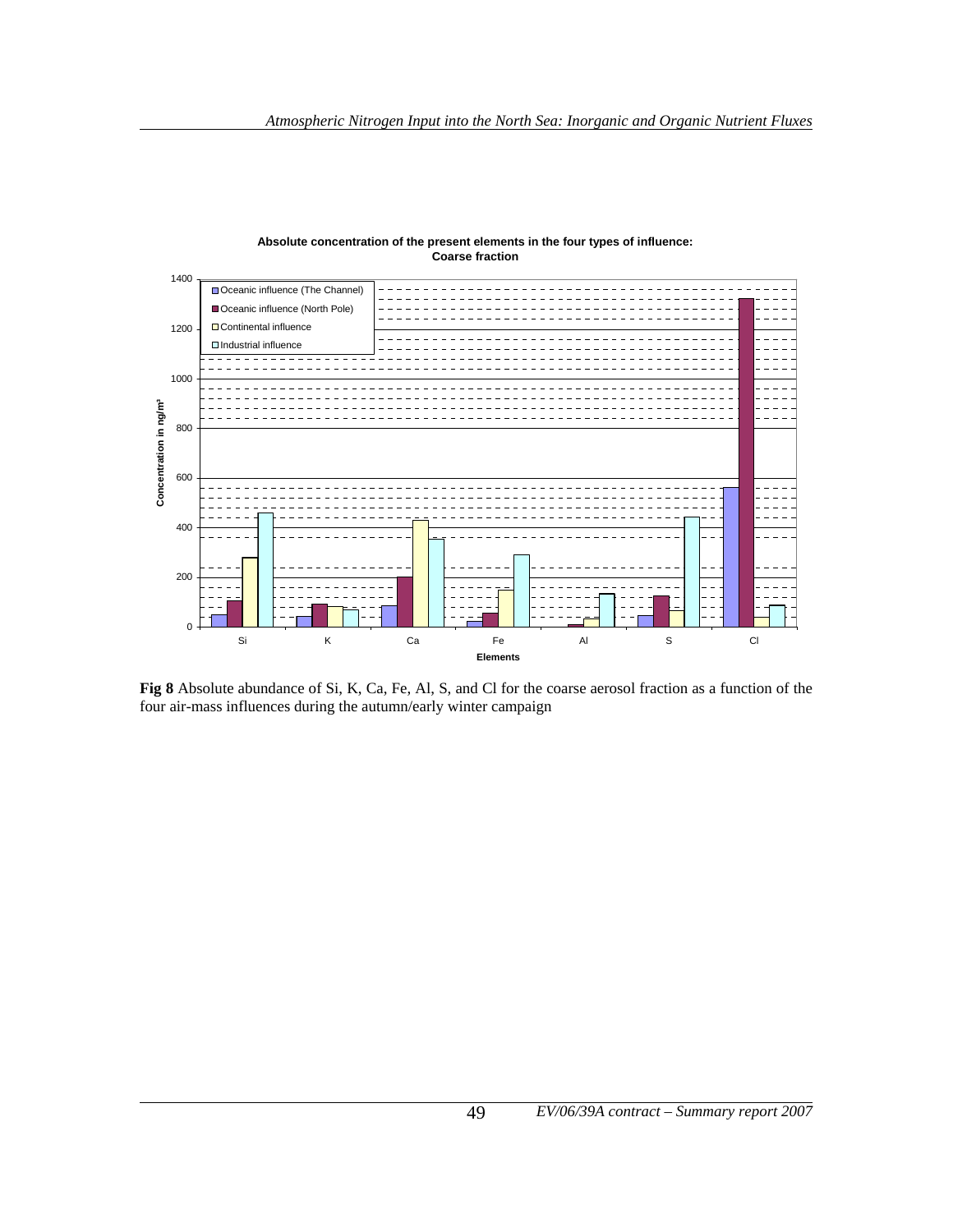**Absolute concentration of the present elements in the four types of influence: Coarse fraction**

**Fig 8** Absolute abundance of Si, K, Ca, Fe, Al, S, and Cl for the coarse aerosol fraction as a function of the four air-mass influences during the autumn/early winter campaign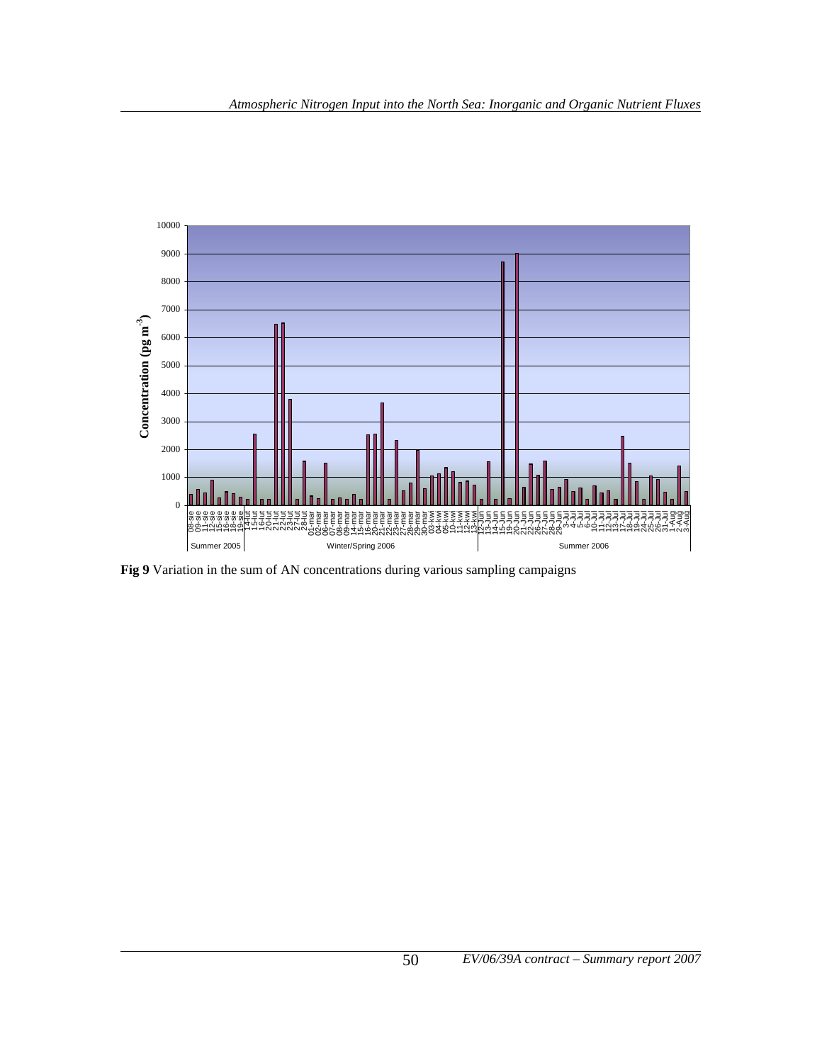**Fig 9** Variation in the sum of AN concentrations during various sampling campaigns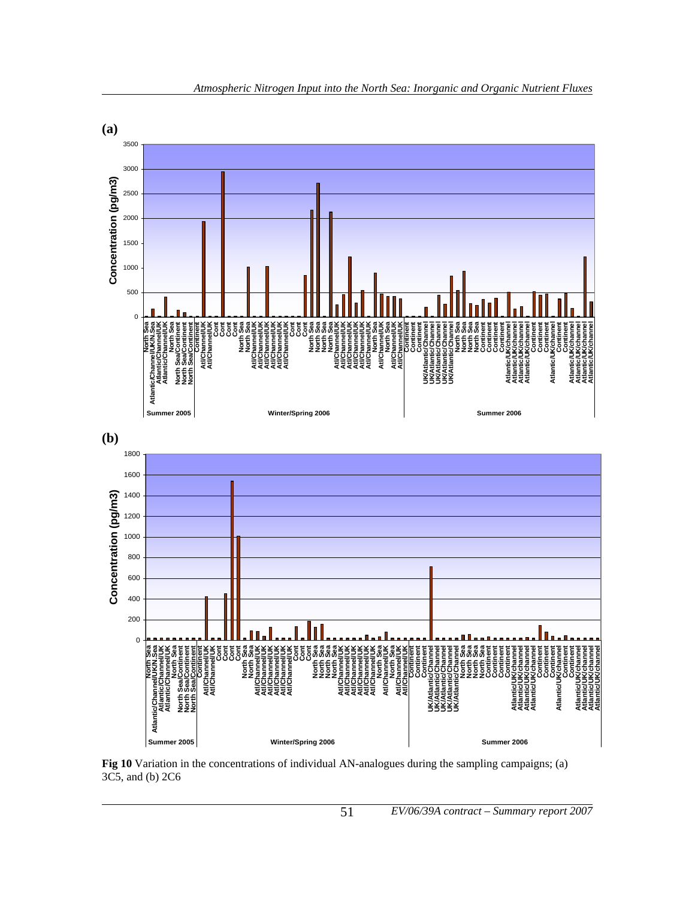**(a)**

Concentration (pg/m3)

3500
3000
2500
2000
1500
1000
500
0

North Sea
Atlantic/Channel/UK/N.Sea
Atlantic/Channel/UK
Atlantic/Channel/UK
North Sea
North Sea/Continent
North Sea/Continent
North Sea/Continent
Continent
Atl/Channel/UK
Atl/Channel/UK
Cont
Cont
Cont
Cont
Cont
North Sea
North Sea
Atl/Channel/UK
Atl/Channel/UK
Atl/Channel/UK
Atl/Channel/UK
Atl/Channel/UK
Atl/Channel/UK
Cont
Cont
Cont
North Sea
North Sea
North Sea
North Sea
Atl/Channel/UK
Atl/Channel/UK
Atl/Channel/UK
Atl/Channel/UK
Atl/Channel/UK
Atl/Channel/UK
North Sea
Atl/Channel/UK
North Sea
Atl/Channel/UK
Atl/Channel/UK
Continent
Continent
Continent
UK/Atlantic/Channel
UK/Atlantic/Channel
UK/Atlantic/Channel
UK/Atlantic/Channel
UK/Atlantic/Channel
UK/Atlantic/Channel
North Sea
North Sea
North Sea
North Sea
Continent
Continent
Continent
Continent
Atlantic/UK/channel
Atlantic/UK/channel
Atlantic/UK/channel
Atlantic/UK/channel
Continent
Continent
Continent
Atlantic/UK/channel
Continent
Continent
Atlantic/UK/channel
Atlantic/UK/channel
Atlantic/UK/channel
Atlantic/UK/channel

Summer 2005 | Winter/Spring 2006 | Summer 2006

**(b)**

Concentration (pg/m3)

1800
1600
1400
1200
1000
800
600
400
200
0

North Sea
Atlantic/Channel/UK/N.Sea
Atlantic/Channel/UK
Atlantic/Channel/UK
North Sea
North Sea/Continent
North Sea/Continent
North Sea/Continent
Continent
Atl/Channel/UK
Atl/Channel/UK
Cont
Cont
Cont
Cont
Cont
North Sea
North Sea
Atl/Channel/UK
Atl/Channel/UK
Atl/Channel/UK
Atl/Channel/UK
Atl/Channel/UK
Atl/Channel/UK
Cont
Cont
Cont
North Sea
North Sea
North Sea
North Sea
Atl/Channel/UK
Atl/Channel/UK
Atl/Channel/UK
Atl/Channel/UK
Atl/Channel/UK
Atl/Channel/UK
North Sea
Atl/Channel/UK
North Sea
Atl/Channel/UK
Atl/Channel/UK
Continent
Continent
Continent
UK/Atlantic/Channel
UK/Atlantic/Channel
UK/Atlantic/Channel
UK/Atlantic/Channel
UK/Atlantic/Channel
UK/Atlantic/Channel
North Sea
North Sea
North Sea
North Sea
Continent
Continent
Continent
Continent
Atlantic/UK/channel
Atlantic/UK/channel
Atlantic/UK/channel
Atlantic/UK/channel
Continent
Continent
Continent
Atlantic/UK/channel
Continent
Continent
Atlantic/UK/channel
Atlantic/UK/channel
Atlantic/UK/channel
Atlantic/UK/channel

Summer 2005 | Winter/Spring 2006 | Summer 2006

**Fig 10** Variation in the concentrations of individual AN-analogues during the sampling campaigns; (a) 3C5, and (b) 2C6